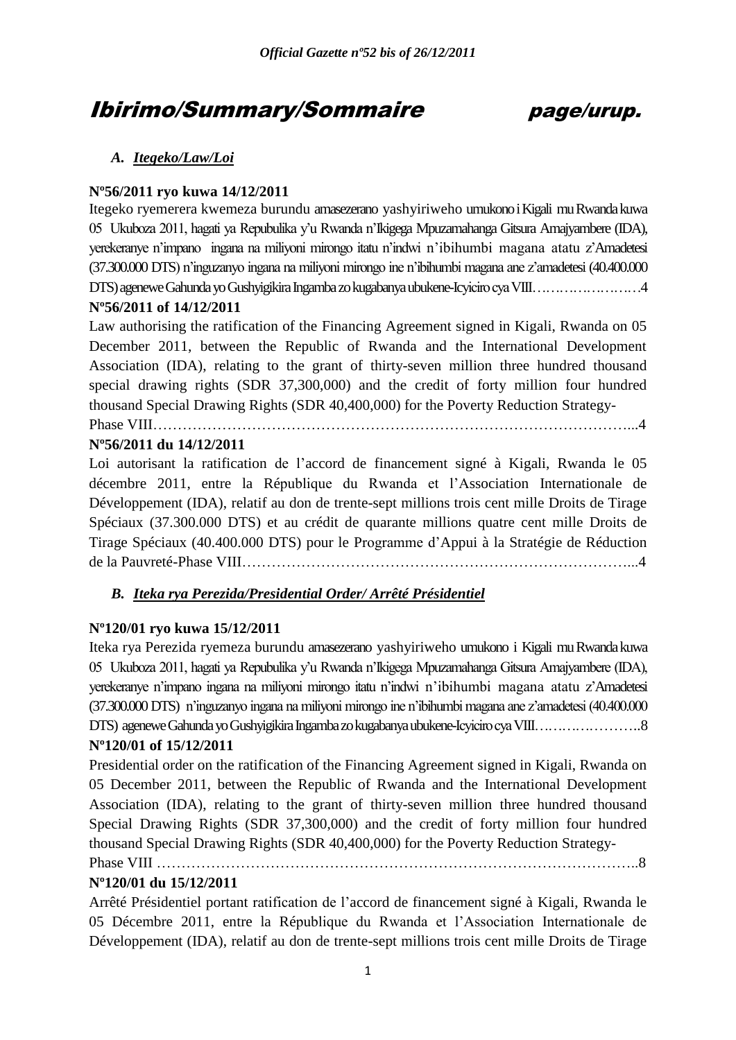# Ibirimo/Summary/Sommaire page/urup.

## A. Itegeko/Law/Loi

**Nº56/2011 ryo kuwa 14/12/2011**

Itegeko ryemerera kwemeza burundu amasezerano yashyiriweho umukono i Kigali mu Rwanda kuwa 05 Ukuboza 2011, hagati ya Repubulika y'u Rwanda n'Ikigega Mpuzamahanga Gitsura Amajyambere (IDA), yerekeranye n'impano ingana na miliyoni mirongo itatu n'indwi n'ibihumbi magana atatu z'Amadetesi (37.300.000 DTS) n'inguzanyo ingana na miliyoni mirongo ine n'ibihumbi magana ane z'amadetesi (40.400.000 DTS) agenewe Gahunda yo Gushyigikira Ingamba zo kugabanya ubukene-Icyiciro cya VIII……………………4

**Nº56/2011 of 14/12/2011**

Law authorising the ratification of the Financing Agreement signed in Kigali, Rwanda on 05 December 2011, between the Republic of Rwanda and the International Development Association (IDA), relating to the grant of thirty-seven million three hundred thousand special drawing rights (SDR 37,300,000) and the credit of forty million four hundred thousand Special Drawing Rights (SDR 40,400,000) for the Poverty Reduction Strategy-Phase VIII…………………………………………………………………………………...4

**Nº56/2011 du 14/12/2011**

Loi autorisant la ratification de l'accord de financement signé à Kigali, Rwanda le 05 décembre 2011, entre la République du Rwanda et l'Association Internationale de Développement (IDA), relatif au don de trente-sept millions trois cent mille Droits de Tirage Spéciaux (37.300.000 DTS) et au crédit de quarante millions quatre cent mille Droits de Tirage Spéciaux (40.400.000 DTS) pour le Programme d'Appui à la Stratégie de Réduction de la Pauvreté-Phase VIII……………………………………………………………………...4

## B. Iteka rya Perezida/Presidential Order/ Arrêté Présidentiel

**Nº120/01 ryo kuwa 15/12/2011**

Iteka rya Perezida ryemeza burundu amasezerano yashyiriweho umukono i Kigali mu Rwanda kuwa 05 Ukuboza 2011, hagati ya Repubulika y'u Rwanda n'Ikigega Mpuzamahanga Gitsura Amajyambere (IDA), yerekeranye n'impano ingana na miliyoni mirongo itatu n'indwi n'ibihumbi magana atatu z'Amadetesi (37.300.000 DTS) n'inguzanyo ingana na miliyoni mirongo ine n'ibihumbi magana ane z'amadetesi (40.400.000 DTS) agenewe Gahunda yo Gushyigikira Ingamba zo kugabanya ubukene-Icyiciro cya VIII…………………..8

**Nº120/01 of 15/12/2011**

Presidential order on the ratification of the Financing Agreement signed in Kigali, Rwanda on 05 December 2011, between the Republic of Rwanda and the International Development Association (IDA), relating to the grant of thirty-seven million three hundred thousand Special Drawing Rights (SDR 37,300,000) and the credit of forty million four hundred thousand Special Drawing Rights (SDR 40,400,000) for the Poverty Reduction Strategy-Phase VIII ……………………………………………………………………………………..8

**Nº120/01 du 15/12/2011**

Arrêté Présidentiel portant ratification de l'accord de financement signé à Kigali, Rwanda le 05 Décembre 2011, entre la République du Rwanda et l'Association Internationale de Développement (IDA), relatif au don de trente-sept millions trois cent mille Droits de Tirage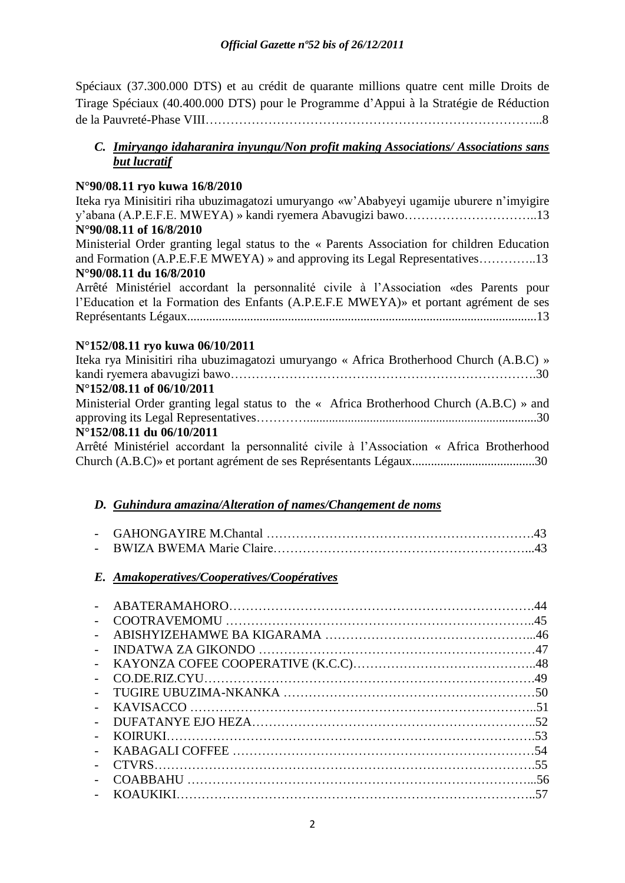Spéciaux (37.300.000 DTS) et au crédit de quarante millions quatre cent mille Droits de Tirage Spéciaux (40.400.000 DTS) pour le Programme d'Appui à la Stratégie de Réduction de la Pauvreté-Phase VIII……………………………………………………………………...8

### *C. Imiryango idaharanira inyungu/Non profit making Associations/ Associations sans but lucratif*

**N°90/08.11 ryo kuwa 16/8/2010**
Iteka rya Minisitiri riha ubuzimagatozi umuryango «w'Ababyeyi ugamije uburere n'imyigire y'abana (A.P.E.F.E. MWEYA) » kandi ryemera Abavugizi bawo…………………………..13
**N°90/08.11 of 16/8/2010**
Ministerial Order granting legal status to the « Parents Association for children Education and Formation (A.P.E.F.E MWEYA) » and approving its Legal Representatives…………..13
**N°90/08.11 du 16/8/2010**
Arrêté Ministériel accordant la personnalité civile à l'Association «des Parents pour l'Education et la Formation des Enfants (A.P.E.F.E MWEYA)» et portant agrément de ses Représentants Légaux...............................................................................................................13

**N°152/08.11 ryo kuwa 06/10/2011**
Iteka rya Minisitiri riha ubuzimagatozi umuryango « Africa Brotherhood Church (A.B.C) » kandi ryemera abavugizi bawo……………………………………………………………….30
**N°152/08.11 of 06/10/2011**
Ministerial Order granting legal status to the « Africa Brotherhood Church (A.B.C) » and approving its Legal Representatives………..........................................................................30
**N°152/08.11 du 06/10/2011**
Arrêté Ministériel accordant la personnalité civile à l'Association « Africa Brotherhood Church (A.B.C)» et portant agrément de ses Représentants Légaux.......................................30

### *D. Guhindura amazina/Alteration of names/Changement de noms*

- GAHONGAYIRE M.Chantal ……………………………………………………….43
- BWIZA BWEMA Marie Claire……………………………………………………...43

### *E. Amakoperatives/Cooperatives/Coopératives*

- ABATERAMAHORO……………………………………………………………….44
- COOTRAVEMOMU ………………………………………………………………..45
- ABISHYIZEHAMWE BA KIGARAMA ………………………………………...46
- INDATWA ZA GIKONDO …………………………………………………………47
- KAYONZA COFEE COOPERATIVE (K.C.C)……………………………………..48
- CO.DE.RIZ.CYU…………………………………………………………………….49
- TUGIRE UBUZIMA-NKANKA ……………………………………………………50
- KAVISACCO ………………………………………………………………………..51
- DUFATANYE EJO HEZA…………………………………………………………..52
- KOIRUKI…………………………………………………………………………….53
- KABAGALI COFFEE ………………………………………………………………54
- CTVRS……………………………………………………………………………….55
- COABBAHU ………………………………………………………………………...56
- KOAUKIKI…………………………………………………………………………..57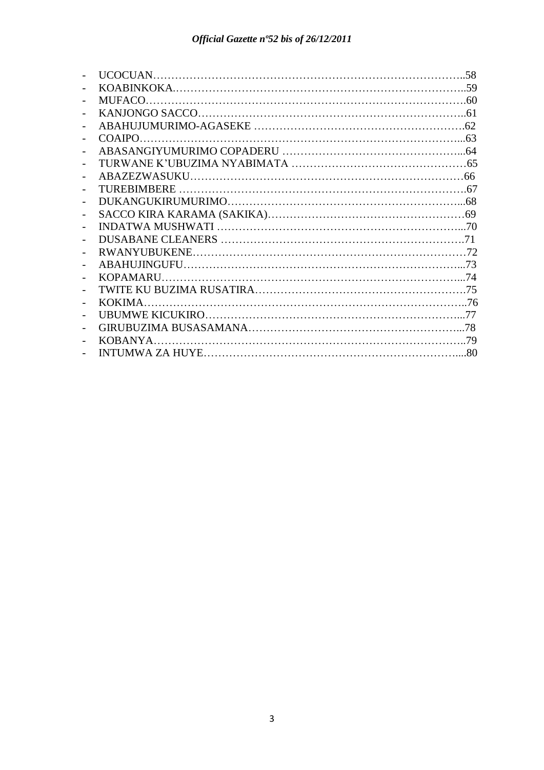- UCOCUAN…………………………………………………………………………..58
- KOABINKOKA…………………………………………………………………..59
- MUFACO……………………………………………………………………………60
- KANJONGO SACCO………………………………………………………………..61
- ABAHUJUMURIMO-AGASEKE ……………………………………………….62
- COAIPO……………………………………………………………………………...63
- ABASANGIYUMURIMO COPADERU ………………………………………...64
- TURWANE K'UBUZIMA NYABIMATA ………………………………………65
- ABAZEZWASUKU…………………………………………………………………66
- TUREBIMBERE …………………………………………………………………….67
- DUKANGUKIRUMURIMO………………………………………………………...68
- SACCO KIRA KARAMA (SAKIKA)………………………………………………69
- INDATWA MUSHWATI ……………………………………………………………...70
- DUSABANE CLEANERS ………………………………………………………….71
- RWANYUBUKENE…………………………………………………………………72
- ABAHUJINGUFU……………………………………………………………………...73
- KOPAMARU…………………………………………………………………………...74
- TWITE KU BUZIMA RUSATIRA…………………………………………………75
- KOKIMA……………………………………………………………………………..76
- UBUMWE KICUKIRO……………………………………………………………...77
- GIRUBUZIMA BUSASAMANA…………………………………………………...78
- KOBANYA…………………………………………………………………………..79
- INTUMWA ZA HUYE………………………………………………………………....80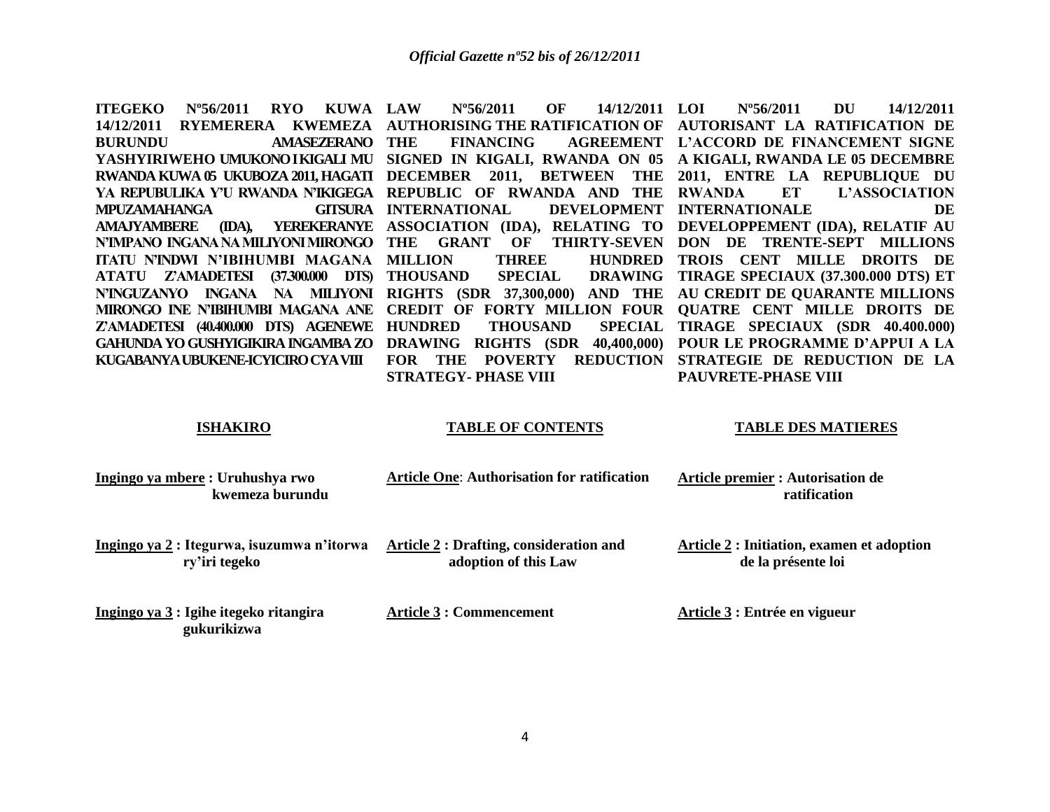**ITEGEKO Nº56/2011 RYO KUWA 14/12/2011 RYEMERERA KWEMEZA BURUNDU AMASEZERANO YASHYIRIWEHO UMUKONO I KIGALI MU RWANDA KUWA 05 UKUBOZA 2011, HAGATI YA REPUBULIKA Y'U RWANDA N'IKIGEGA MPUZAMAHANGA GITSURA AMAJYAMBERE (IDA), YEREKERANYE N'IMPANO INGANA NA MILIYONI MIRONGO ITATU N'INDWI N'IBIHUMBI MAGANA ATATU Z'AMADETESI (37.300.000 DTS) N'INGUZANYO INGANA NA MILIYONI MIRONGO INE N'IBIHUMBI MAGANA ANE Z'AMADETESI (40.400.000 DTS) AGENEWE GAHUNDA YO GUSHYIGIKIRA INGAMBA ZO KUGABANYA UBUKENE-ICYICIRO CYA VIII**

**ISHAKIRO**

Ingingo ya mbere : Uruhushya rwo kwemeza burundu

Ingingo ya 2 : Itegurwa, isuzumwa n'itorwa ry'iri tegeko

Ingingo ya 3 : Igihe itegeko ritangira gukurikizwa

**LAW Nº56/2011 OF 14/12/2011 AUTHORISING THE RATIFICATION OF THE FINANCING AGREEMENT SIGNED IN KIGALI, RWANDA ON 05 DECEMBER 2011, BETWEEN THE REPUBLIC OF RWANDA AND THE INTERNATIONAL DEVELOPMENT ASSOCIATION (IDA), RELATING TO THE GRANT OF THIRTY-SEVEN MILLION THREE HUNDRED THOUSAND SPECIAL DRAWING RIGHTS (SDR 37,300,000) AND THE CREDIT OF FORTY MILLION FOUR HUNDRED THOUSAND SPECIAL DRAWING RIGHTS (SDR 40,400,000) FOR THE POVERTY REDUCTION STRATEGY- PHASE VIII**

**TABLE OF CONTENTS**

Article One: Authorisation for ratification

Article 2 : Drafting, consideration and adoption of this Law

Article 3 : Commencement

**LOI Nº56/2011 DU 14/12/2011 AUTORISANT LA RATIFICATION DE L'ACCORD DE FINANCEMENT SIGNE A KIGALI, RWANDA LE 05 DECEMBRE 2011, ENTRE LA REPUBLIQUE DU RWANDA ET L'ASSOCIATION INTERNATIONALE DE DEVELOPPEMENT (IDA), RELATIF AU DON DE TRENTE-SEPT MILLIONS TROIS CENT MILLE DROITS DE TIRAGE SPECIAUX (37.300.000 DTS) ET AU CREDIT DE QUARANTE MILLIONS QUATRE CENT MILLE DROITS DE TIRAGE SPECIAUX (SDR 40.400.000) POUR LE PROGRAMME D'APPUI A LA STRATEGIE DE REDUCTION DE LA PAUVRETE-PHASE VIII**

**TABLE DES MATIERES**

Article premier : Autorisation de ratification

Article 2 : Initiation, examen et adoption de la présente loi

Article 3 : Entrée en vigueur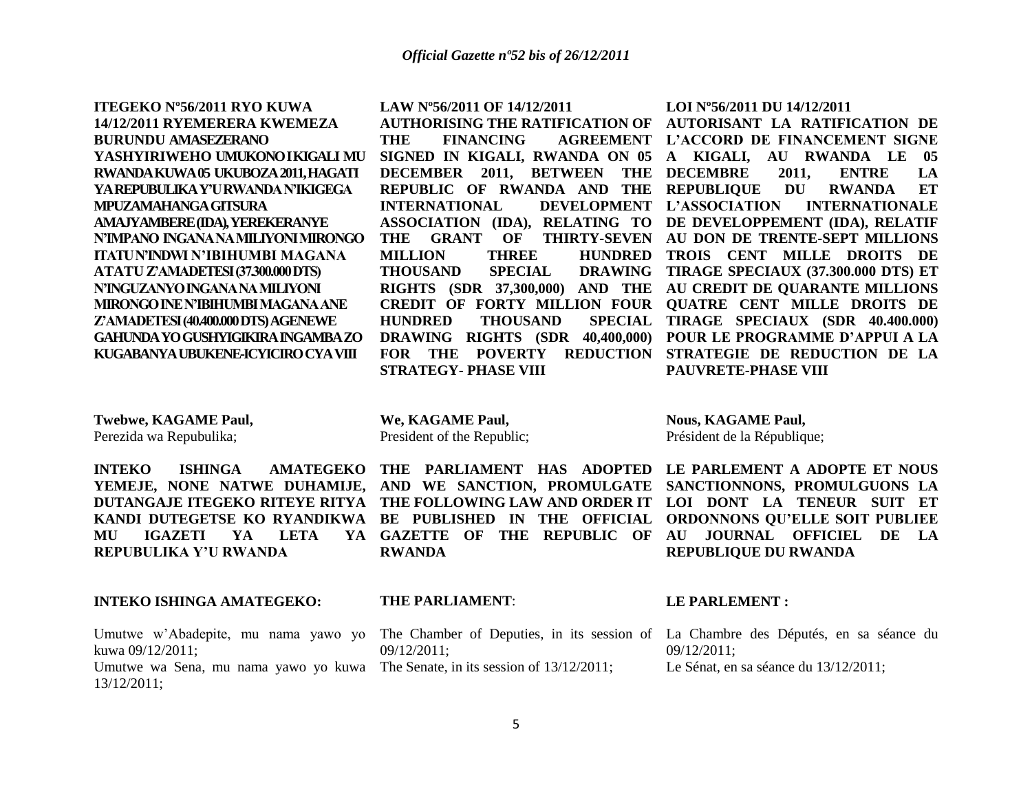**ITEGEKO Nº56/2011 RYO KUWA 14/12/2011 RYEMERERA KWEMEZA BURUNDU AMASEZERANO YASHYIRIWEHO UMUKONO I KIGALI MU RWANDA KUWA 05 UKUBOZA 2011, HAGATI YA REPUBULIKA Y'U RWANDA N'IKIGEGA MPUZAMAHANGA GITSURA AMAJYAMBERE (IDA), YEREKERANYE N'IMPANO INGANA NA MILIYONI MIRONGO ITATU N'INDWI N'IBIHUMBI MAGANA ATATU Z'AMADETESI (37.300.000 DTS) N'INGUZANYO INGANA NA MILIYONI MIRONGO INE N'IBIHUMBI MAGANA ANE Z'AMADETESI (40.400.000 DTS) AGENEWE GAHUNDA YO GUSHYIGIKIRA INGAMBA ZO KUGABANYA UBUKENE-ICYICIRO CYA VIII**

**Twebwe, KAGAME Paul,**
Perezida wa Repubulika;

**INTEKO ISHINGA AMATEGEKO YEMEJE, NONE NATWE DUHAMIJE, DUTANGAJE ITEGEKO RITEYE RITYA KANDI DUTEGETSE KO RYANDIKWA MU IGAZETI YA LETA YA REPUBULIKA Y'U RWANDA**

**INTEKO ISHINGA AMATEGEKO:**

Umutwe w'Abadepite, mu nama yawo yo kuwa 09/12/2011;

Umutwe wa Sena, mu nama yawo yo kuwa 13/12/2011;

**LAW Nº56/2011 OF 14/12/2011 AUTHORISING THE RATIFICATION OF THE FINANCING AGREEMENT SIGNED IN KIGALI, RWANDA ON 05 DECEMBER 2011, BETWEEN THE REPUBLIC OF RWANDA AND THE INTERNATIONAL DEVELOPMENT ASSOCIATION (IDA), RELATING TO THE GRANT OF THIRTY-SEVEN MILLION THREE HUNDRED THOUSAND SPECIAL DRAWING RIGHTS (SDR 37,300,000) AND THE CREDIT OF FORTY MILLION FOUR HUNDRED THOUSAND SPECIAL DRAWING RIGHTS (SDR 40,400,000) FOR THE POVERTY REDUCTION STRATEGY- PHASE VIII**

**We, KAGAME Paul,**
President of the Republic;

**THE PARLIAMENT HAS ADOPTED AND WE SANCTION, PROMULGATE THE FOLLOWING LAW AND ORDER IT BE PUBLISHED IN THE OFFICIAL GAZETTE OF THE REPUBLIC OF RWANDA**

**THE PARLIAMENT**:

The Chamber of Deputies, in its session of 09/12/2011;

The Senate, in its session of 13/12/2011;

**LOI Nº56/2011 DU 14/12/2011 AUTORISANT LA RATIFICATION DE L'ACCORD DE FINANCEMENT SIGNE A KIGALI, AU RWANDA LE 05 DECEMBRE 2011, ENTRE LA REPUBLIQUE DU RWANDA ET L'ASSOCIATION INTERNATIONALE DE DEVELOPPEMENT (IDA), RELATIF AU DON DE TRENTE-SEPT MILLIONS TROIS CENT MILLE DROITS DE TIRAGE SPECIAUX (37.300.000 DTS) ET AU CREDIT DE QUARANTE MILLIONS QUATRE CENT MILLE DROITS DE TIRAGE SPECIAUX (SDR 40.400.000) POUR LE PROGRAMME D'APPUI A LA STRATEGIE DE REDUCTION DE LA PAUVRETE-PHASE VIII**

**Nous, KAGAME Paul,**
Président de la République;

**LE PARLEMENT A ADOPTE ET NOUS SANCTIONNONS, PROMULGUONS LA LOI DONT LA TENEUR SUIT ET ORDONNONS QU'ELLE SOIT PUBLIEE AU JOURNAL OFFICIEL DE LA REPUBLIQUE DU RWANDA**

**LE PARLEMENT :**

La Chambre des Députés, en sa séance du 09/12/2011;

Le Sénat, en sa séance du 13/12/2011;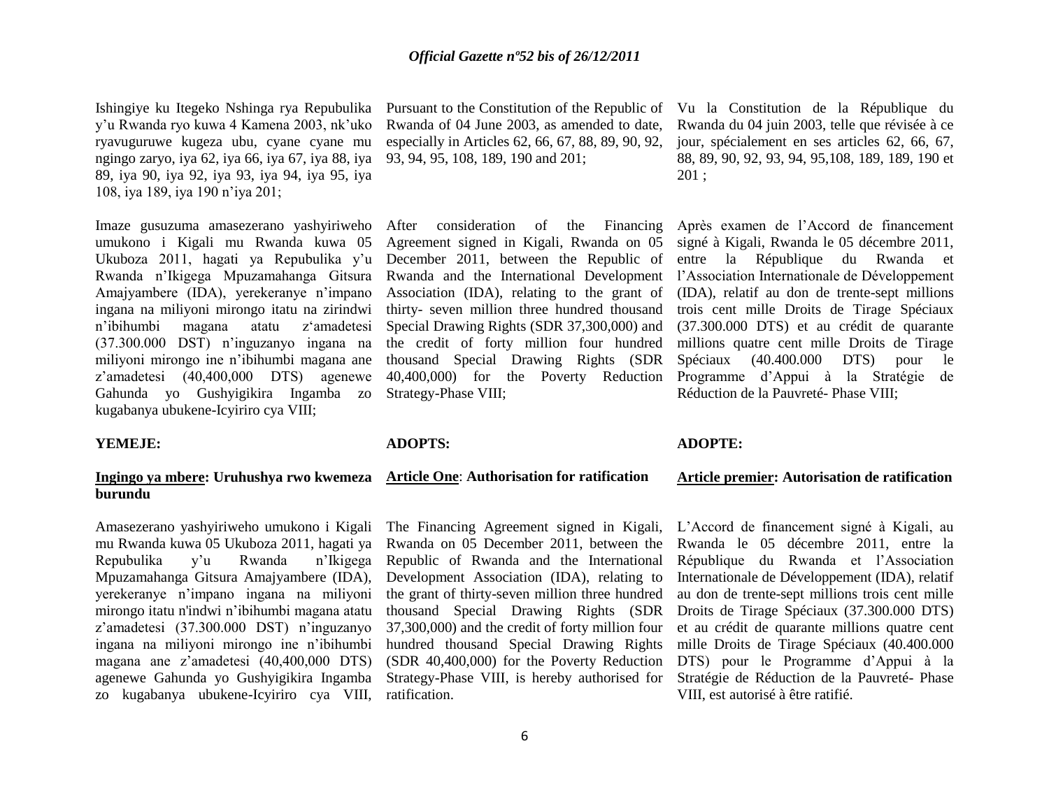Ishingiye ku Itegeko Nshinga rya Repubulika y'u Rwanda ryo kuwa 4 Kamena 2003, nk'uko ryavuguruwe kugeza ubu, cyane cyane mu ngingo zaryo, iya 62, iya 66, iya 67, iya 88, iya 89, iya 90, iya 92, iya 93, iya 94, iya 95, iya 108, iya 189, iya 190 n'iya 201;

Imaze gusuzuma amasezerano yashyiriweho umukono i Kigali mu Rwanda kuwa 05 Ukuboza 2011, hagati ya Repubulika y'u Rwanda n'Ikigega Mpuzamahanga Gitsura Amajyambere (IDA), yerekeranye n'impano ingana na miliyoni mirongo itatu na zirindwi n'ibihumbi magana atatu z'amadetesi (37.300.000 DST) n'inguzanyo ingana na miliyoni mirongo ine n'ibihumbi magana ane z'amadetesi (40,400,000 DTS) agenewe Gahunda yo Gushyigikira Ingamba zo kugabanya ubukene-Icyiriro cya VIII;

**YEMEJE:**

**<u>Ingingo ya mbere</u>: Uruhushya rwo kwemeza burundu**

Amasezerano yashyiriweho umukono i Kigali mu Rwanda kuwa 05 Ukuboza 2011, hagati ya Repubulika y'u Rwanda n'Ikigega Mpuzamahanga Gitsura Amajyambere (IDA), yerekeranye n'impano ingana na miliyoni mirongo itatu n'indwi n'ibihumbi magana atatu z'amadetesi (37.300.000 DST) n'inguzanyo ingana na miliyoni mirongo ine n'ibihumbi magana ane z'amadetesi (40,400,000 DTS) agenewe Gahunda yo Gushyigikira Ingamba zo kugabanya ubukene-Icyiriro cya VIII,

Pursuant to the Constitution of the Republic of Rwanda of 04 June 2003, as amended to date, especially in Articles 62, 66, 67, 88, 89, 90, 92, 93, 94, 95, 108, 189, 190 and 201;

After consideration of the Financing Agreement signed in Kigali, Rwanda on 05 December 2011, between the Republic of Rwanda and the International Development Association (IDA), relating to the grant of thirty- seven million three hundred thousand Special Drawing Rights (SDR 37,300,000) and the credit of forty million four hundred thousand Special Drawing Rights (SDR 40,400,000) for the Poverty Reduction Strategy-Phase VIII;

**ADOPTS:**

**<u>Article One</u>: Authorisation for ratification**

The Financing Agreement signed in Kigali, Rwanda on 05 December 2011, between the Republic of Rwanda and the International Development Association (IDA), relating to the grant of thirty-seven million three hundred thousand Special Drawing Rights (SDR 37,300,000) and the credit of forty million four hundred thousand Special Drawing Rights (SDR 40,400,000) for the Poverty Reduction Strategy-Phase VIII, is hereby authorised for ratification.

Vu la Constitution de la République du Rwanda du 04 juin 2003, telle que révisée à ce jour, spécialement en ses articles 62, 66, 67, 88, 89, 90, 92, 93, 94, 95,108, 189, 189, 190 et 201 ;

Après examen de l'Accord de financement signé à Kigali, Rwanda le 05 décembre 2011, entre la République du Rwanda et l'Association Internationale de Développement (IDA), relatif au don de trente-sept millions trois cent mille Droits de Tirage Spéciaux (37.300.000 DTS) et au crédit de quarante millions quatre cent mille Droits de Tirage Spéciaux (40.400.000 DTS) pour le Programme d'Appui à la Stratégie de Réduction de la Pauvreté- Phase VIII;

**ADOPTE:**

**<u>Article premier</u>: Autorisation de ratification**

L'Accord de financement signé à Kigali, au Rwanda le 05 décembre 2011, entre la République du Rwanda et l'Association Internationale de Développement (IDA), relatif au don de trente-sept millions trois cent mille Droits de Tirage Spéciaux (37.300.000 DTS) et au crédit de quarante millions quatre cent mille Droits de Tirage Spéciaux (40.400.000 DTS) pour le Programme d'Appui à la Stratégie de Réduction de la Pauvreté- Phase VIII, est autorisé à être ratifié.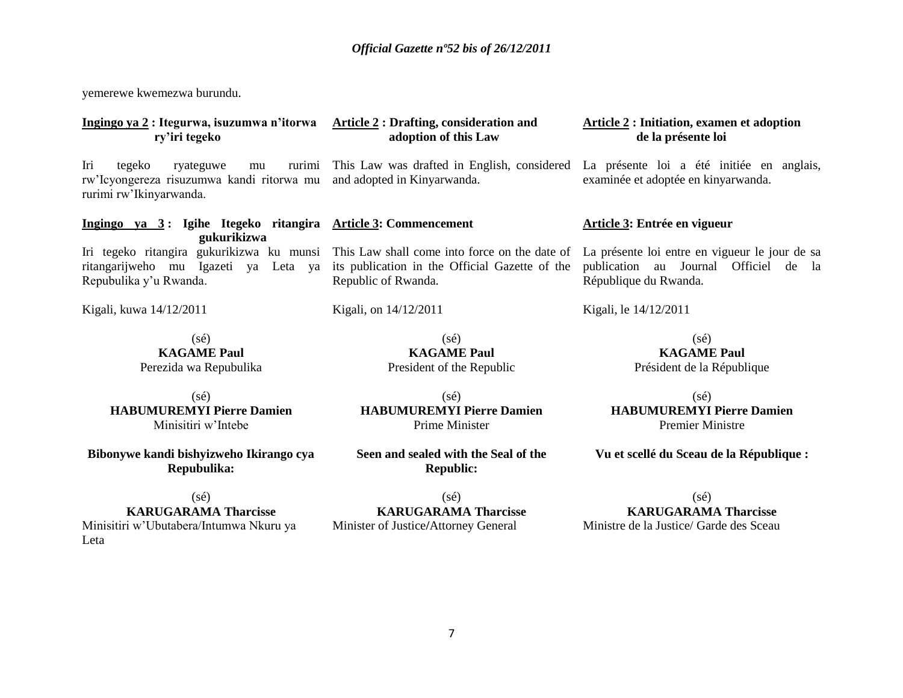yemerewe kwemezwa burundu.

**Ingingo ya 2 : Itegurwa, isuzumwa n'itorwa ry'iri tegeko**

Iri tegeko ryateguwe mu rurimi rw'Icyongereza risuzumwa kandi ritorwa mu rurimi rw'Ikinyarwanda.

**Ingingo ya 3 : Igihe Itegeko ritangira gukurikizwa**

Iri tegeko ritangira gukurikizwa ku munsi ritangarijweho mu Igazeti ya Leta ya Repubulika y'u Rwanda.

Kigali, kuwa 14/12/2011

(sé)
**KAGAME Paul**
Perezida wa Repubulika

(sé)
**HABUMUREMYI Pierre Damien**
Minisitiri w'Intebe

**Bibonywe kandi bishyizweho Ikirango cya Repubulika:**

(sé)
**KARUGARAMA Tharcisse**
Minisitiri w'Ubutabera/Intumwa Nkuru ya Leta

**Article 2 : Drafting, consideration and adoption of this Law**

This Law was drafted in English, considered and adopted in Kinyarwanda.

**Article 3: Commencement**

This Law shall come into force on the date of its publication in the Official Gazette of the Republic of Rwanda.

Kigali, on 14/12/2011

(sé)
**KAGAME Paul**
President of the Republic

(sé)
**HABUMUREMYI Pierre Damien**
Prime Minister

**Seen and sealed with the Seal of the Republic:**

(sé)
**KARUGARAMA Tharcisse**
Minister of Justice/Attorney General

**Article 2 : Initiation, examen et adoption de la présente loi**

La présente loi a été initiée en anglais, examinée et adoptée en kinyarwanda.

**Article 3: Entrée en vigueur**

La présente loi entre en vigueur le jour de sa publication au Journal Officiel de la République du Rwanda.

Kigali, le 14/12/2011

(sé)
**KAGAME Paul**
Président de la République

(sé)
**HABUMUREMYI Pierre Damien**
Premier Ministre

**Vu et scellé du Sceau de la République :**

(sé)
**KARUGARAMA Tharcisse**
Ministre de la Justice/ Garde des Sceau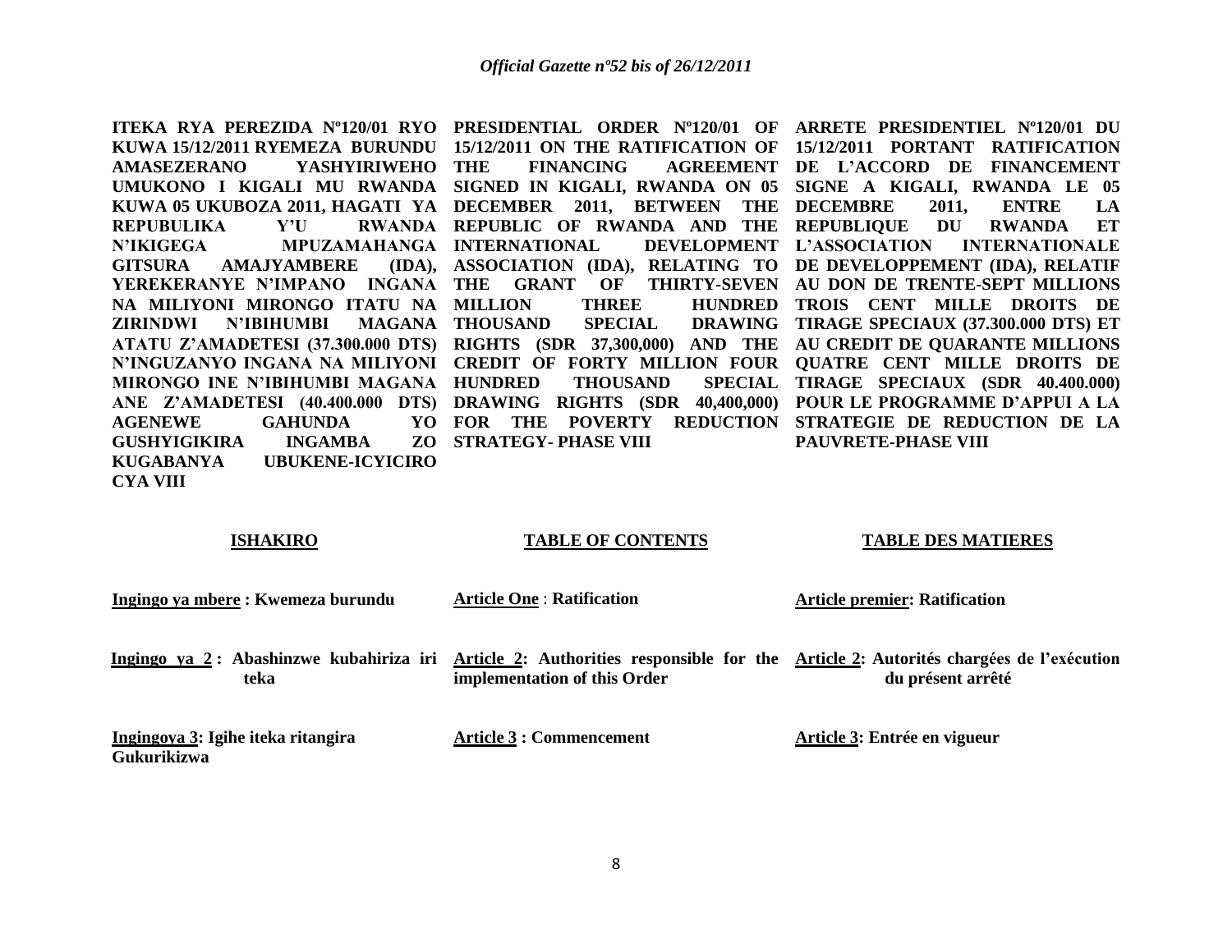**ITEKA RYA PEREZIDA Nº120/01 RYO KUWA 15/12/2011 RYEMEZA BURUNDU AMASEZERANO YASHYIRIWEHO UMUKONO I KIGALI MU RWANDA KUWA 05 UKUBOZA 2011, HAGATI YA REPUBULIKA Y'U RWANDA N'IKIGEGA MPUZAMAHANGA GITSURA AMAJYAMBERE (IDA), YEREKERANYE N'IMPANO INGANA NA MILIYONI MIRONGO ITATU NA ZIRINDWI N'IBIHUMBI MAGANA ATATU Z'AMADETESI (37.300.000 DTS) N'INGUZANYO INGANA NA MILIYONI MIRONGO INE N'IBIHUMBI MAGANA ANE Z'AMADETESI (40.400.000 DTS) AGENEWE GAHUNDA YO GUSHYIGIKIRA INGAMBA ZO KUGABANYA UBUKENE-ICYICIRO CYA VIII**

**ISHAKIRO**

**Ingingo ya mbere : Kwemeza burundu**

**Ingingo ya 2 : Abashinzwe kubahiriza iri teka**

**Ingingoya 3: Igihe iteka ritangira Gukurikizwa**

**PRESIDENTIAL ORDER Nº120/01 OF 15/12/2011 ON THE RATIFICATION OF THE FINANCING AGREEMENT SIGNED IN KIGALI, RWANDA ON 05 DECEMBER 2011, BETWEEN THE REPUBLIC OF RWANDA AND THE INTERNATIONAL DEVELOPMENT ASSOCIATION (IDA), RELATING TO THE GRANT OF THIRTY-SEVEN MILLION THREE HUNDRED THOUSAND SPECIAL DRAWING RIGHTS (SDR 37,300,000) AND THE CREDIT OF FORTY MILLION FOUR HUNDRED THOUSAND SPECIAL DRAWING RIGHTS (SDR 40,400,000) FOR THE POVERTY REDUCTION STRATEGY- PHASE VIII**

**TABLE OF CONTENTS**

**Article One : Ratification**

**Article 2: Authorities responsible for the implementation of this Order**

**Article 3 : Commencement**

**ARRETE PRESIDENTIEL Nº120/01 DU 15/12/2011 PORTANT RATIFICATION DE L'ACCORD DE FINANCEMENT SIGNE A KIGALI, RWANDA LE 05 DECEMBRE 2011, ENTRE LA REPUBLIQUE DU RWANDA ET L'ASSOCIATION INTERNATIONALE DE DEVELOPPEMENT (IDA), RELATIF AU DON DE TRENTE-SEPT MILLIONS TROIS CENT MILLE DROITS DE TIRAGE SPECIAUX (37.300.000 DTS) ET AU CREDIT DE QUARANTE MILLIONS QUATRE CENT MILLE DROITS DE TIRAGE SPECIAUX (SDR 40.400.000) POUR LE PROGRAMME D'APPUI A LA STRATEGIE DE REDUCTION DE LA PAUVRETE-PHASE VIII**

**TABLE DES MATIERES**

**Article premier: Ratification**

**Article 2: Autorités chargées de l'exécution du présent arrêté**

**Article 3: Entrée en vigueur**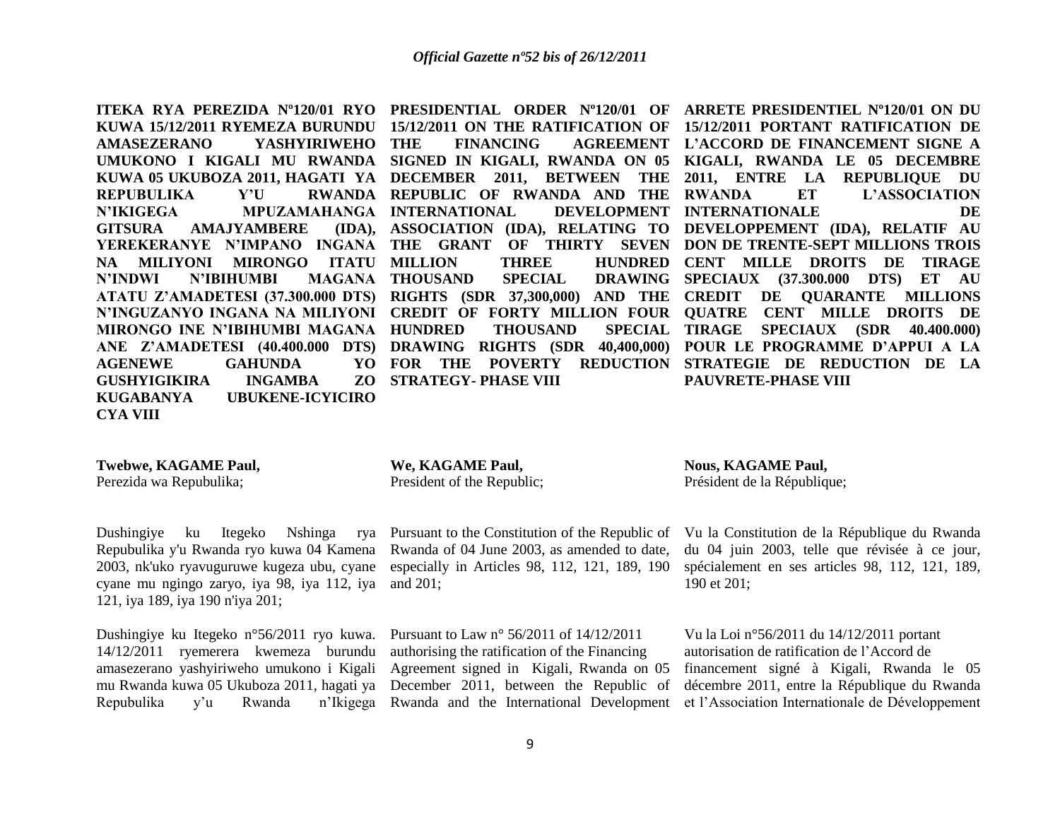**ITEKA RYA PEREZIDA Nº120/01 RYO KUWA 15/12/2011 RYEMEZA BURUNDU AMASEZERANO YASHYIRIWEHO UMUKONO I KIGALI MU RWANDA KUWA 05 UKUBOZA 2011, HAGATI YA REPUBULIKA Y'U RWANDA N'IKIGEGA MPUZAMAHANGA GITSURA AMAJYAMBERE (IDA), YEREKERANYE N'IMPANO INGANA NA MILIYONI MIRONGO ITATU N'INDWI N'IBIHUMBI MAGANA ATATU Z'AMADETESI (37.300.000 DTS) N'INGUZANYO INGANA NA MILIYONI MIRONGO INE N'IBIHUMBI MAGANA ANE Z'AMADETESI (40.400.000 DTS) AGENEWE GAHUNDA YO GUSHYIGIKIRA INGAMBA ZO KUGABANYA UBUKENE-ICYICIRO CYA VIII**

**Twebwe, KAGAME Paul,**
Perezida wa Repubulika;

Dushingiye ku Itegeko Nshinga rya Repubulika y'u Rwanda ryo kuwa 04 Kamena 2003, nk'uko ryavuguruwe kugeza ubu, cyane cyane mu ngingo zaryo, iya 98, iya 112, iya 121, iya 189, iya 190 n'iya 201;

Dushingiye ku Itegeko n°56/2011 ryo kuwa. 14/12/2011 ryemerera kwemeza burundu amasezerano yashyiriweho umukono i Kigali mu Rwanda kuwa 05 Ukuboza 2011, hagati ya Repubulika y'u Rwanda n'Ikigega

**PRESIDENTIAL ORDER Nº120/01 OF 15/12/2011 ON THE RATIFICATION OF THE FINANCING AGREEMENT SIGNED IN KIGALI, RWANDA ON 05 DECEMBER 2011, BETWEEN THE REPUBLIC OF RWANDA AND THE INTERNATIONAL DEVELOPMENT ASSOCIATION (IDA), RELATING TO THE GRANT OF THIRTY SEVEN MILLION THREE HUNDRED THOUSAND SPECIAL DRAWING RIGHTS (SDR 37,300,000) AND THE CREDIT OF FORTY MILLION FOUR HUNDRED THOUSAND SPECIAL DRAWING RIGHTS (SDR 40,400,000) FOR THE POVERTY REDUCTION STRATEGY- PHASE VIII**

**We, KAGAME Paul,**
President of the Republic;

Pursuant to the Constitution of the Republic of Rwanda of 04 June 2003, as amended to date, especially in Articles 98, 112, 121, 189, 190 and 201;

Pursuant to Law n° 56/2011 of 14/12/2011 authorising the ratification of the Financing Agreement signed in Kigali, Rwanda on 05 December 2011, between the Republic of Rwanda and the International Development

**ARRETE PRESIDENTIEL Nº120/01 ON DU 15/12/2011 PORTANT RATIFICATION DE L'ACCORD DE FINANCEMENT SIGNE A KIGALI, RWANDA LE 05 DECEMBRE 2011, ENTRE LA REPUBLIQUE DU RWANDA ET L'ASSOCIATION INTERNATIONALE DE DEVELOPPEMENT (IDA), RELATIF AU DON DE TRENTE-SEPT MILLIONS TROIS CENT MILLE DROITS DE TIRAGE SPECIAUX (37.300.000 DTS) ET AU CREDIT DE QUARANTE MILLIONS QUATRE CENT MILLE DROITS DE TIRAGE SPECIAUX (SDR 40.400.000) POUR LE PROGRAMME D'APPUI A LA STRATEGIE DE REDUCTION DE LA PAUVRETE-PHASE VIII**

**Nous, KAGAME Paul,**
Président de la République;

Vu la Constitution de la République du Rwanda du 04 juin 2003, telle que révisée à ce jour, spécialement en ses articles 98, 112, 121, 189, 190 et 201;

Vu la Loi n°56/2011 du 14/12/2011 portant autorisation de ratification de l'Accord de financement signé à Kigali, Rwanda le 05 décembre 2011, entre la République du Rwanda et l'Association Internationale de Développement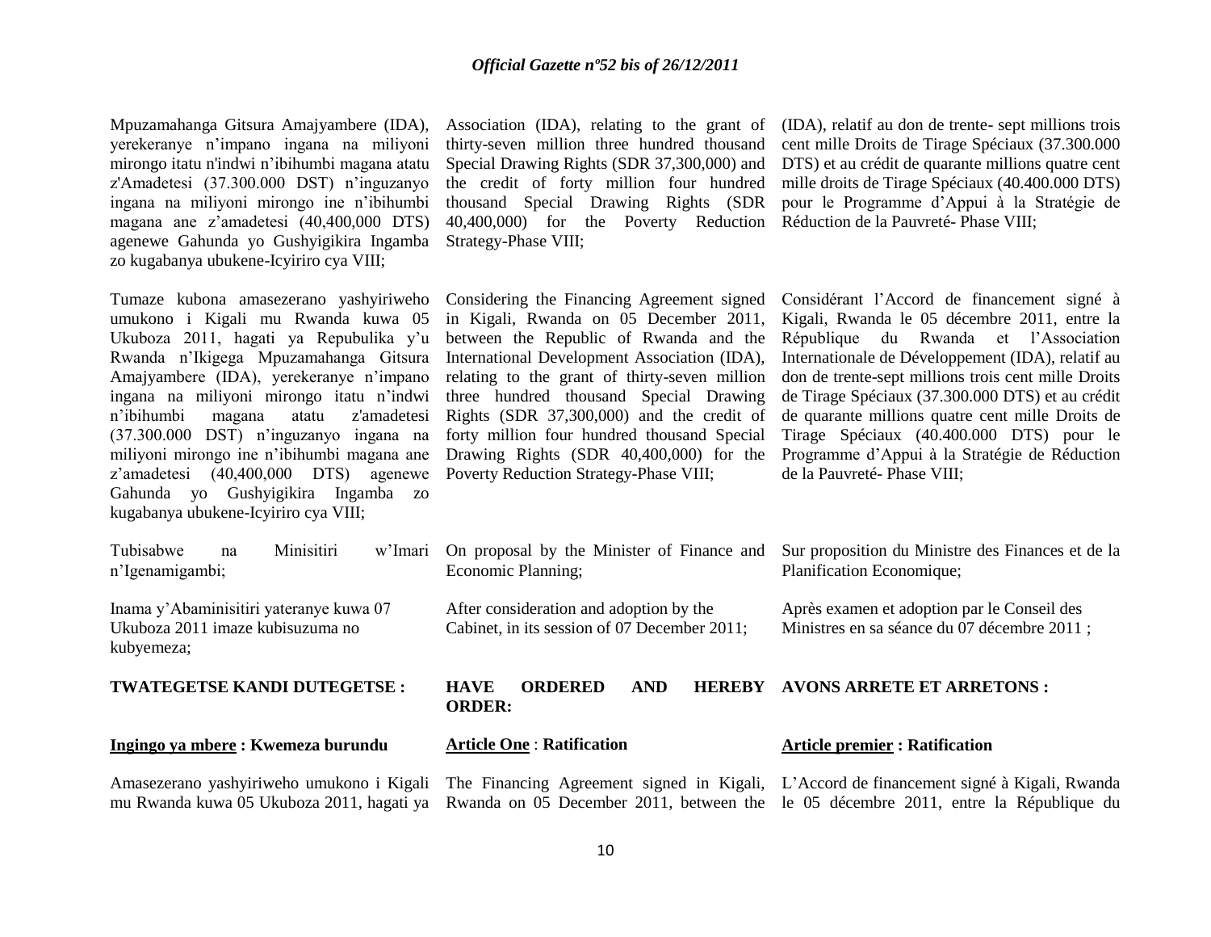Mpuzamahanga Gitsura Amajyambere (IDA), yerekeranye n'impano ingana na miliyoni mirongo itatu n'indwi n'ibihumbi magana atatu z'Amadetesi (37.300.000 DST) n'inguzanyo ingana na miliyoni mirongo ine n'ibihumbi magana ane z'amadetesi (40,400,000 DTS) agenewe Gahunda yo Gushyigikira Ingamba zo kugabanya ubukene-Icyiriro cya VIII;

Tumaze kubona amasezerano yashyiriweho umukono i Kigali mu Rwanda kuwa 05 Ukuboza 2011, hagati ya Repubulika y'u Rwanda n'Ikigega Mpuzamahanga Gitsura Amajyambere (IDA), yerekeranye n'impano ingana na miliyoni mirongo itatu n'indwi n'ibihumbi magana atatu z'amadetesi (37.300.000 DST) n'inguzanyo ingana na miliyoni mirongo ine n'ibihumbi magana ane z'amadetesi (40,400,000 DTS) agenewe Gahunda yo Gushyigikira Ingamba zo kugabanya ubukene-Icyiriro cya VIII;

Tubisabwe na Minisitiri w'Imari n'Igenamigambi;

Inama y'Abaminisitiri yateranye kuwa 07 Ukuboza 2011 imaze kubisuzuma no kubyemeza;

**TWATEGETSE KANDI DUTEGETSE :**

**Ingingo ya mbere : Kwemeza burundu**

Amasezerano yashyiriweho umukono i Kigali mu Rwanda kuwa 05 Ukuboza 2011, hagati ya

Association (IDA), relating to the grant of thirty-seven million three hundred thousand Special Drawing Rights (SDR 37,300,000) and the credit of forty million four hundred thousand Special Drawing Rights (SDR 40,400,000) for the Poverty Reduction Strategy-Phase VIII;

Considering the Financing Agreement signed in Kigali, Rwanda on 05 December 2011, between the Republic of Rwanda and the International Development Association (IDA), relating to the grant of thirty-seven million three hundred thousand Special Drawing Rights (SDR 37,300,000) and the credit of forty million four hundred thousand Special Drawing Rights (SDR 40,400,000) for the Poverty Reduction Strategy-Phase VIII;

On proposal by the Minister of Finance and Economic Planning;

After consideration and adoption by the Cabinet, in its session of 07 December 2011;

**HAVE ORDERED AND HEREBY ORDER:**

**Article One : Ratification**

The Financing Agreement signed in Kigali, Rwanda on 05 December 2011, between the

(IDA), relatif au don de trente- sept millions trois cent mille Droits de Tirage Spéciaux (37.300.000 DTS) et au crédit de quarante millions quatre cent mille droits de Tirage Spéciaux (40.400.000 DTS) pour le Programme d'Appui à la Stratégie de Réduction de la Pauvreté- Phase VIII;

Considérant l'Accord de financement signé à Kigali, Rwanda le 05 décembre 2011, entre la République du Rwanda et l'Association Internationale de Développement (IDA), relatif au don de trente-sept millions trois cent mille Droits de Tirage Spéciaux (37.300.000 DTS) et au crédit de quarante millions quatre cent mille Droits de Tirage Spéciaux (40.400.000 DTS) pour le Programme d'Appui à la Stratégie de Réduction de la Pauvreté- Phase VIII;

Sur proposition du Ministre des Finances et de la Planification Economique;

Après examen et adoption par le Conseil des Ministres en sa séance du 07 décembre 2011 ;

**AVONS ARRETE ET ARRETONS :**

**Article premier : Ratification**

L'Accord de financement signé à Kigali, Rwanda le 05 décembre 2011, entre la République du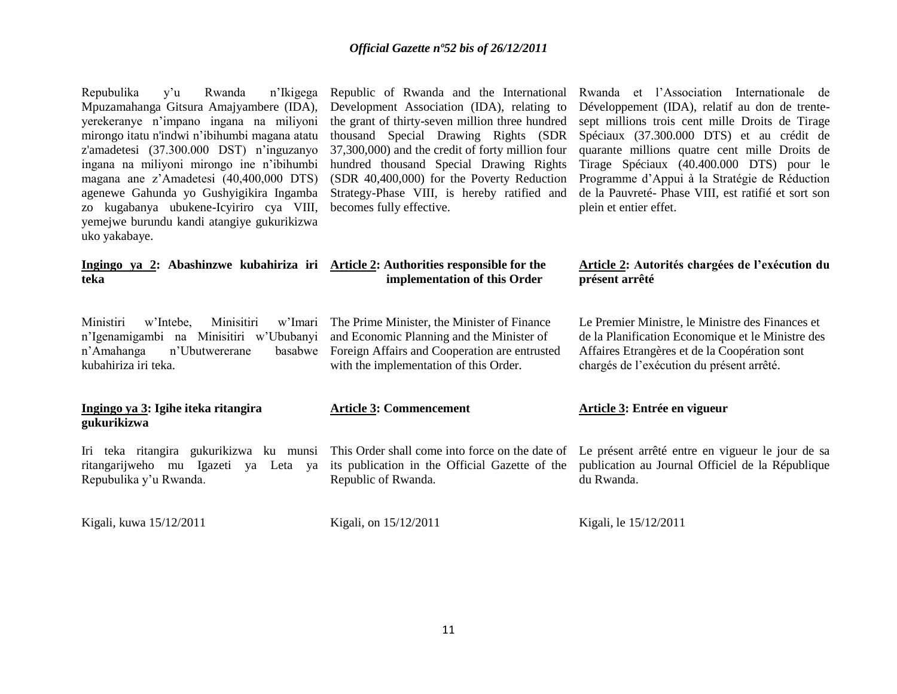Repubulika y'u Rwanda n'Ikigega Mpuzamahanga Gitsura Amajyambere (IDA), yerekeranye n'impano ingana na miliyoni mirongo itatu n'indwi n'ibihumbi magana atatu z'amadetesi (37.300.000 DST) n'inguzanyo ingana na miliyoni mirongo ine n'ibihumbi magana ane z'Amadetesi (40,400,000 DTS) agenewe Gahunda yo Gushyigikira Ingamba zo kugabanya ubukene-Icyiriro cya VIII, yemejwe burundu kandi atangiye gukurikizwa uko yakabaye.

**Ingingo ya 2: Abashinzwe kubahiriza iri teka**

Ministiri w'Intebe, Minisitiri w'Imari n'Igenamigambi na Minisitiri w'Ububanyi n'Amahanga n'Ubutwererane basabwe kubahiriza iri teka.

**Ingingo ya 3: Igihe iteka ritangira gukurikizwa**

Iri teka ritangira gukurikizwa ku munsi ritangarijweho mu Igazeti ya Leta ya Repubulika y'u Rwanda.

Kigali, kuwa 15/12/2011

Republic of Rwanda and the International Development Association (IDA), relating to the grant of thirty-seven million three hundred thousand Special Drawing Rights (SDR 37,300,000) and the credit of forty million four hundred thousand Special Drawing Rights (SDR 40,400,000) for the Poverty Reduction Strategy-Phase VIII, is hereby ratified and becomes fully effective.

**Article 2: Authorities responsible for the implementation of this Order**

The Prime Minister, the Minister of Finance and Economic Planning and the Minister of Foreign Affairs and Cooperation are entrusted with the implementation of this Order.

**Article 3: Commencement**

This Order shall come into force on the date of its publication in the Official Gazette of the Republic of Rwanda.

Kigali, on 15/12/2011

Rwanda et l'Association Internationale de Développement (IDA), relatif au don de trente-sept millions trois cent mille Droits de Tirage Spéciaux (37.300.000 DTS) et au crédit de quarante millions quatre cent mille Droits de Tirage Spéciaux (40.400.000 DTS) pour le Programme d'Appui à la Stratégie de Réduction de la Pauvreté- Phase VIII, est ratifié et sort son plein et entier effet.

**Article 2: Autorités chargées de l'exécution du présent arrêté**

Le Premier Ministre, le Ministre des Finances et de la Planification Economique et le Ministre des Affaires Etrangères et de la Coopération sont chargés de l'exécution du présent arrêté.

**Article 3: Entrée en vigueur**

Le présent arrêté entre en vigueur le jour de sa publication au Journal Officiel de la République du Rwanda.

Kigali, le 15/12/2011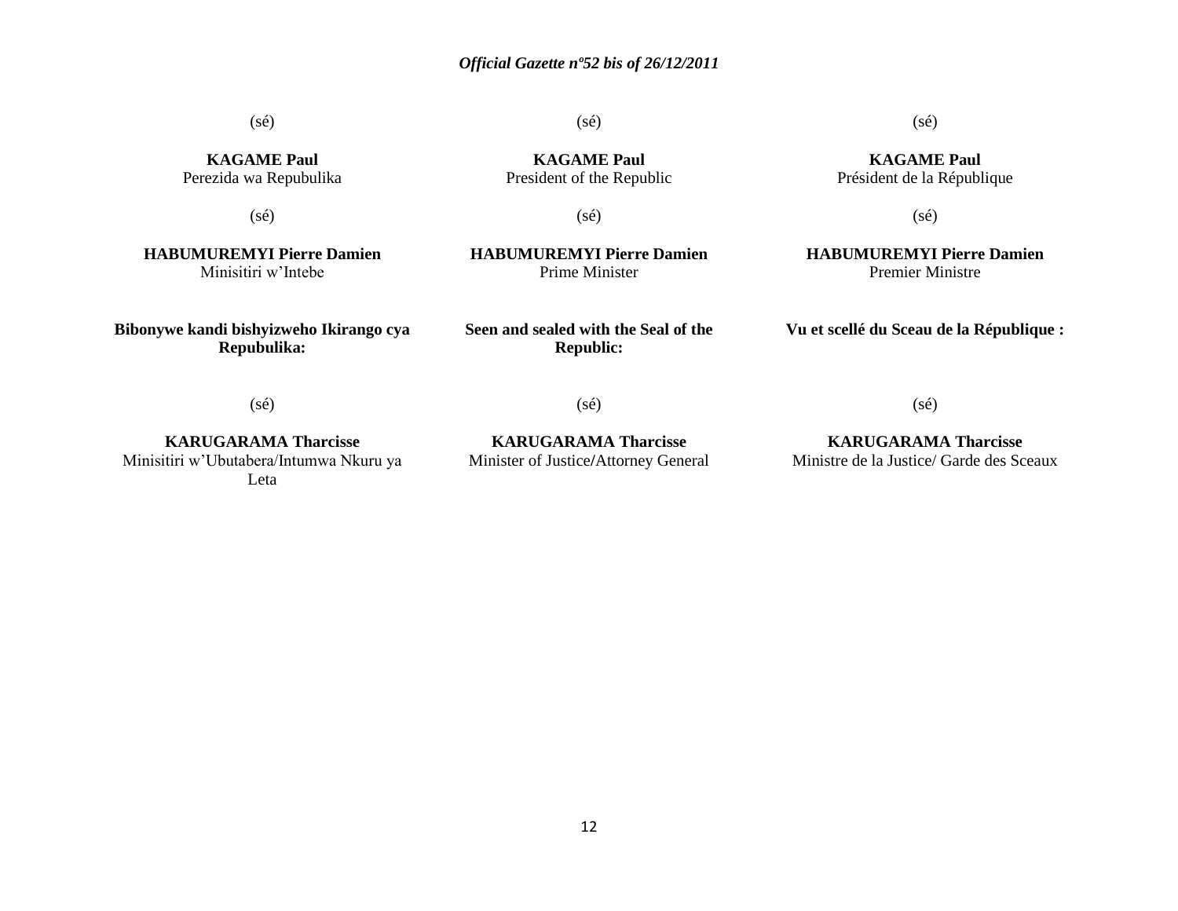(sé)

**KAGAME Paul**
Perezida wa Repubulika

(sé)

**HABUMUREMYI Pierre Damien**
Minisitiri w'Intebe

**Bibonywe kandi bishyizweho Ikirango cya Repubulika:**

(sé)

**KARUGARAMA Tharcisse**
Minisitiri w'Ubutabera/Intumwa Nkuru ya Leta

(sé)

**KAGAME Paul**
President of the Republic

(sé)

**HABUMUREMYI Pierre Damien**
Prime Minister

**Seen and sealed with the Seal of the Republic:**

(sé)

**KARUGARAMA Tharcisse**
Minister of Justice/Attorney General

(sé)

**KAGAME Paul**
Président de la République

(sé)

**HABUMUREMYI Pierre Damien**
Premier Ministre

**Vu et scellé du Sceau de la République :**

(sé)

**KARUGARAMA Tharcisse**
Ministre de la Justice/ Garde des Sceaux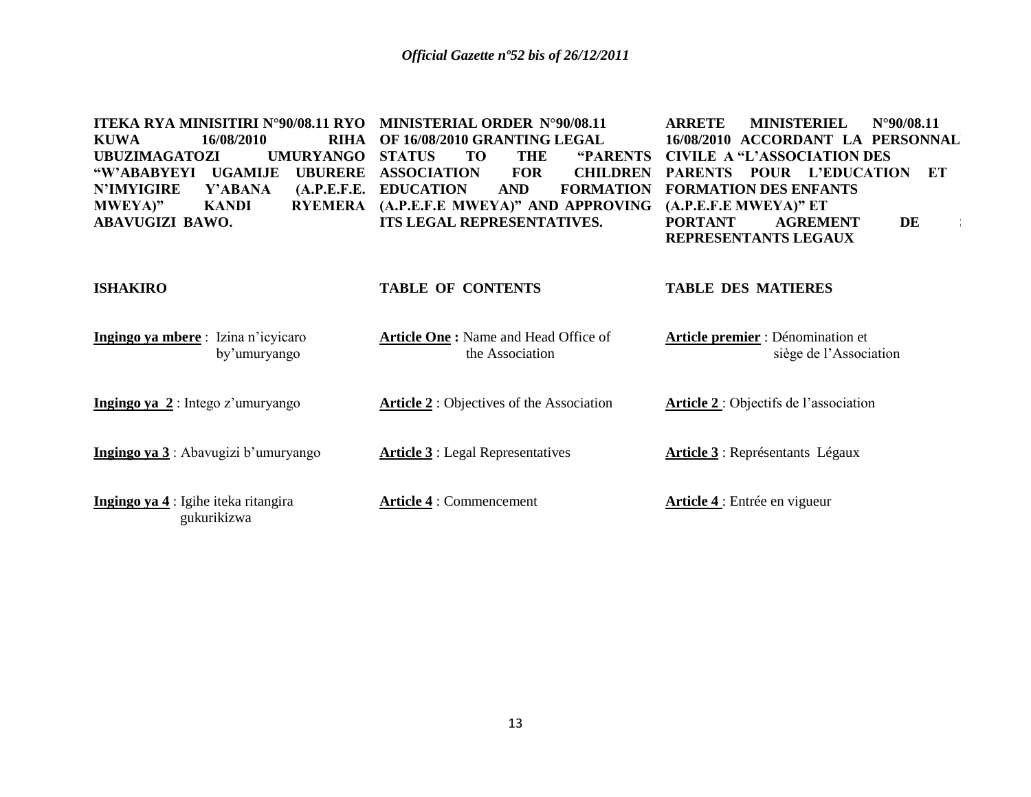**ITEKA RYA MINISITIRI N°90/08.11 RYO KUWA 16/08/2010 RIHA UBUZIMAGATOZI UMURYANGO "W'ABABYEYI UGAMIJE UBURERE N'IMYIGIRE Y'ABANA (A.P.E.F.E. MWEYA)" KANDI RYEMERA ABAVUGIZI BAWO.**

**ISHAKIRO**

**Ingingo ya mbere** : Izina n'icyicaro by'umuryango

**Ingingo ya 2** : Intego z'umuryango

**Ingingo ya 3** : Abavugizi b'umuryango

**Ingingo ya 4** : Igihe iteka ritangira gukurikizwa

**MINISTERIAL ORDER N°90/08.11 OF 16/08/2010 GRANTING LEGAL STATUS TO THE "PARENTS ASSOCIATION FOR CHILDREN EDUCATION AND FORMATION (A.P.E.F.E MWEYA)" AND APPROVING ITS LEGAL REPRESENTATIVES.**

**TABLE OF CONTENTS**

**Article One :** Name and Head Office of the Association

**Article 2** : Objectives of the Association

**Article 3** : Legal Representatives

**Article 4** : Commencement

**ARRETE MINISTERIEL N°90/08.11 16/08/2010 ACCORDANT LA PERSONNAL CIVILE A "L'ASSOCIATION DES PARENTS POUR L'EDUCATION ET FORMATION DES ENFANTS (A.P.E.F.E MWEYA)" ET PORTANT AGREMENT DE REPRESENTANTS LEGAUX**

**TABLE DES MATIERES**

**Article premier** : Dénomination et siège de l'Association

**Article 2** : Objectifs de l'association

**Article 3** : Représentants Légaux

**Article 4** : Entrée en vigueur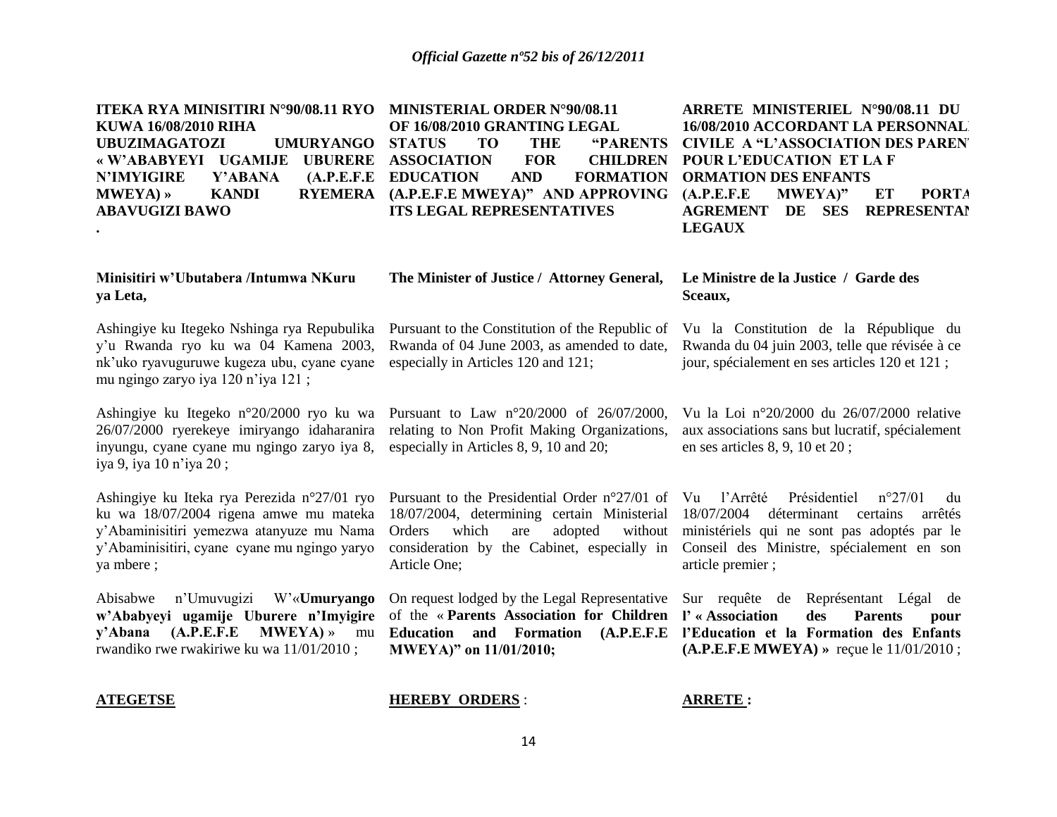**ITEKA RYA MINISITIRI N°90/08.11 RYO KUWA 16/08/2010 RIHA UBUZIMAGATOZI UMURYANGO « W'ABABYEYI UGAMIJE UBURERE N'IMYIGIRE Y'ABANA (A.P.E.F.E MWEYA) » KANDI RYEMERA ABAVUGIZI BAWO**

.

**Minisitiri w'Ubutabera /Intumwa NKuru ya Leta,**

Ashingiye ku Itegeko Nshinga rya Repubulika y'u Rwanda ryo ku wa 04 Kamena 2003, nk'uko ryavuguruwe kugeza ubu, cyane cyane mu ngingo zaryo iya 120 n'iya 121 ;

Ashingiye ku Itegeko n°20/2000 ryo ku wa 26/07/2000 ryerekeye imiryango idaharanira inyungu, cyane cyane mu ngingo zaryo iya 8, iya 9, iya 10 n'iya 20 ;

Ashingiye ku Iteka rya Perezida n°27/01 ryo ku wa 18/07/2004 rigena amwe mu mateka y'Abaminisitiri yemezwa atanyuze mu Nama y'Abaminisitiri, cyane cyane mu ngingo yaryo ya mbere ;

Abisabwe n'Umuvugizi W'«**Umuryango w'Ababyeyi ugamije Uburere n'Imyigire y'Abana (A.P.E.F.E MWEYA)** » mu rwandiko rwe rwakiriwe ku wa 11/01/2010 ;

**ATEGETSE**

**MINISTERIAL ORDER N°90/08.11 OF 16/08/2010 GRANTING LEGAL STATUS TO THE "PARENTS ASSOCIATION FOR CHILDREN EDUCATION AND FORMATION (A.P.E.F.E MWEYA)" AND APPROVING ITS LEGAL REPRESENTATIVES**

**The Minister of Justice / Attorney General,**

Pursuant to the Constitution of the Republic of Rwanda of 04 June 2003, as amended to date, especially in Articles 120 and 121;

Pursuant to Law n°20/2000 of 26/07/2000, relating to Non Profit Making Organizations, especially in Articles 8, 9, 10 and 20;

Pursuant to the Presidential Order n°27/01 of 18/07/2004, determining certain Ministerial Orders which are adopted without consideration by the Cabinet, especially in Article One;

On request lodged by the Legal Representative of the « **Parents Association for Children Education and Formation (A.P.E.F.E MWEYA)" on 11/01/2010;**

**HEREBY ORDERS** :

**ARRETE MINISTERIEL N°90/08.11 DU 16/08/2010 ACCORDANT LA PERSONNALITE CIVILE A "L'ASSOCIATION DES PARENTS POUR L'EDUCATION ET LA FORMATION DES ENFANTS (A.P.E.F.E MWEYA)" ET PORTANT AGREMENT DE SES REPRESENTANTS LEGAUX**

**Le Ministre de la Justice / Garde des Sceaux,**

Vu la Constitution de la République du Rwanda du 04 juin 2003, telle que révisée à ce jour, spécialement en ses articles 120 et 121 ;

Vu la Loi n°20/2000 du 26/07/2000 relative aux associations sans but lucratif, spécialement en ses articles 8, 9, 10 et 20 ;

Vu l'Arrêté Présidentiel n°27/01 du 18/07/2004 déterminant certains arrêtés ministériels qui ne sont pas adoptés par le Conseil des Ministre, spécialement en son article premier ;

Sur requête de Représentant Légal de **l' « Association des Parents pour l'Education et la Formation des Enfants (A.P.E.F.E MWEYA) »** reçue le 11/01/2010 ;

**ARRETE :**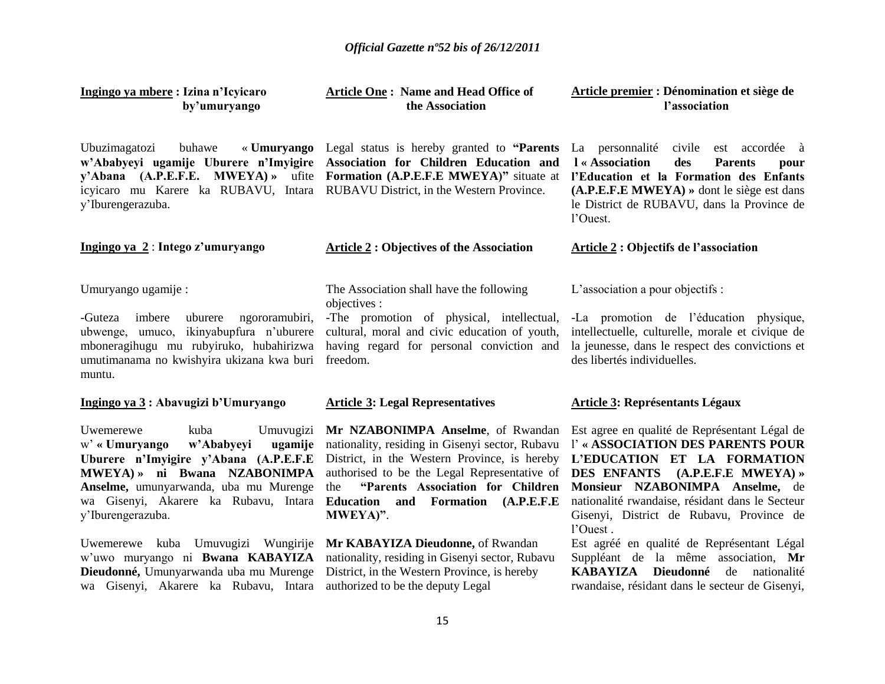**Ingingo ya mbere : Izina n'Icyicaro by'umuryango**

Ubuzimagatozi buhawe « **Umuryango w'Ababyeyi ugamije Uburere n'Imyigire y'Abana (A.P.E.F.E. MWEYA) »** ufite icyicaro mu Karere ka RUBAVU, Intara y'Iburengerazuba.

**Ingingo ya 2** : **Intego z'umuryango**

Umuryango ugamije :

-Guteza imbere uburere ngororamubiri, ubwenge, umuco, ikinyabupfura n'uburere mboneragihugu mu rubyiruko, hubahirizwa umutimanama no kwishyira ukizana kwa buri muntu.

**Ingingo ya 3 : Abavugizi b'Umuryango**

Uwemerewe kuba Umuvugizi w' **« Umuryango w'Ababyeyi ugamije Uburere n'Imyigire y'Abana (A.P.E.F.E MWEYA) » ni Bwana NZABONIMPA Anselme,** umunyarwanda, uba mu Murenge wa Gisenyi, Akarere ka Rubavu, Intara y'Iburengerazuba.

Uwemerewe kuba Umuvugizi Wungirije w'uwo muryango ni **Bwana KABAYIZA Dieudonné,** Umunyarwanda uba mu Murenge wa Gisenyi, Akarere ka Rubavu, Intara

**Article One : Name and Head Office of the Association**

Legal status is hereby granted to **"Parents Association for Children Education and Formation (A.P.E.F.E MWEYA)"** situate at RUBAVU District, in the Western Province.

**Article 2 : Objectives of the Association**

The Association shall have the following objectives :

-The promotion of physical, intellectual, cultural, moral and civic education of youth, having regard for personal conviction and freedom.

**Article 3: Legal Representatives**

**Mr NZABONIMPA Anselme**, of Rwandan nationality, residing in Gisenyi sector, Rubavu District, in the Western Province, is hereby authorised to be the Legal Representative of the **"Parents Association for Children Education and Formation (A.P.E.F.E MWEYA)"**.

**Mr KABAYIZA Dieudonne,** of Rwandan nationality, residing in Gisenyi sector, Rubavu District, in the Western Province, is hereby authorized to be the deputy Legal

**Article premier : Dénomination et siège de l'association**

La personnalité civile est accordée à l **« Association des Parents pour l'Education et la Formation des Enfants (A.P.E.F.E MWEYA) »** dont le siège est dans le District de RUBAVU, dans la Province de l'Ouest.

**Article 2 : Objectifs de l'association**

L'association a pour objectifs :

-La promotion de l'éducation physique, intellectuelle, culturelle, morale et civique de la jeunesse, dans le respect des convictions et des libertés individuelles.

**Article 3: Représentants Légaux**

Est agree en qualité de Représentant Légal de l' **« ASSOCIATION DES PARENTS POUR L'EDUCATION ET LA FORMATION DES ENFANTS (A.P.E.F.E MWEYA) » Monsieur NZABONIMPA Anselme,** de nationalité rwandaise, résidant dans le Secteur Gisenyi, District de Rubavu, Province de l'Ouest .

Est agréé en qualité de Représentant Légal Suppléant de la même association, **Mr KABAYIZA Dieudonné** de nationalité rwandaise, résidant dans le secteur de Gisenyi,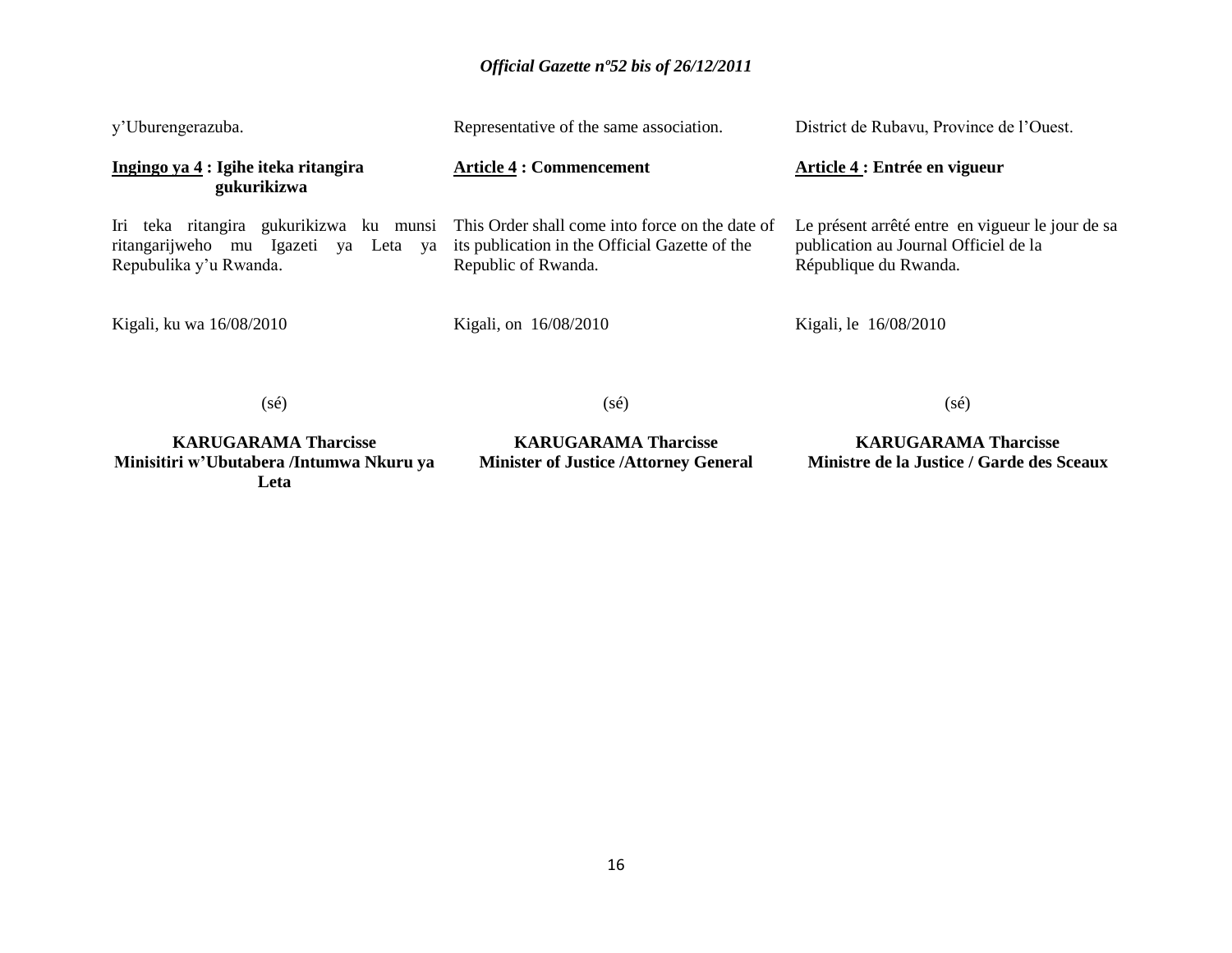y'Uburengerazuba.

**<u>Ingingo ya 4</u> : Igihe iteka ritangira gukurikizwa**

Iri teka ritangira gukurikizwa ku munsi ritangarijweho mu Igazeti ya Leta ya Repubulika y'u Rwanda.

Kigali, ku wa 16/08/2010

(sé)

**KARUGARAMA Tharcisse**
**Minisitiri w'Ubutabera /Intumwa Nkuru ya Leta**

Representative of the same association.

**<u>Article 4</u> : Commencement**

This Order shall come into force on the date of its publication in the Official Gazette of the Republic of Rwanda.

Kigali, on 16/08/2010

(sé)

**KARUGARAMA Tharcisse**
**Minister of Justice /Attorney General**

District de Rubavu, Province de l'Ouest.

**<u>Article 4</u> : Entrée en vigueur**

Le présent arrêté entre en vigueur le jour de sa publication au Journal Officiel de la République du Rwanda.

Kigali, le 16/08/2010

(sé)

**KARUGARAMA Tharcisse**
**Ministre de la Justice / Garde des Sceaux**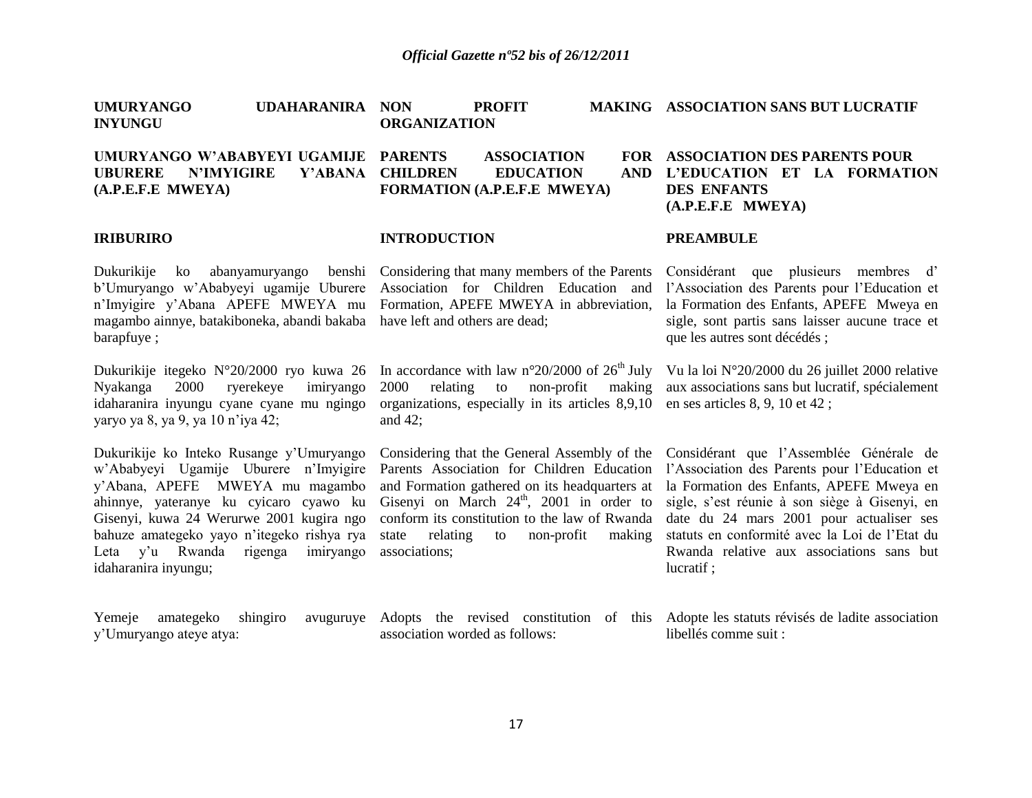**UMURYANGO UDAHARANIRA INYUNGU**

**UMURYANGO W'ABABYEYI UGAMIJE UBURERE N'IMYIGIRE Y'ABANA (A.P.E.F.E MWEYA)**

**IRIBURIRO**

Dukurikije ko abanyamuryango benshi b'Umuryango w'Ababyeyi ugamije Uburere n'Imyigire y'Abana APEFE MWEYA mu magambo ainnye, batakiboneka, abandi bakaba barapfuye ;

Dukurikije itegeko N°20/2000 ryo kuwa 26 Nyakanga 2000 ryerekeye imiryango idaharanira inyungu cyane cyane mu ngingo yaryo ya 8, ya 9, ya 10 n'iya 42;

Dukurikije ko Inteko Rusange y'Umuryango w'Ababyeyi Ugamije Uburere n'Imyigire y'Abana, APEFE MWEYA mu magambo ahinnye, yateranye ku cyicaro cyawo ku Gisenyi, kuwa 24 Werurwe 2001 kugira ngo bahuze amategeko yayo n'itegeko rishya rya Leta y'u Rwanda rigenga imiryango idaharanira inyungu;

Yemeje amategeko shingiro avuguruye y'Umuryango ateye atya:

**NON PROFIT MAKING ORGANIZATION**

**PARENTS ASSOCIATION FOR CHILDREN EDUCATION AND FORMATION (A.P.E.F.E MWEYA)**

**INTRODUCTION**

Considering that many members of the Parents Association for Children Education and Formation, APEFE MWEYA in abbreviation, have left and others are dead;

In accordance with law n°20/2000 of 26th July 2000 relating to non-profit making organizations, especially in its articles 8,9,10 and 42;

Considering that the General Assembly of the Parents Association for Children Education and Formation gathered on its headquarters at Gisenyi on March 24th, 2001 in order to conform its constitution to the law of Rwanda state relating to non-profit making associations;

Adopts the revised constitution of this association worded as follows:

**ASSOCIATION SANS BUT LUCRATIF**

**ASSOCIATION DES PARENTS POUR L'EDUCATION ET LA FORMATION DES ENFANTS (A.P.E.F.E MWEYA)**

**PREAMBULE**

Considérant que plusieurs membres d' l'Association des Parents pour l'Education et la Formation des Enfants, APEFE Mweya en sigle, sont partis sans laisser aucune trace et que les autres sont décédés ;

Vu la loi N°20/2000 du 26 juillet 2000 relative aux associations sans but lucratif, spécialement en ses articles 8, 9, 10 et 42 ;

Considérant que l'Assemblée Générale de l'Association des Parents pour l'Education et la Formation des Enfants, APEFE Mweya en sigle, s'est réunie à son siège à Gisenyi, en date du 24 mars 2001 pour actualiser ses statuts en conformité avec la Loi de l'Etat du Rwanda relative aux associations sans but lucratif ;

Adopte les statuts révisés de ladite association libellés comme suit :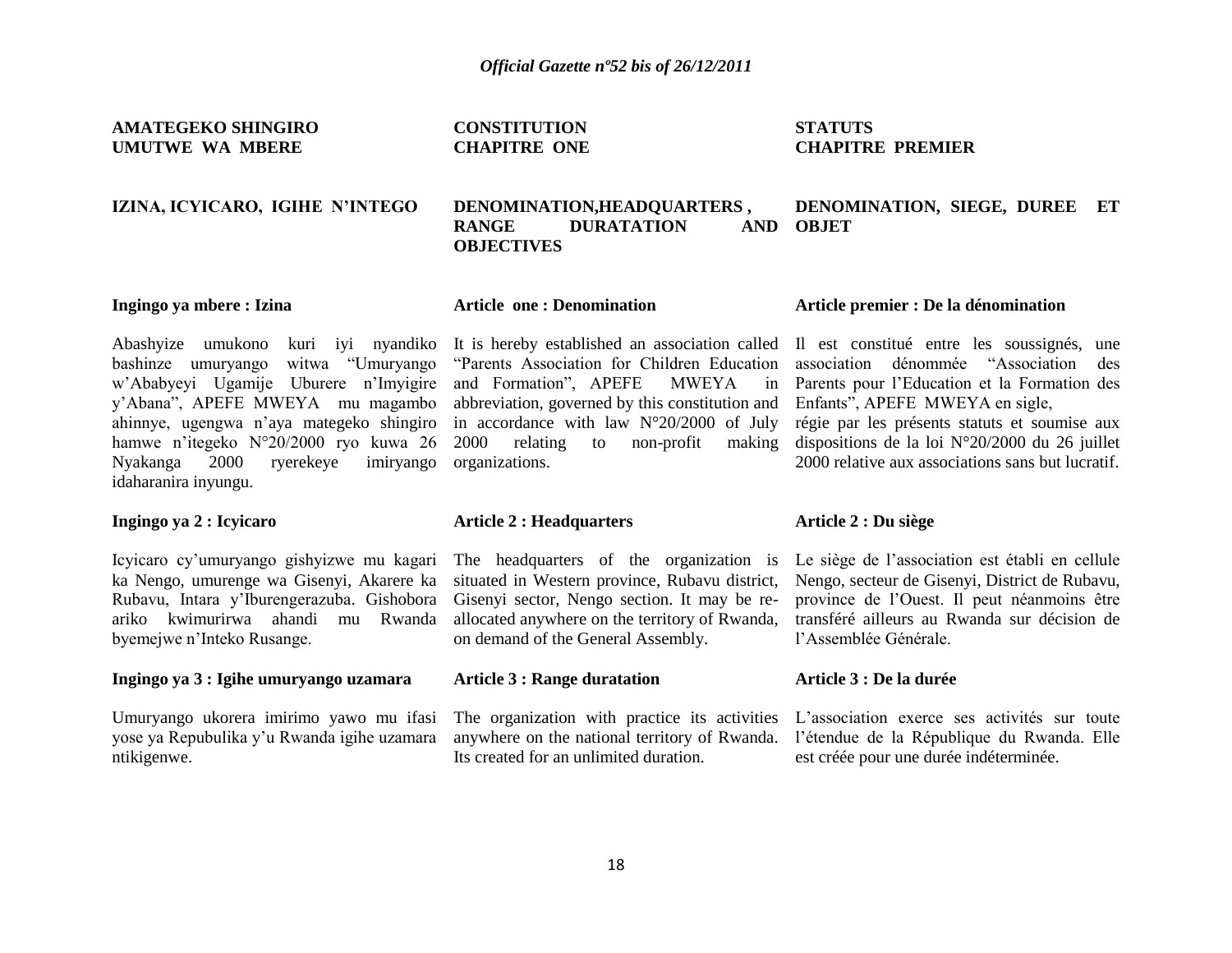**AMATEGEKO SHINGIRO**
**UMUTWE WA MBERE**

**IZINA, ICYICARO, IGIHE N'INTEGO**

**Ingingo ya mbere : Izina**

Abashyize umukono kuri iyi nyandiko bashinze umuryango witwa "Umuryango w'Ababyeyi Ugamije Uburere n'Imyigire y'Abana", APEFE MWEYA mu magambo ahinnye, ugengwa n'aya mategeko shingiro hamwe n'itegeko N°20/2000 ryo kuwa 26 Nyakanga 2000 ryerekeye imiryango idaharanira inyungu.

**Ingingo ya 2 : Icyicaro**

Icyicaro cy'umuryango gishyizwe mu kagari ka Nengo, umurenge wa Gisenyi, Akarere ka Rubavu, Intara y'Iburengerazuba. Gishobora ariko kwimurirwa ahandi mu Rwanda byemejwe n'Inteko Rusange.

**Ingingo ya 3 : Igihe umuryango uzamara**

Umuryango ukorera imirimo yawo mu ifasi yose ya Repubulika y'u Rwanda igihe uzamara ntikigenwe.

**CONSTITUTION**
**CHAPITRE ONE**

**DENOMINATION,HEADQUARTERS , RANGE DURATATION AND OBJECTIVES**

**Article one : Denomination**

It is hereby established an association called "Parents Association for Children Education and Formation", APEFE MWEYA in abbreviation, governed by this constitution and in accordance with law N°20/2000 of July 2000 relating to non-profit making organizations.

**Article 2 : Headquarters**

The headquarters of the organization is situated in Western province, Rubavu district, Gisenyi sector, Nengo section. It may be re-allocated anywhere on the territory of Rwanda, on demand of the General Assembly.

**Article 3 : Range duratation**

The organization with practice its activities anywhere on the national territory of Rwanda. Its created for an unlimited duration.

**STATUTS**
**CHAPITRE PREMIER**

**DENOMINATION, SIEGE, DUREE ET OBJET**

**Article premier : De la dénomination**

Il est constitué entre les soussignés, une association dénommée "Association des Parents pour l'Education et la Formation des Enfants", APEFE MWEYA en sigle,
régie par les présents statuts et soumise aux dispositions de la loi N°20/2000 du 26 juillet 2000 relative aux associations sans but lucratif.

**Article 2 : Du siège**

Le siège de l'association est établi en cellule Nengo, secteur de Gisenyi, District de Rubavu, province de l'Ouest. Il peut néanmoins être transféré ailleurs au Rwanda sur décision de l'Assemblée Générale.

**Article 3 : De la durée**

L'association exerce ses activités sur toute l'étendue de la République du Rwanda. Elle est créée pour une durée indéterminée.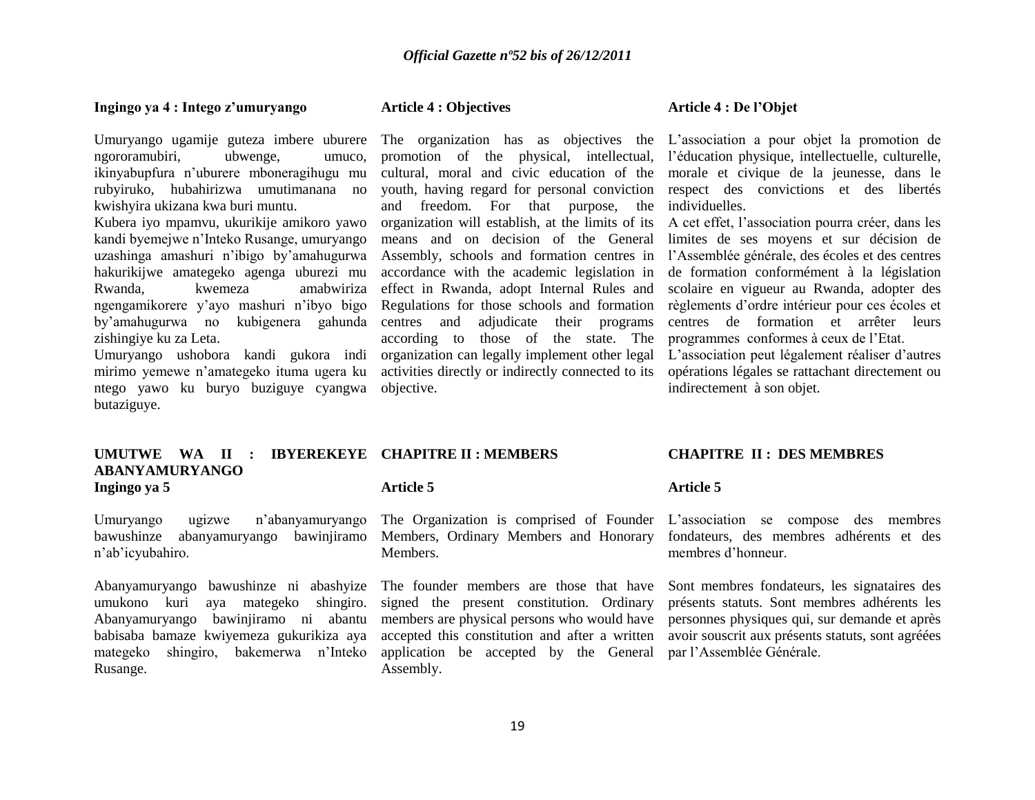**Ingingo ya 4 : Intego z'umuryango**

Umuryango ugamije guteza imbere uburere ngororamubiri, ubwenge, umuco, ikinyabupfura n'uburere mboneragihugu mu rubyiruko, hubahirizwa umutimanana no kwishyira ukizana kwa buri muntu.

Kubera iyo mpamvu, ukurikije amikoro yawo kandi byemejwe n'Inteko Rusange, umuryango uzashinga amashuri n'ibigo by'amahugurwa hakurikijwe amategeko agenga uburezi mu Rwanda, kwemeza amabwiriza ngengamikorere y'ayo mashuri n'ibyo bigo by'amahugurwa no kubigenera gahunda zishingiye ku za Leta.

Umuryango ushobora kandi gukora indi mirimo yemewe n'amategeko ituma ugera ku ntego yawo ku buryo buziguye cyangwa butaziguye.

**Article 4 : Objectives**

The organization has as objectives the promotion of the physical, intellectual, cultural, moral and civic education of the youth, having regard for personal conviction and freedom. For that purpose, the organization will establish, at the limits of its means and on decision of the General Assembly, schools and formation centres in accordance with the academic legislation in effect in Rwanda, adopt Internal Rules and Regulations for those schools and formation centres and adjudicate their programs according to those of the state. The organization can legally implement other legal activities directly or indirectly connected to its objective.

**Article 4 : De l'Objet**

L'association a pour objet la promotion de l'éducation physique, intellectuelle, culturelle, morale et civique de la jeunesse, dans le respect des convictions et des libertés individuelles.

A cet effet, l'association pourra créer, dans les limites de ses moyens et sur décision de l'Assemblée générale, des écoles et des centres de formation conformément à la législation scolaire en vigueur au Rwanda, adopter des règlements d'ordre intérieur pour ces écoles et centres de formation et arrêter leurs programmes conformes à ceux de l'Etat.

L'association peut légalement réaliser d'autres opérations légales se rattachant directement ou indirectement à son objet.

## UMUTWE WA II : IBYEREKEYE ABANYAMURYANGO

**Ingingo ya 5**

Umuryango ugizwe n'abanyamuryango bawushinze abanyamuryango bawinjiramo n'ab'icyubahiro.

Abanyamuryango bawushinze ni abashyize umukono kuri aya mategeko shingiro. Abanyamuryango bawinjiramo ni abantu babisaba bamaze kwiyemeza gukurikiza aya mategeko shingiro, bakemerwa n'Inteko Rusange.

## CHAPITRE II : MEMBERS

**Article 5**

The Organization is comprised of Founder Members, Ordinary Members and Honorary Members.

The founder members are those that have signed the present constitution. Ordinary members are physical persons who would have accepted this constitution and after a written application be accepted by the General Assembly.

## CHAPITRE II : DES MEMBRES

**Article 5**

L'association se compose des membres fondateurs, des membres adhérents et des membres d'honneur.

Sont membres fondateurs, les signataires des présents statuts. Sont membres adhérents les personnes physiques qui, sur demande et après avoir souscrit aux présents statuts, sont agréées par l'Assemblée Générale.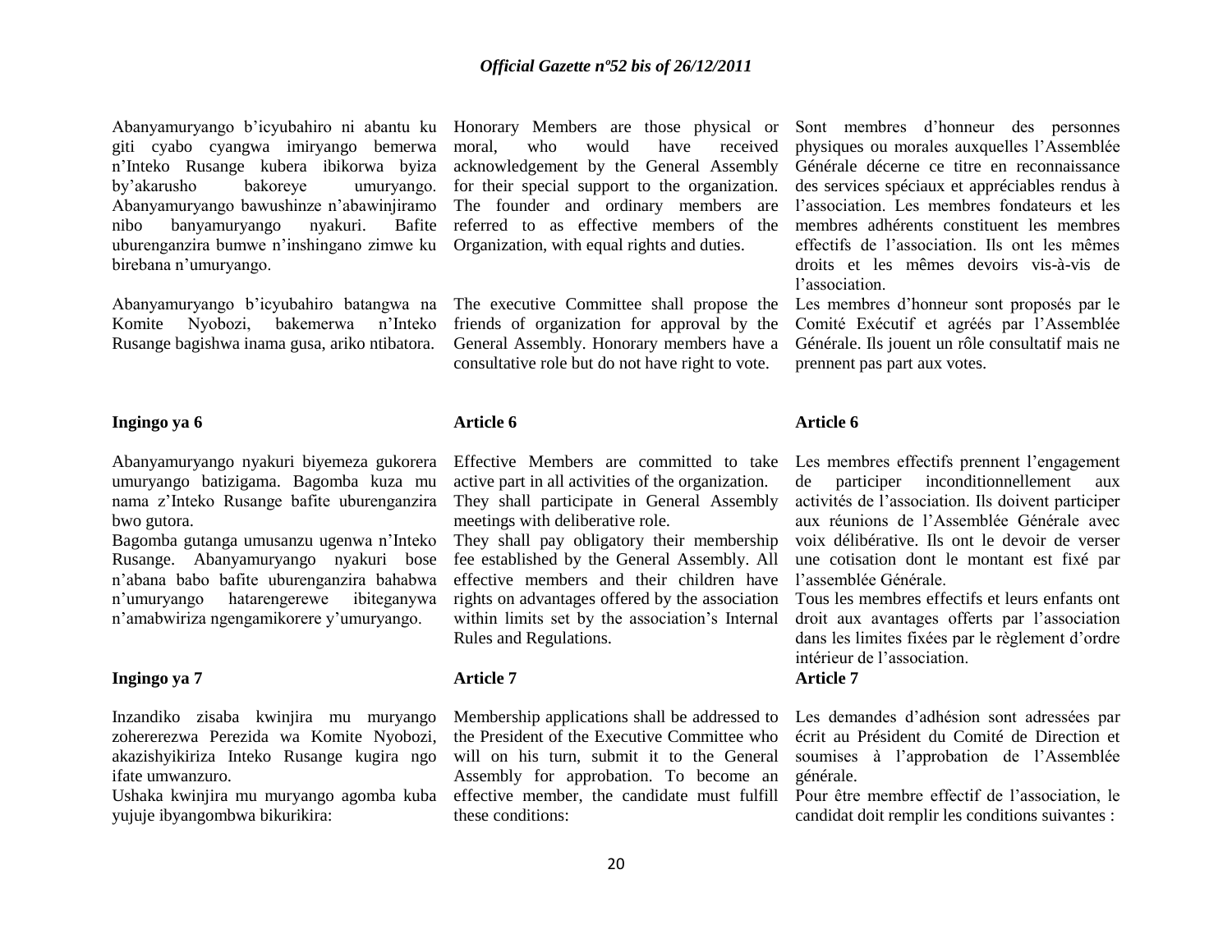Abanyamuryango b'icyubahiro ni abantu ku giti cyabo cyangwa imiryango bemerwa n'Inteko Rusange kubera ibikorwa byiza by'akarusho bakoreye umuryango. Abanyamuryango bawushinze n'abawinjiramo nibo banyamuryango nyakuri. Bafite uburenganzira bumwe n'inshingano zimwe ku birebana n'umuryango.

Abanyamuryango b'icyubahiro batangwa na Komite Nyobozi, bakemerwa n'Inteko Rusange bagishwa inama gusa, ariko ntibatora.

Honorary Members are those physical or moral, who would have received acknowledgement by the General Assembly for their special support to the organization. The founder and ordinary members are referred to as effective members of the Organization, with equal rights and duties.

The executive Committee shall propose the friends of organization for approval by the General Assembly. Honorary members have a consultative role but do not have right to vote.

Sont membres d'honneur des personnes physiques ou morales auxquelles l'Assemblée Générale décerne ce titre en reconnaissance des services spéciaux et appréciables rendus à l'association. Les membres fondateurs et les membres adhérents constituent les membres effectifs de l'association. Ils ont les mêmes droits et les mêmes devoirs vis-à-vis de l'association.

Les membres d'honneur sont proposés par le Comité Exécutif et agréés par l'Assemblée Générale. Ils jouent un rôle consultatif mais ne prennent pas part aux votes.

**Ingingo ya 6**

Abanyamuryango nyakuri biyemeza gukorera umuryango batizigama. Bagomba kuza mu nama z'Inteko Rusange bafite uburenganzira bwo gutora.

Bagomba gutanga umusanzu ugenwa n'Inteko Rusange. Abanyamuryango nyakuri bose n'abana babo bafite uburenganzira bahabwa n'umuryango hatarengerewe ibiteganywa n'amabwiriza ngengamikorere y'umuryango.

**Article 6**

Effective Members are committed to take active part in all activities of the organization. They shall participate in General Assembly meetings with deliberative role.

They shall pay obligatory their membership fee established by the General Assembly. All effective members and their children have rights on advantages offered by the association within limits set by the association's Internal Rules and Regulations.

**Article 6**

Les membres effectifs prennent l'engagement de participer inconditionnellement aux activités de l'association. Ils doivent participer aux réunions de l'Assemblée Générale avec voix délibérative. Ils ont le devoir de verser une cotisation dont le montant est fixé par l'assemblée Générale.

Tous les membres effectifs et leurs enfants ont droit aux avantages offerts par l'association dans les limites fixées par le règlement d'ordre intérieur de l'association.

**Ingingo ya 7**

Inzandiko zisaba kwinjira mu muryango zohererezwa Perezida wa Komite Nyobozi, akazishyikiriza Inteko Rusange kugira ngo ifate umwanzuro.

Ushaka kwinjira mu muryango agomba kuba yujuje ibyangombwa bikurikira:

**Article 7**

Membership applications shall be addressed to the President of the Executive Committee who will on his turn, submit it to the General Assembly for approbation. To become an effective member, the candidate must fulfill these conditions:

**Article 7**

Les demandes d'adhésion sont adressées par écrit au Président du Comité de Direction et soumises à l'approbation de l'Assemblée générale.

Pour être membre effectif de l'association, le candidat doit remplir les conditions suivantes :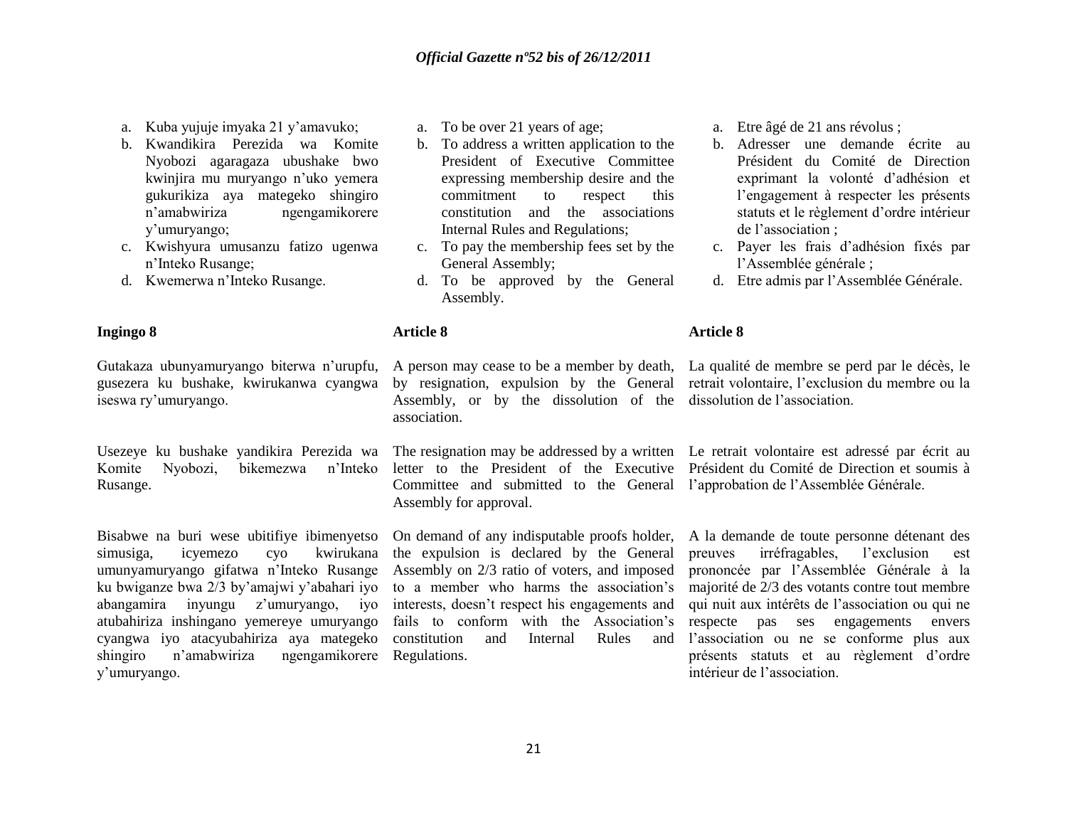a. Kuba yujuje imyaka 21 y'amavuko;
b. Kwandikira Perezida wa Komite Nyobozi agaragaza ubushake bwo kwinjira mu muryango n'uko yemera gukurikiza aya mategeko shingiro n'amabwiriza ngengamikorere y'umuryango;
c. Kwishyura umusanzu fatizo ugenwa n'Inteko Rusange;
d. Kwemerwa n'Inteko Rusange.

**Ingingo 8**

Gutakaza ubunyamuryango biterwa n'urupfu, gusezera ku bushake, kwirukanwa cyangwa iseswa ry'umuryango.

Usezeye ku bushake yandikira Perezida wa Komite Nyobozi, bikemezwa n'Inteko Rusange.

Bisabwe na buri wese ubitifiye ibimenyetso simusiga, icyemezo cyo kwirukana umunyamuryango gifatwa n'Inteko Rusange ku bwiganze bwa 2/3 by'amajwi y'abahari iyo abangamira inyungu z'umuryango, iyo atubahiriza inshingano yemereye umuryango cyangwa iyo atacyubahiriza aya mategeko shingiro n'amabwiriza ngengamikorere y'umuryango.

a. To be over 21 years of age;
b. To address a written application to the President of Executive Committee expressing membership desire and the commitment to respect this constitution and the associations Internal Rules and Regulations;
c. To pay the membership fees set by the General Assembly;
d. To be approved by the General Assembly.

**Article 8**

A person may cease to be a member by death, by resignation, expulsion by the General Assembly, or by the dissolution of the association.

The resignation may be addressed by a written letter to the President of the Executive Committee and submitted to the General Assembly for approval.

On demand of any indisputable proofs holder, the expulsion is declared by the General Assembly on 2/3 ratio of voters, and imposed to a member who harms the association's interests, doesn't respect his engagements and fails to conform with the Association's constitution and Internal Rules and Regulations.

a. Etre âgé de 21 ans révolus ;
b. Adresser une demande écrite au Président du Comité de Direction exprimant la volonté d'adhésion et l'engagement à respecter les présents statuts et le règlement d'ordre intérieur de l'association ;
c. Payer les frais d'adhésion fixés par l'Assemblée générale ;
d. Etre admis par l'Assemblée Générale.

**Article 8**

La qualité de membre se perd par le décès, le retrait volontaire, l'exclusion du membre ou la dissolution de l'association.

Le retrait volontaire est adressé par écrit au Président du Comité de Direction et soumis à l'approbation de l'Assemblée Générale.

A la demande de toute personne détenant des preuves irréfragables, l'exclusion est prononcée par l'Assemblée Générale à la majorité de 2/3 des votants contre tout membre qui nuit aux intérêts de l'association ou qui ne respecte pas ses engagements envers l'association ou ne se conforme plus aux présents statuts et au règlement d'ordre intérieur de l'association.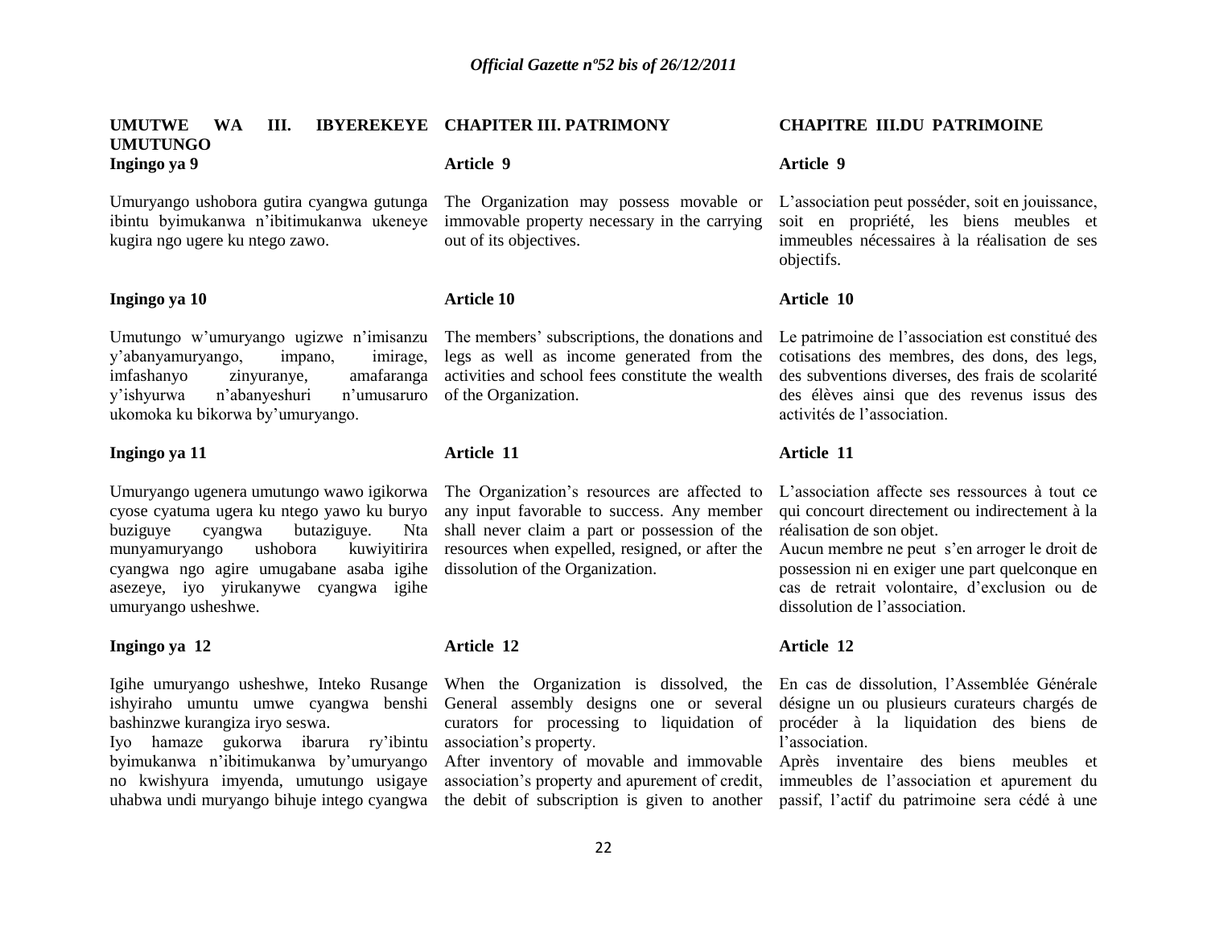## UMUTWE WA III. IBYEREKEYE UMUTUNGO

**Ingingo ya 9**

Umuryango ushobora gutira cyangwa gutunga ibintu byimukanwa n'ibitimukanwa ukeneye kugira ngo ugere ku ntego zawo.

**Ingingo ya 10**

Umutungo w'umuryango ugizwe n'imisanzu y'abanyamuryango, impano, imirage, imfashanyo zinyuranye, amafaranga y'ishyurwa n'abanyeshuri n'umusaruro ukomoka ku bikorwa by'umuryango.

**Ingingo ya 11**

Umuryango ugenera umutungo wawo igikorwa cyose cyatuma ugera ku ntego yawo ku buryo buziguye cyangwa butaziguye. Nta munyamuryango ushobora kuwiyitirira cyangwa ngo agire umugabane asaba igihe asezeye, iyo yirukanywe cyangwa igihe umuryango usheshwe.

**Ingingo ya 12**

Igihe umuryango usheshwe, Inteko Rusange ishyiraho umuntu umwe cyangwa benshi bashinzwe kurangiza iryo seswa.
Iyo hamaze gukorwa ibarura ry'ibintu byimukanwa n'ibitimukanwa by'umuryango no kwishyura imyenda, umutungo usigaye uhabwa undi muryango bihuje intego cyangwa

## CHAPTER III. PATRIMONY

**Article 9**

The Organization may possess movable or immovable property necessary in the carrying out of its objectives.

**Article 10**

The members' subscriptions, the donations and legs as well as income generated from the activities and school fees constitute the wealth of the Organization.

**Article 11**

The Organization's resources are affected to any input favorable to success. Any member shall never claim a part or possession of the resources when expelled, resigned, or after the dissolution of the Organization.

**Article 12**

When the Organization is dissolved, the General assembly designs one or several curators for processing to liquidation of association's property.
After inventory of movable and immovable association's property and apurement of credit, the debit of subscription is given to another

## CHAPITRE III.DU PATRIMOINE

**Article 9**

L'association peut posséder, soit en jouissance, soit en propriété, les biens meubles et immeubles nécessaires à la réalisation de ses objectifs.

**Article 10**

Le patrimoine de l'association est constitué des cotisations des membres, des dons, des legs, des subventions diverses, des frais de scolarité des élèves ainsi que des revenus issus des activités de l'association.

**Article 11**

L'association affecte ses ressources à tout ce qui concourt directement ou indirectement à la réalisation de son objet.
Aucun membre ne peut s'en arroger le droit de possession ni en exiger une part quelconque en cas de retrait volontaire, d'exclusion ou de dissolution de l'association.

**Article 12**

En cas de dissolution, l'Assemblée Générale désigne un ou plusieurs curateurs chargés de procéder à la liquidation des biens de l'association.
Après inventaire des biens meubles et immeubles de l'association et apurement du passif, l'actif du patrimoine sera cédé à une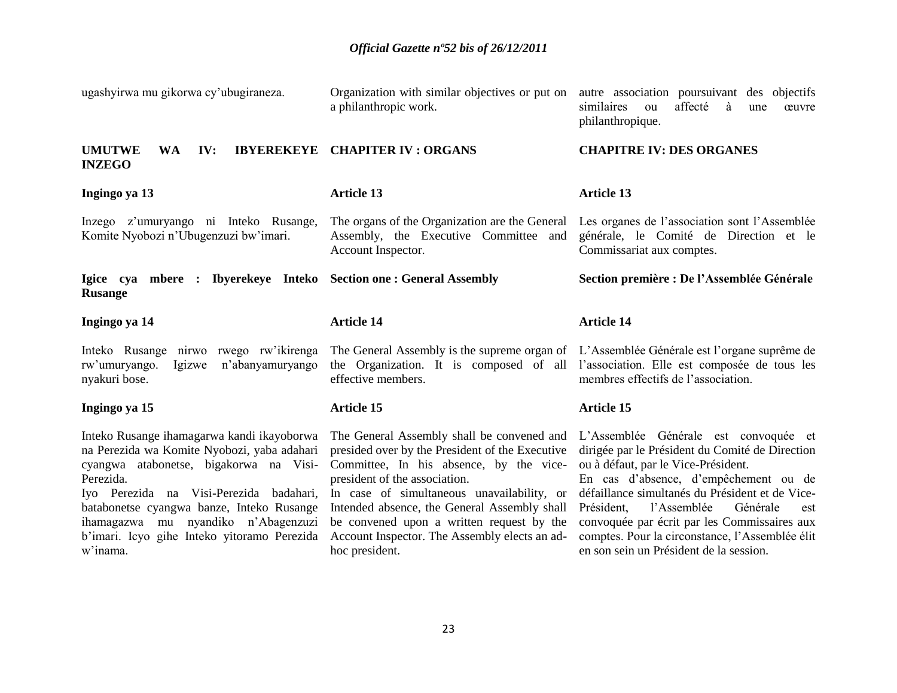ugashyirwa mu gikorwa cy'ubugiraneza.

Organization with similar objectives or put on a philanthropic work.

autre association poursuivant des objectifs similaires ou affecté à une œuvre philanthropique.

**UMUTWE WA IV: IBYEREKEYE INZEGO**

**CHAPITER IV : ORGANS**

**CHAPITRE IV: DES ORGANES**

**Ingingo ya 13**

Inzego z'umuryango ni Inteko Rusange, Komite Nyobozi n'Ubugenzuzi bw'imari.

**Article 13**

The organs of the Organization are the General Assembly, the Executive Committee and Account Inspector.

**Article 13**

Les organes de l'association sont l'Assemblée générale, le Comité de Direction et le Commissariat aux comptes.

**Igice cya mbere : Ibyerekeye Inteko Rusange**

**Section one : General Assembly**

**Section première : De l'Assemblée Générale**

**Ingingo ya 14**

Inteko Rusange nirwo rwego rw'ikirenga rw'umuryango. Igizwe n'abanyamuryango nyakuri bose.

**Article 14**

The General Assembly is the supreme organ of the Organization. It is composed of all effective members.

**Article 14**

L'Assemblée Générale est l'organe suprême de l'association. Elle est composée de tous les membres effectifs de l'association.

**Ingingo ya 15**

Inteko Rusange ihamagarwa kandi ikayoborwa na Perezida wa Komite Nyobozi, yaba adahari cyangwa atabonetse, bigakorwa na Visi-Perezida.

Iyo Perezida na Visi-Perezida badahari, batabonetse cyangwa banze, Inteko Rusange ihamagazwa mu nyandiko n'Abagenzuzi b'imari. Icyo gihe Inteko yitoramo Perezida w'inama.

**Article 15**

The General Assembly shall be convened and presided over by the President of the Executive Committee, In his absence, by the vice-president of the association.

In case of simultaneous unavailability, or Intended absence, the General Assembly shall be convened upon a written request by the Account Inspector. The Assembly elects an ad-hoc president.

**Article 15**

L'Assemblée Générale est convoquée et dirigée par le Président du Comité de Direction ou à défaut, par le Vice-Président.

En cas d'absence, d'empêchement ou de défaillance simultanés du Président et de Vice-Président, l'Assemblée Générale est convoquée par écrit par les Commissaires aux comptes. Pour la circonstance, l'Assemblée élit en son sein un Président de la session.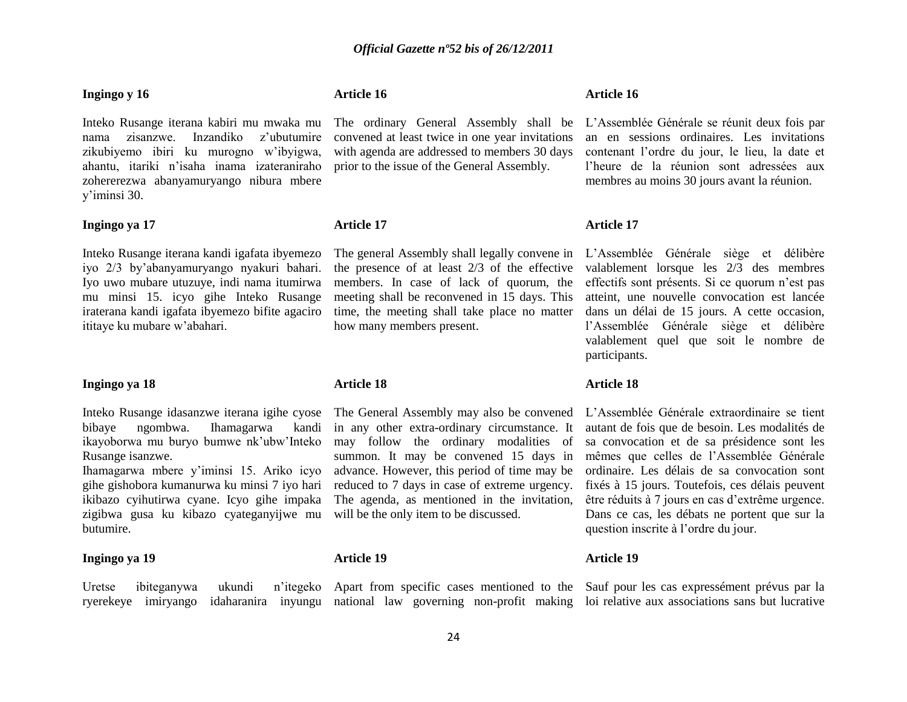**Ingingo y 16**

Inteko Rusange iterana kabiri mu mwaka mu nama zisanzwe. Inzandiko z'ubutumire zikubiyemo ibiri ku murogno w'ibyigwa, ahantu, itariki n'isaha inama izateraniraho zohererezwa abanyamuryango nibura mbere y'iminsi 30.

**Ingingo ya 17**

Inteko Rusange iterana kandi igafata ibyemezo iyo 2/3 by'abanyamuryango nyakuri bahari. Iyo uwo mubare utuzuye, indi nama itumirwa mu minsi 15. icyo gihe Inteko Rusange iraterana kandi igafata ibyemezo bifite agaciro ititaye ku mubare w'abahari.

**Ingingo ya 18**

Inteko Rusange idasanzwe iterana igihe cyose bibaye ngombwa. Ihamagarwa kandi ikayoborwa mu buryo bumwe nk'ubw'Inteko Rusange isanzwe.
Ihamagarwa mbere y'iminsi 15. Ariko icyo gihe gishobora kumanurwa ku minsi 7 iyo hari ikibazo cyihutirwa cyane. Icyo gihe impaka zigibwa gusa ku kibazo cyateganyijwe mu butumire.

**Ingingo ya 19**

Uretse ibiteganywa ukundi n'itegeko ryerekeye imiryango idaharanira inyungu

**Article 16**

The ordinary General Assembly shall be convened at least twice in one year invitations with agenda are addressed to members 30 days prior to the issue of the General Assembly.

**Article 17**

The general Assembly shall legally convene in the presence of at least 2/3 of the effective members. In case of lack of quorum, the meeting shall be reconvened in 15 days. This time, the meeting shall take place no matter how many members present.

**Article 18**

The General Assembly may also be convened in any other extra-ordinary circumstance. It may follow the ordinary modalities of summon. It may be convened 15 days in advance. However, this period of time may be reduced to 7 days in case of extreme urgency. The agenda, as mentioned in the invitation, will be the only item to be discussed.

**Article 19**

Apart from specific cases mentioned to the national law governing non-profit making

**Article 16**

L'Assemblée Générale se réunit deux fois par an en sessions ordinaires. Les invitations contenant l'ordre du jour, le lieu, la date et l'heure de la réunion sont adressées aux membres au moins 30 jours avant la réunion.

**Article 17**

L'Assemblée Générale siège et délibère valablement lorsque les 2/3 des membres effectifs sont présents. Si ce quorum n'est pas atteint, une nouvelle convocation est lancée dans un délai de 15 jours. A cette occasion, l'Assemblée Générale siège et délibère valablement quel que soit le nombre de participants.

**Article 18**

L'Assemblée Générale extraordinaire se tient autant de fois que de besoin. Les modalités de sa convocation et de sa présidence sont les mêmes que celles de l'Assemblée Générale ordinaire. Les délais de sa convocation sont fixés à 15 jours. Toutefois, ces délais peuvent être réduits à 7 jours en cas d'extrême urgence. Dans ce cas, les débats ne portent que sur la question inscrite à l'ordre du jour.

**Article 19**

Sauf pour les cas expressément prévus par la loi relative aux associations sans but lucrative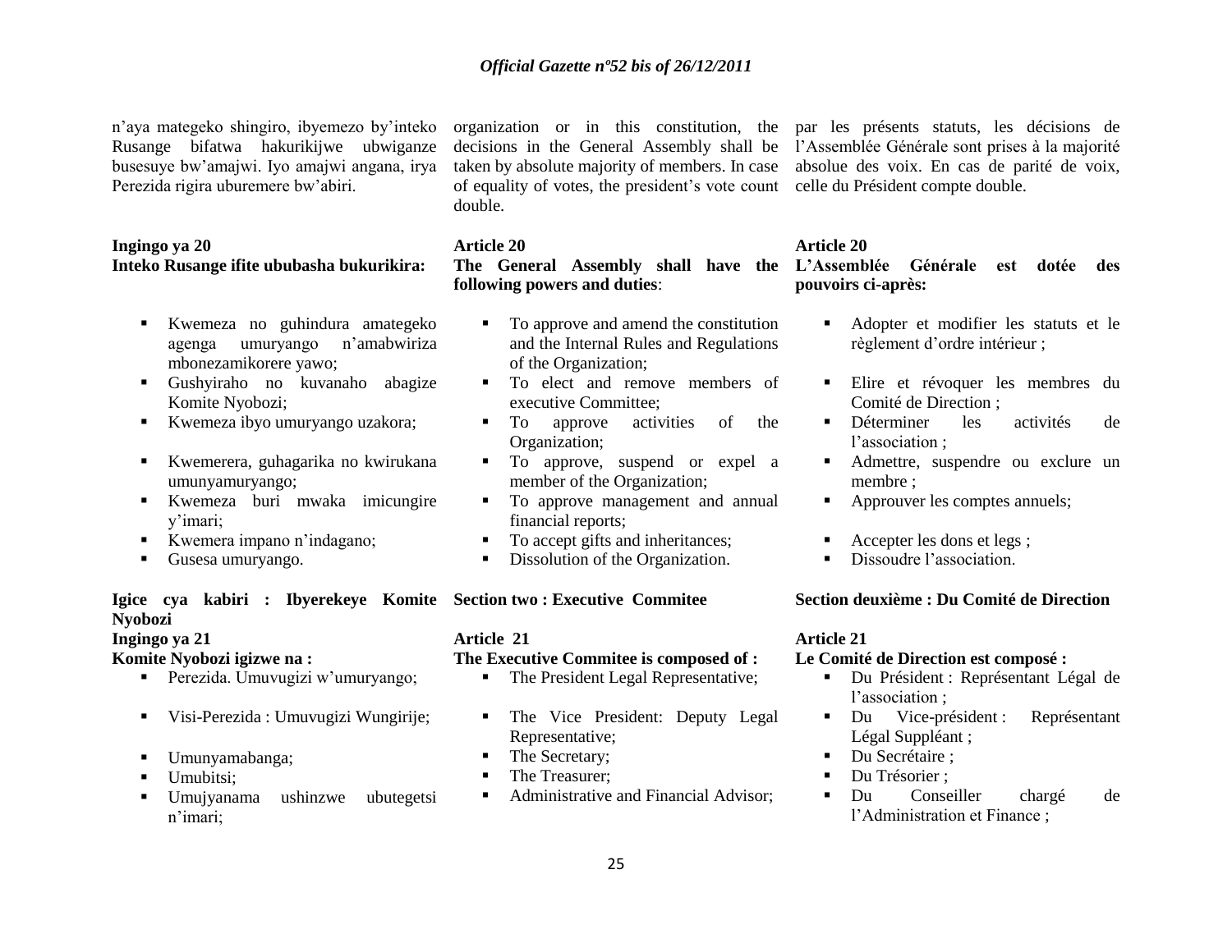n'aya mategeko shingiro, ibyemezo by'inteko Rusange bifatwa hakurikijwe ubwiganze busesuye bw'amajwi. Iyo amajwi angana, irya Perezida rigira uburemere bw'abiri.

**Ingingo ya 20**
**Inteko Rusange ifite ububasha bukurikira:**

- Kwemeza no guhindura amategeko agenga umuryango n'amabwiriza mbonezamikorere yawo;
- Gushyiraho no kuvanaho abagize Komite Nyobozi;
- Kwemeza ibyo umuryango uzakora;
- Kwemerera, guhagarika no kwirukana umunyamuryango;
- Kwemeza buri mwaka imicungire y'imari;
- Kwemera impano n'indagano;
- Gusesa umuryango.

**Igice cya kabiri : Ibyerekeye Komite Nyobozi**

**Ingingo ya 21**
**Komite Nyobozi igizwe na :**

- Perezida. Umuvugizi w'umuryango;
- Visi-Perezida : Umuvugizi Wungirije;
- Umunyamabanga;
- Umubitsi;
- Umujyanama ushinzwe ubutegetsi n'imari;

organization or in this constitution, the decisions in the General Assembly shall be taken by absolute majority of members. In case of equality of votes, the president's vote count double.

**Article 20**
**The General Assembly shall have the following powers and duties**:

- To approve and amend the constitution and the Internal Rules and Regulations of the Organization;
- To elect and remove members of executive Committee;
- To approve activities of the Organization;
- To approve, suspend or expel a member of the Organization;
- To approve management and annual financial reports;
- To accept gifts and inheritances;
- Dissolution of the Organization.

**Section two : Executive Commitee**

**Article 21**
**The Executive Commitee is composed of :**

- The President Legal Representative;
- The Vice President: Deputy Legal Representative;
- The Secretary;
- The Treasurer;
- Administrative and Financial Advisor;

par les présents statuts, les décisions de l'Assemblée Générale sont prises à la majorité absolue des voix. En cas de parité de voix, celle du Président compte double.

**Article 20**
**L'Assemblée Générale est dotée des pouvoirs ci-après:**

- Adopter et modifier les statuts et le règlement d'ordre intérieur ;
- Elire et révoquer les membres du Comité de Direction ;
- Déterminer les activités de l'association ;
- Admettre, suspendre ou exclure un membre ;
- Approuver les comptes annuels;
- Accepter les dons et legs ;
- Dissoudre l'association.

**Section deuxième : Du Comité de Direction**

**Article 21**
**Le Comité de Direction est composé :**

- Du Président : Représentant Légal de l'association ;
- Du Vice-président : Représentant Légal Suppléant ;
- Du Secrétaire ;
- Du Trésorier ;
- Du Conseiller chargé de l'Administration et Finance ;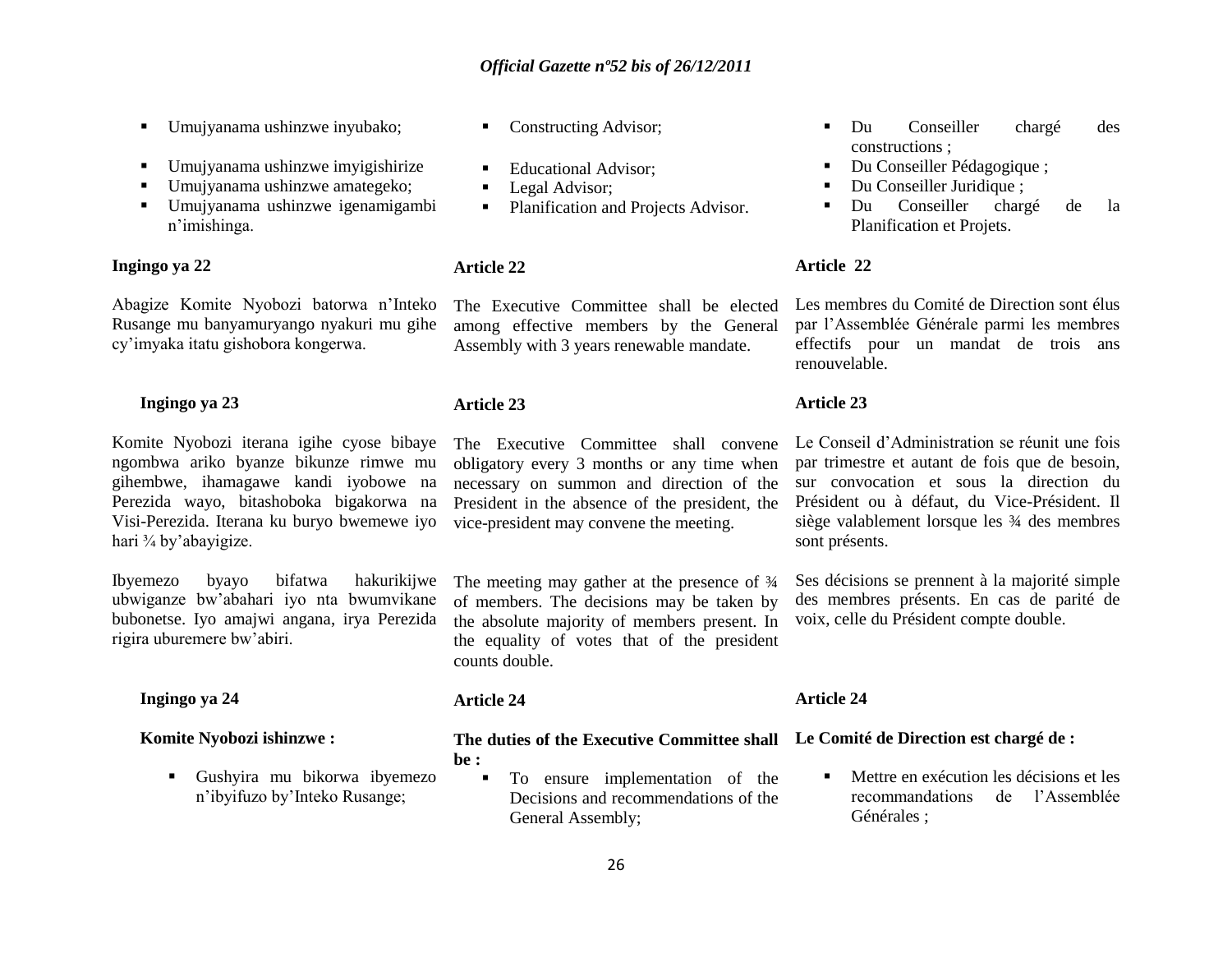- Umujyanama ushinzwe inyubako;
- Umujyanama ushinzwe imyigishirize
- Umujyanama ushinzwe amategeko;
- Umujyanama ushinzwe igenamigambi n'imishinga.

**Ingingo ya 22**

Abagize Komite Nyobozi batorwa n'Inteko Rusange mu banyamuryango nyakuri mu gihe cy'imyaka itatu gishobora kongerwa.

**Ingingo ya 23**

Komite Nyobozi iterana igihe cyose bibaye ngombwa ariko byanze bikunze rimwe mu gihembwe, ihamagawe kandi iyobowe na Perezida wayo, bitashoboka bigakorwa na Visi-Perezida. Iterana ku buryo bwemewe iyo hari ¾ by'abayigize.

Ibyemezo byayo bifatwa hakurikijwe ubwiganze bw'abahari iyo nta bwumvikane bubonetse. Iyo amajwi angana, irya Perezida rigira uburemere bw'abiri.

**Ingingo ya 24**

**Komite Nyobozi ishinzwe :**

- Gushyira mu bikorwa ibyemezo n'ibyifuzo by'Inteko Rusange;

---

- Constructing Advisor;
- Educational Advisor;
- Legal Advisor;
- Planification and Projects Advisor.

**Article 22**

The Executive Committee shall be elected among effective members by the General Assembly with 3 years renewable mandate.

**Article 23**

The Executive Committee shall convene obligatory every 3 months or any time when necessary on summon and direction of the President in the absence of the president, the vice-president may convene the meeting.

The meeting may gather at the presence of ¾ of members. The decisions may be taken by the absolute majority of members present. In the equality of votes that of the president counts double.

**Article 24**

**The duties of the Executive Committee shall be :**

- To ensure implementation of the Decisions and recommendations of the General Assembly;

---

- Du Conseiller chargé des constructions ;
- Du Conseiller Pédagogique ;
- Du Conseiller Juridique ;
- Du Conseiller chargé de la Planification et Projets.

**Article 22**

Les membres du Comité de Direction sont élus par l'Assemblée Générale parmi les membres effectifs pour un mandat de trois ans renouvelable.

**Article 23**

Le Conseil d'Administration se réunit une fois par trimestre et autant de fois que de besoin, sur convocation et sous la direction du Président ou à défaut, du Vice-Président. Il siège valablement lorsque les ¾ des membres sont présents.

Ses décisions se prennent à la majorité simple des membres présents. En cas de parité de voix, celle du Président compte double.

**Article 24**

**Le Comité de Direction est chargé de :**

- Mettre en exécution les décisions et les recommandations de l'Assemblée Générales ;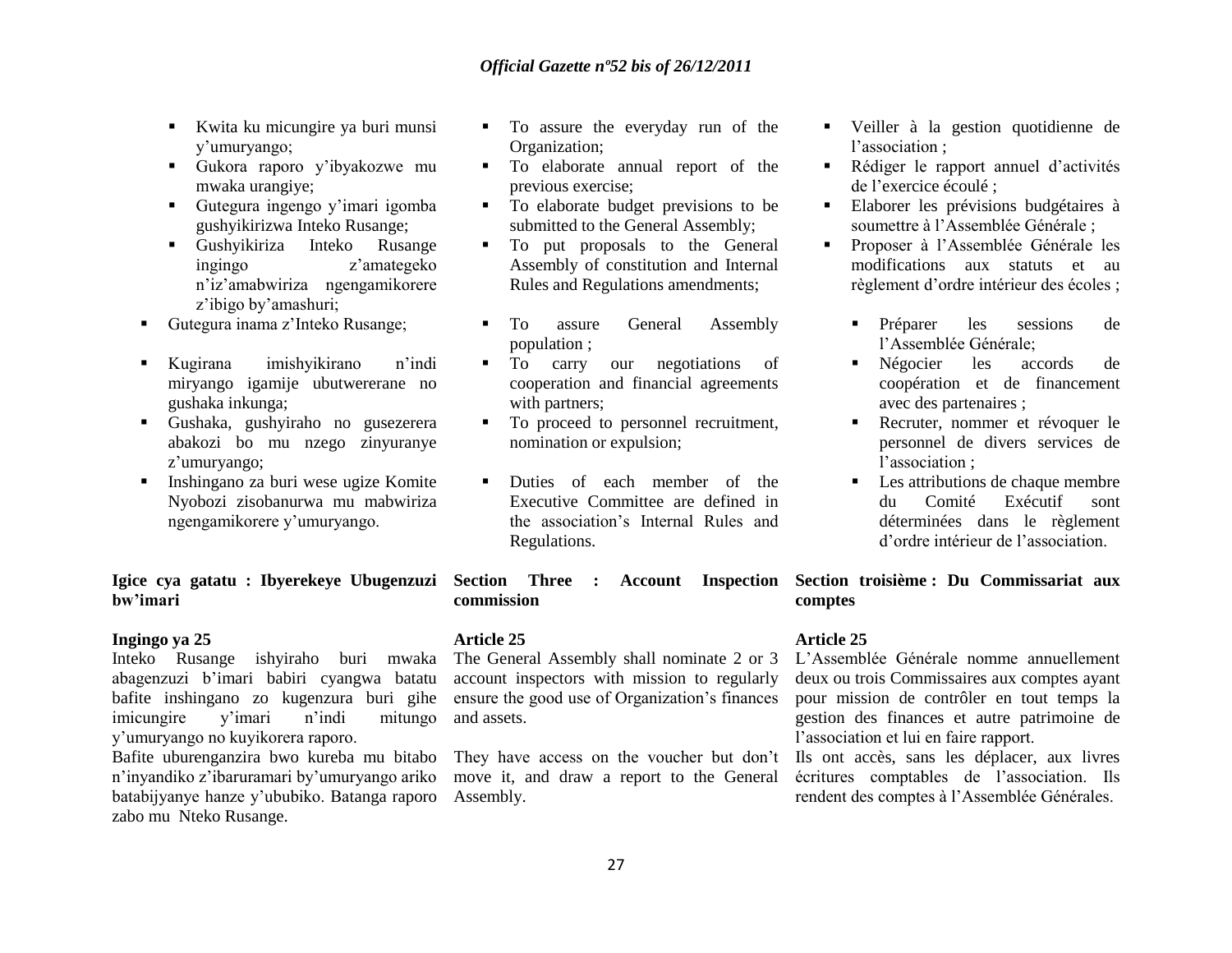- Kwita ku micungire ya buri munsi y'umuryango;
- Gukora raporo y'ibyakozwe mu mwaka urangiye;
- Gutegura ingengo y'imari igomba gushyikirizwa Inteko Rusange;
- Gushyikiriza Inteko Rusange ingingo z'amategeko n'iz'amabwiriza ngengamikorere z'ibigo by'amashuri;
- Gutegura inama z'Inteko Rusange;
- Kugirana imishyikirano n'indi miryango igamije ubutwererane no gushaka inkunga;
- Gushaka, gushyiraho no gusezerera abakozi bo mu nzego zinyuranye z'umuryango;
- Inshingano za buri wese ugize Komite Nyobozi zisobanurwa mu mabwiriza ngengamikorere y'umuryango.

**Igice cya gatatu : Ibyerekeye Ubugenzuzi bw'imari**

**Ingingo ya 25**

Inteko Rusange ishyiraho buri mwaka abagenzuzi b'imari babiri cyangwa batatu bafite inshingano zo kugenzura buri gihe imicungire y'imari n'indi mitungo y'umuryango no kuyikorera raporo.

Bafite uburenganzira bwo kureba mu bitabo n'inyandiko z'ibaruramari by'umuryango ariko batabijyanye hanze y'ububiko. Batanga raporo zabo mu Nteko Rusange.

- To assure the everyday run of the Organization;
- To elaborate annual report of the previous exercise;
- To elaborate budget previsions to be submitted to the General Assembly;
- To put proposals to the General Assembly of constitution and Internal Rules and Regulations amendments;
- To assure General Assembly population ;
- To carry our negotiations of cooperation and financial agreements with partners;
- To proceed to personnel recruitment, nomination or expulsion;
- Duties of each member of the Executive Committee are defined in the association's Internal Rules and Regulations.

**Section Three : Account Inspection commission**

**Article 25**

The General Assembly shall nominate 2 or 3 account inspectors with mission to regularly ensure the good use of Organization's finances and assets.

They have access on the voucher but don't move it, and draw a report to the General Assembly.

- Veiller à la gestion quotidienne de l'association ;
- Rédiger le rapport annuel d'activités de l'exercice écoulé ;
- Elaborer les prévisions budgétaires à soumettre à l'Assemblée Générale ;
- Proposer à l'Assemblée Générale les modifications aux statuts et au règlement d'ordre intérieur des écoles ;
- Préparer les sessions de l'Assemblée Générale;
- Négocier les accords de coopération et de financement avec des partenaires ;
- Recruter, nommer et révoquer le personnel de divers services de l'association ;
- Les attributions de chaque membre du Comité Exécutif sont déterminées dans le règlement d'ordre intérieur de l'association.

**Section troisième : Du Commissariat aux comptes**

**Article 25**

L'Assemblée Générale nomme annuellement deux ou trois Commissaires aux comptes ayant pour mission de contrôler en tout temps la gestion des finances et autre patrimoine de l'association et lui en faire rapport.

Ils ont accès, sans les déplacer, aux livres écritures comptables de l'association. Ils rendent des comptes à l'Assemblée Générales.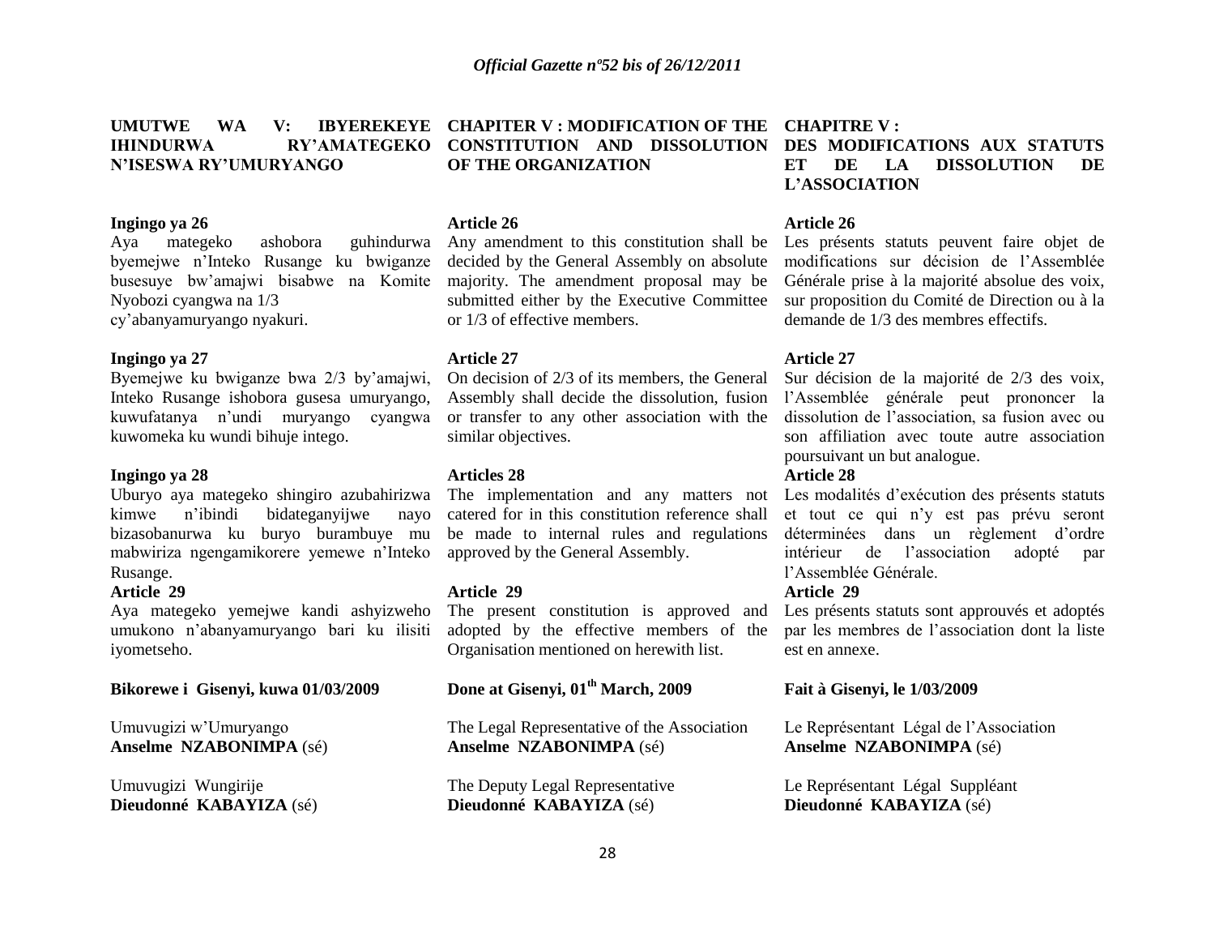## UMUTWE WA V: IBYEREKEYE IHINDURWA RY'AMATEGEKO N'ISESWA RY'UMURYANGO

**Ingingo ya 26**

Aya mategeko ashobora guhindurwa byemejwe n'Inteko Rusange ku bwiganze busesuye bw'amajwi bisabwe na Komite Nyobozi cyangwa na 1/3 cy'abanyamuryango nyakuri.

**Ingingo ya 27**

Byemejwe ku bwiganze bwa 2/3 by'amajwi, Inteko Rusange ishobora gusesa umuryango, kuwufatanya n'undi muryango cyangwa kuwomeka ku wundi bihuje intego.

**Ingingo ya 28**

Uburyo aya mategeko shingiro azubahirizwa kimwe n'ibindi bidateganyijwe nayo bizasobanurwa ku buryo burambuye mu mabwiriza ngengamikorere yemewe n'Inteko Rusange.

**Article 29**

Aya mategeko yemejwe kandi ashyizweho umukono n'abanyamuryango bari ku ilisiti iyometseho.

**Bikorewe i Gisenyi, kuwa 01/03/2009**

Umuvugizi w'Umuryango
**Anselme NZABONIMPA** (sé)

Umuvugizi Wungirije
**Dieudonné KABAYIZA** (sé)

## CHAPTER V : MODIFICATION OF THE CONSTITUTION AND DISSOLUTION OF THE ORGANIZATION

**Article 26**

Any amendment to this constitution shall be decided by the General Assembly on absolute majority. The amendment proposal may be submitted either by the Executive Committee or 1/3 of effective members.

**Article 27**

On decision of 2/3 of its members, the General Assembly shall decide the dissolution, fusion or transfer to any other association with the similar objectives.

**Articles 28**

The implementation and any matters not catered for in this constitution reference shall be made to internal rules and regulations approved by the General Assembly.

**Article 29**

The present constitution is approved and adopted by the effective members of the Organisation mentioned on herewith list.

**Done at Gisenyi, 01th March, 2009**

The Legal Representative of the Association
**Anselme NZABONIMPA** (sé)

The Deputy Legal Representative
**Dieudonné KABAYIZA** (sé)

## CHAPITRE V : DES MODIFICATIONS AUX STATUTS ET DE LA DISSOLUTION DE L'ASSOCIATION

**Article 26**

Les présents statuts peuvent faire objet de modifications sur décision de l'Assemblée Générale prise à la majorité absolue des voix, sur proposition du Comité de Direction ou à la demande de 1/3 des membres effectifs.

**Article 27**

Sur décision de la majorité de 2/3 des voix, l'Assemblée générale peut prononcer la dissolution de l'association, sa fusion avec ou son affiliation avec toute autre association poursuivant un but analogue.

**Article 28**

Les modalités d'exécution des présents statuts et tout ce qui n'y est pas prévu seront déterminées dans un règlement d'ordre intérieur de l'association adopté par l'Assemblée Générale.

**Article 29**

Les présents statuts sont approuvés et adoptés par les membres de l'association dont la liste est en annexe.

**Fait à Gisenyi, le 1/03/2009**

Le Représentant Légal de l'Association
**Anselme NZABONIMPA** (sé)

Le Représentant Légal Suppléant
**Dieudonné KABAYIZA** (sé)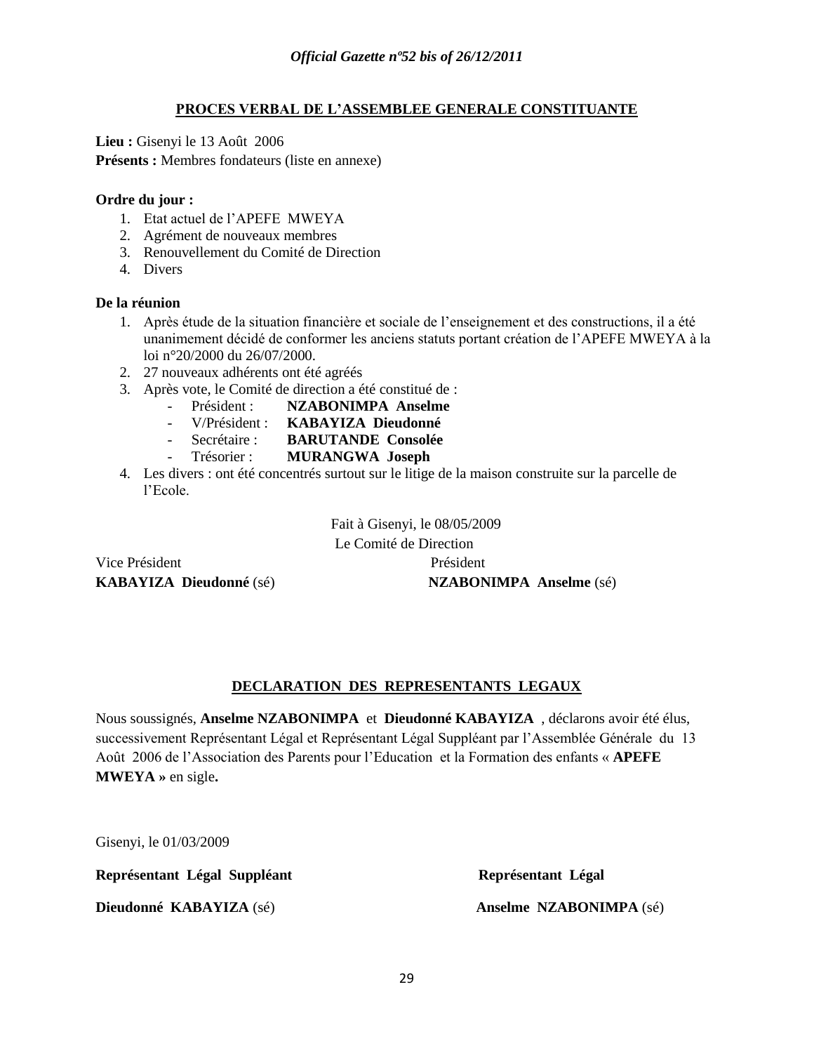## PROCES VERBAL DE L'ASSEMBLEE GENERALE CONSTITUANTE

**Lieu :** Gisenyi le 13 Août 2006

**Présents :** Membres fondateurs (liste en annexe)

**Ordre du jour :**

1. Etat actuel de l'APEFE MWEYA
2. Agrément de nouveaux membres
3. Renouvellement du Comité de Direction
4. Divers

**De la réunion**

1. Après étude de la situation financière et sociale de l'enseignement et des constructions, il a été unanimement décidé de conformer les anciens statuts portant création de l'APEFE MWEYA à la loi n°20/2000 du 26/07/2000.
2. 27 nouveaux adhérents ont été agréés
3. Après vote, le Comité de direction a été constitué de :
   - Président : **NZABONIMPA Anselme**
   - V/Président : **KABAYIZA Dieudonné**
   - Secrétaire : **BARUTANDE Consolée**
   - Trésorier : **MURANGWA Joseph**
4. Les divers : ont été concentrés surtout sur le litige de la maison construite sur la parcelle de l'Ecole.

Fait à Gisenyi, le 08/05/2009

Le Comité de Direction

Vice Président
**KABAYIZA Dieudonné** (sé)

Président
**NZABONIMPA Anselme** (sé)

## DECLARATION DES REPRESENTANTS LEGAUX

Nous soussignés, **Anselme NZABONIMPA** et **Dieudonné KABAYIZA** , déclarons avoir été élus, successivement Représentant Légal et Représentant Légal Suppléant par l'Assemblée Générale du 13 Août 2006 de l'Association des Parents pour l'Education et la Formation des enfants « **APEFE MWEYA »** en sigle**.**

Gisenyi, le 01/03/2009

**Représentant Légal Suppléant**
**Dieudonné KABAYIZA** (sé)

**Représentant Légal**
**Anselme NZABONIMPA** (sé)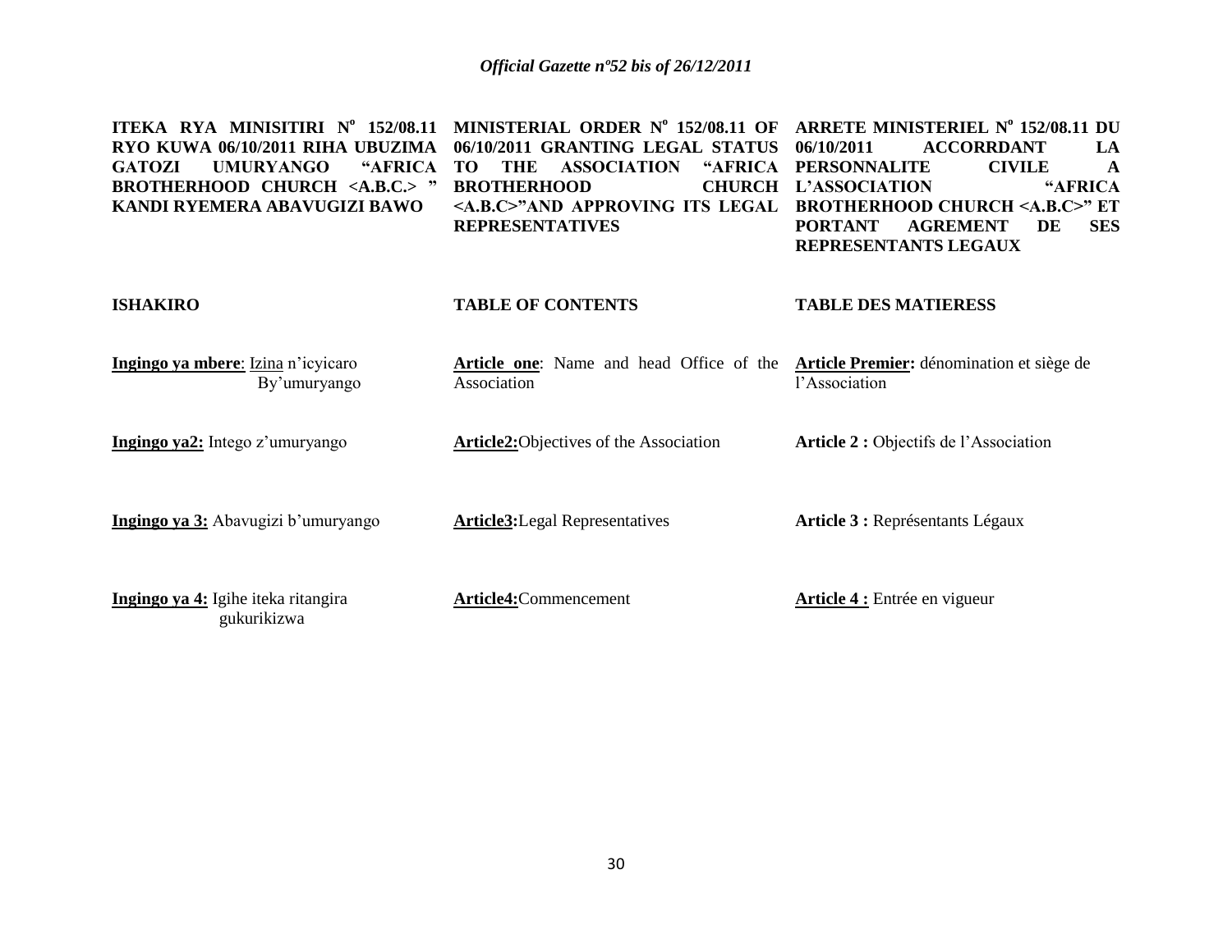**ITEKA RYA MINISITIRI N° 152/08.11 RYO KUWA 06/10/2011 RIHA UBUZIMA GATOZI UMURYANGO "AFRICA BROTHERHOOD CHURCH <A.B.C.> " KANDI RYEMERA ABAVUGIZI BAWO**

**ISHAKIRO**

**Ingingo ya mbere**: Izina n'icyicaro By'umuryango

**Ingingo ya2:** Intego z'umuryango

**Ingingo ya 3:** Abavugizi b'umuryango

**Ingingo ya 4:** Igihe iteka ritangira gukurikizwa

**MINISTERIAL ORDER N° 152/08.11 OF 06/10/2011 GRANTING LEGAL STATUS TO THE ASSOCIATION "AFRICA BROTHERHOOD CHURCH <A.B.C>"AND APPROVING ITS LEGAL REPRESENTATIVES**

**TABLE OF CONTENTS**

**Article one**: Name and head Office of the Association

**Article2:**Objectives of the Association

**Article3:**Legal Representatives

**Article4:**Commencement

**ARRETE MINISTERIEL N° 152/08.11 DU 06/10/2011 ACCORRDANT LA PERSONNALITE CIVILE A L'ASSOCIATION "AFRICA BROTHERHOOD CHURCH <A.B.C>" ET PORTANT AGREMENT DE SES REPRESENTANTS LEGAUX**

**TABLE DES MATIERESS**

**Article Premier:** dénomination et siège de l'Association

**Article 2 :** Objectifs de l'Association

**Article 3 :** Représentants Légaux

**Article 4 :** Entrée en vigueur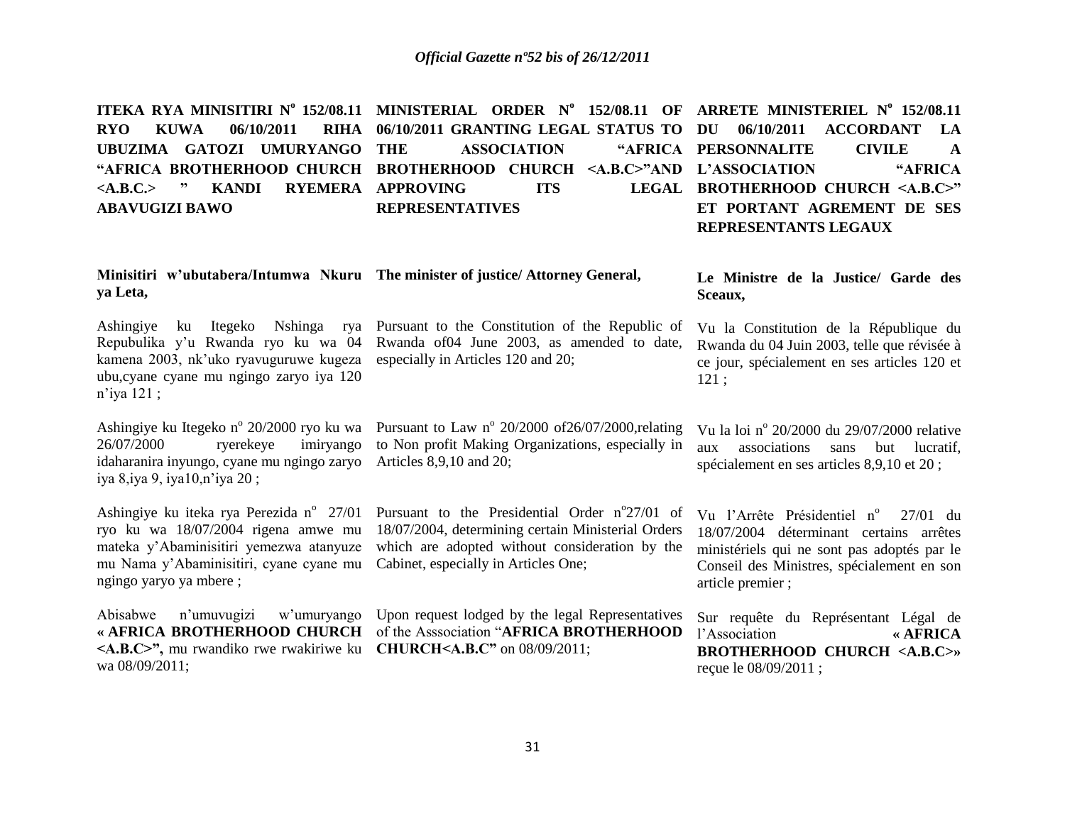**ITEKA RYA MINISITIRI N° 152/08.11 RYO KUWA 06/10/2011 RIHA UBUZIMA GATOZI UMURYANGO "AFRICA BROTHERHOOD CHURCH <A.B.C.> " KANDI RYEMERA ABAVUGIZI BAWO**

**Minisitiri w'ubutabera/Intumwa Nkuru ya Leta,**

Ashingiye ku Itegeko Nshinga rya Repubulika y'u Rwanda ryo ku wa 04 kamena 2003, nk'uko ryavuguruwe kugeza ubu,cyane cyane mu ngingo zaryo iya 120 n'iya 121 ;

Ashingiye ku Itegeko n° 20/2000 ryo ku wa 26/07/2000 ryerekeye imiryango idaharanira inyungo, cyane mu ngingo zaryo iya 8,iya 9, iya10,n'iya 20 ;

Ashingiye ku iteka rya Perezida n° 27/01 ryo ku wa 18/07/2004 rigena amwe mu mateka y'Abaminisitiri yemezwa atanyuze mu Nama y'Abaminisitiri, cyane cyane mu ngingo yaryo ya mbere ;

Abisabwe n'umuvugizi w'umuryango **« AFRICA BROTHERHOOD CHURCH <A.B.C>",** mu rwandiko rwe rwakiriwe ku wa 08/09/2011;

**MINISTERIAL ORDER N° 152/08.11 OF 06/10/2011 GRANTING LEGAL STATUS TO THE ASSOCIATION "AFRICA BROTHERHOOD CHURCH <A.B.C>"AND APPROVING ITS LEGAL REPRESENTATIVES**

**The minister of justice/ Attorney General,**

Pursuant to the Constitution of the Republic of Rwanda of04 June 2003, as amended to date, especially in Articles 120 and 20;

Pursuant to Law n° 20/2000 of26/07/2000,relating to Non profit Making Organizations, especially in Articles 8,9,10 and 20;

Pursuant to the Presidential Order n°27/01 of 18/07/2004, determining certain Ministerial Orders which are adopted without consideration by the Cabinet, especially in Articles One;

Upon request lodged by the legal Representatives of the Asssociation "**AFRICA BROTHERHOOD CHURCH<A.B.C"** on 08/09/2011;

**ARRETE MINISTERIEL N° 152/08.11 DU 06/10/2011 ACCORDANT LA PERSONNALITE CIVILE A L'ASSOCIATION "AFRICA BROTHERHOOD CHURCH <A.B.C>" ET PORTANT AGREMENT DE SES REPRESENTANTS LEGAUX**

**Le Ministre de la Justice/ Garde des Sceaux,**

Vu la Constitution de la République du Rwanda du 04 Juin 2003, telle que révisée à ce jour, spécialement en ses articles 120 et 121 ;

Vu la loi n° 20/2000 du 29/07/2000 relative aux associations sans but lucratif, spécialement en ses articles 8,9,10 et 20 ;

Vu l'Arrête Présidentiel n° 27/01 du 18/07/2004 déterminant certains arrêtes ministériels qui ne sont pas adoptés par le Conseil des Ministres, spécialement en son article premier ;

Sur requête du Représentant Légal de l'Association **« AFRICA BROTHERHOOD CHURCH <A.B.C>»** reçue le 08/09/2011 ;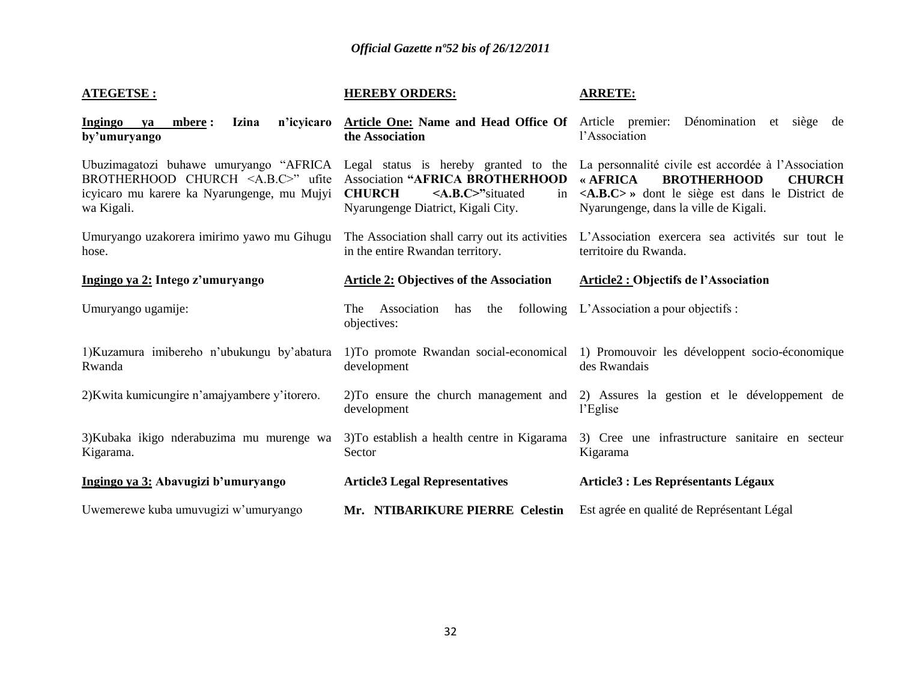| **ATEGETSE :** | **HEREBY ORDERS:** | **ARRETE:** |
|---|---|---|
| **Ingingo ya mbere : Izina n'icyicaro by'umuryango** | **Article One: Name and Head Office Of the Association** | Article premier: Dénomination et siège de l'Association |
| Ubuzimagatozi buhawe umuryango "AFRICA BROTHERHOOD CHURCH <A.B.C>" ufite icyicaro mu karere ka Nyarungenge, mu Mujyi wa Kigali. | Legal status is hereby granted to the Association **"AFRICA BROTHERHOOD CHURCH <A.B.C>"**situated in Nyarungenge Diatrict, Kigali City. | La personnalité civile est accordée à l'Association **« AFRICA BROTHERHOOD CHURCH <A.B.C> »** dont le siège est dans le District de Nyarungenge, dans la ville de Kigali. |
| Umuryango uzakorera imirimo yawo mu Gihugu hose. | The Association shall carry out its activities in the entire Rwandan territory. | L'Association exercera sea activités sur tout le territoire du Rwanda. |
| **Ingingo ya 2: Intego z'umuryango** | **Article 2: Objectives of the Association** | **Article2 : Objectifs de l'Association** |
| Umuryango ugamije: | The Association has the following objectives: | L'Association a pour objectifs : |
| 1)Kuzamura imibereho n'ubukungu by'abatura Rwanda | 1)To promote Rwandan social-economical development | 1) Promouvoir les développent socio-économique des Rwandais |
| 2)Kwita kumicungire n'amajyambere y'itorero. | 2)To ensure the church management and development | 2) Assures la gestion et le développement de l'Eglise |
| 3)Kubaka ikigo nderabuzima mu murenge wa Kigarama. | 3)To establish a health centre in Kigarama Sector | 3) Cree une infrastructure sanitaire en secteur Kigarama |
| **Ingingo ya 3: Abavugizi b'umuryango** | **Article3 Legal Representatives** | **Article3 : Les Représentants Légaux** |
| Uwemerewe kuba umuvugizi w'umuryango | **Mr. NTIBARIKURE PIERRE Celestin** | Est agrée en qualité de Représentant Légal |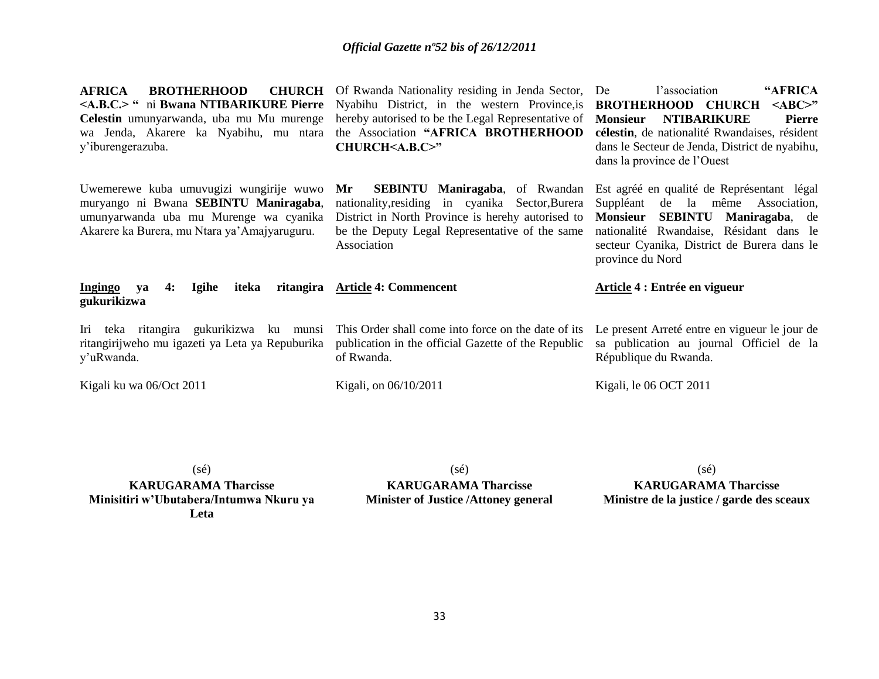**AFRICA BROTHERHOOD CHURCH <A.B.C.> "** ni **Bwana NTIBARIKURE Pierre Celestin** umunyarwanda, uba mu Mu murenge wa Jenda, Akarere ka Nyabihu, mu ntara y'iburengerazuba.

Uwemerewe kuba umuvugizi wungirije wuwo muryango ni Bwana **SEBINTU Maniragaba**, umunyarwanda uba mu Murenge wa cyanika Akarere ka Burera, mu Ntara ya'Amajyaruguru.

**Ingingo ya 4: Igihe iteka ritangira gukurikizwa**

Iri teka ritangira gukurikizwa ku munsi ritangirijweho mu igazeti ya Leta ya Repuburika y'uRwanda.

Kigali ku wa 06/Oct 2011

(sé)
**KARUGARAMA Tharcisse**
**Minisitiri w'Ubutabera/Intumwa Nkuru ya Leta**

Of Rwanda Nationality residing in Jenda Sector, Nyabihu District, in the western Province,is hereby autorised to be the Legal Representative of the Association **"AFRICA BROTHERHOOD CHURCH<A.B.C>"**

**Mr SEBINTU Maniragaba**, of Rwandan nationality,residing in cyanika Sector,Burera District in North Province is herehy autorised to be the Deputy Legal Representative of the same Association

**Article 4: Commencent**

This Order shall come into force on the date of its publication in the official Gazette of the Republic of Rwanda.

Kigali, on 06/10/2011

(sé)
**KARUGARAMA Tharcisse**
**Minister of Justice /Attoney general**

De l'association **"AFRICA BROTHERHOOD CHURCH <ABC>" Monsieur NTIBARIKURE Pierre célestin**, de nationalité Rwandaises, résident dans le Secteur de Jenda, District de nyabihu, dans la province de l'Ouest

Est agréé en qualité de Représentant légal Suppléant de la même Association, **Monsieur SEBINTU Maniragaba**, de nationalité Rwandaise, Résidant dans le secteur Cyanika, District de Burera dans le province du Nord

**Article 4 : Entrée en vigueur**

Le present Arreté entre en vigueur le jour de sa publication au journal Officiel de la République du Rwanda.

Kigali, le 06 OCT 2011

(sé)
**KARUGARAMA Tharcisse**
**Ministre de la justice / garde des sceaux**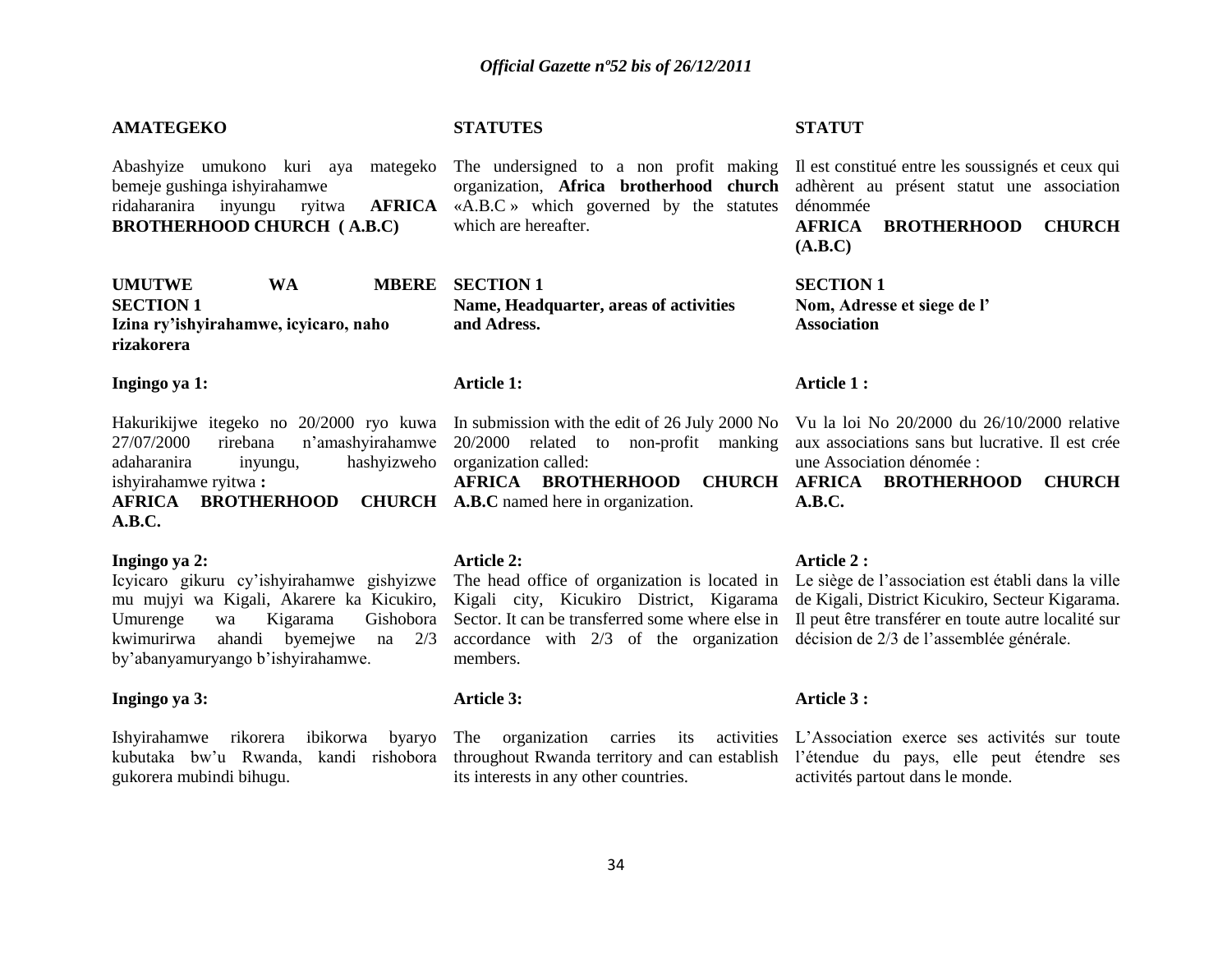**AMATEGEKO**

Abashyize umukono kuri aya mategeko bemeje gushinga ishyirahamwe ridaharanira inyungu ryitwa **AFRICA BROTHERHOOD CHURCH ( A.B.C)**

**UMUTWE WA MBERE**
**SECTION 1**
**Izina ry'ishyirahamwe, icyicaro, naho rizakorera**

**Ingingo ya 1:**

Hakurikijwe itegeko no 20/2000 ryo kuwa 27/07/2000 rirebana n'amashyirahamwe adaharanira inyungu, hashyizweho ishyirahamwe ryitwa **:**
**AFRICA BROTHERHOOD CHURCH A.B.C.**

**Ingingo ya 2:**
Icyicaro gikuru cy'ishyirahamwe gishyizwe mu mujyi wa Kigali, Akarere ka Kicukiro, Umurenge wa Kigarama Gishobora kwimurirwa ahandi byemejwe na 2/3 by'abanyamuryango b'ishyirahamwe.

**Ingingo ya 3:**

Ishyirahamwe rikorera ibikorwa byaryo kubutaka bw'u Rwanda, kandi rishobora gukorera mubindi bihugu.

**STATUTES**

The undersigned to a non profit making organization, **Africa brotherhood church** «A.B.C » which governed by the statutes which are hereafter.

**SECTION 1**
**Name, Headquarter, areas of activities and Adress.**

**Article 1:**

In submission with the edit of 26 July 2000 No 20/2000 related to non-profit manking organization called:
**AFRICA BROTHERHOOD CHURCH A.B.C** named here in organization.

**Article 2:**
The head office of organization is located in Kigali city, Kicukiro District, Kigarama Sector. It can be transferred some where else in accordance with 2/3 of the organization members.

**Article 3:**

The organization carries its activities throughout Rwanda territory and can establish its interests in any other countries.

**STATUT**

Il est constitué entre les soussignés et ceux qui adhèrent au présent statut une association dénommée
**AFRICA BROTHERHOOD CHURCH (A.B.C)**

**SECTION 1**
**Nom, Adresse et siege de l' Association**

**Article 1 :**

Vu la loi No 20/2000 du 26/10/2000 relative aux associations sans but lucrative. Il est crée une Association dénomée :
**AFRICA BROTHERHOOD CHURCH A.B.C.**

**Article 2 :**
Le siège de l'association est établi dans la ville de Kigali, District Kicukiro, Secteur Kigarama. Il peut être transférer en toute autre localité sur décision de 2/3 de l'assemblée générale.

**Article 3 :**

L'Association exerce ses activités sur toute l'étendue du pays, elle peut étendre ses activités partout dans le monde.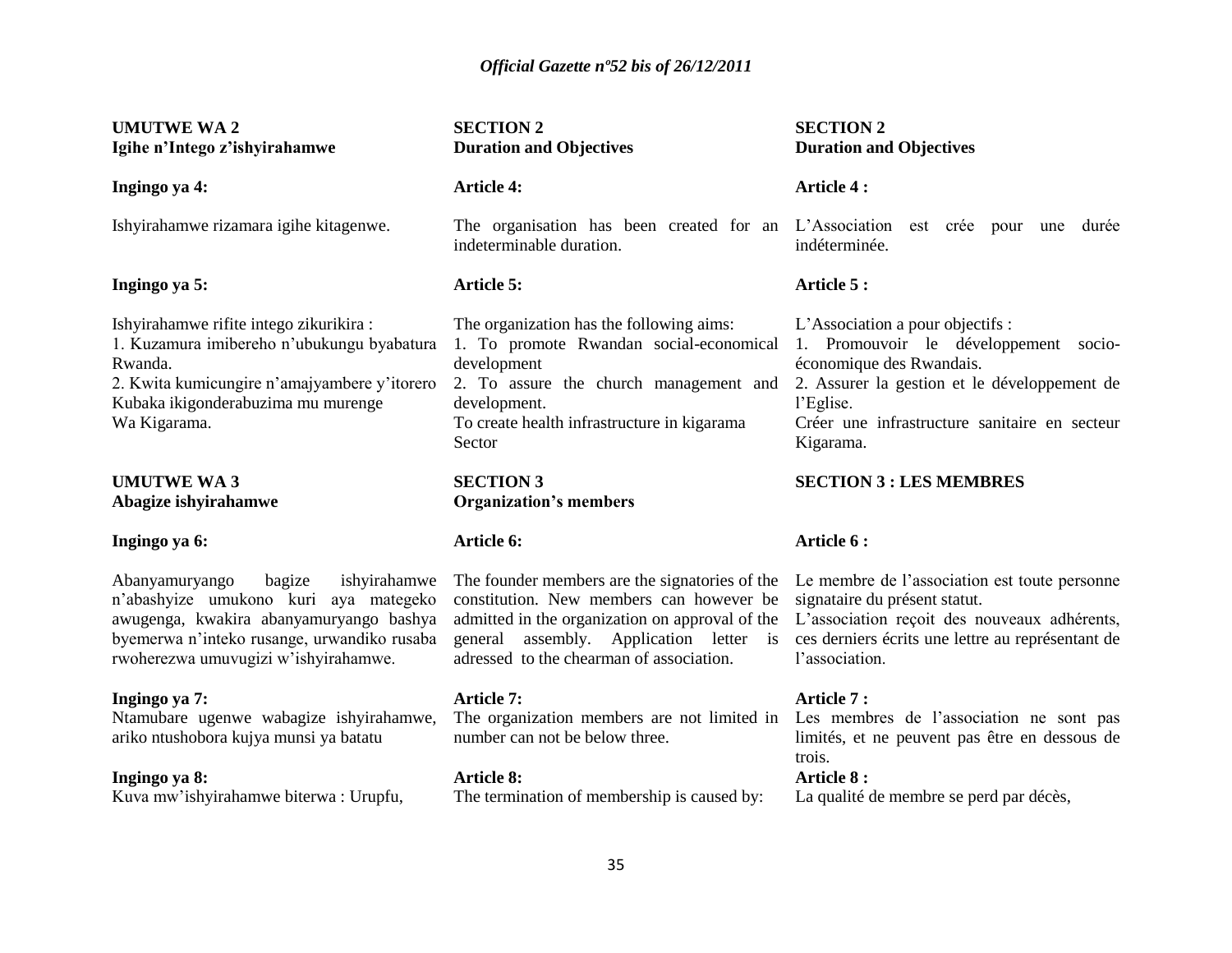**UMUTWE WA 2**
**Igihe n'Intego z'ishyirahamwe**

**Ingingo ya 4:**

Ishyirahamwe rizamara igihe kitagenwe.

**Ingingo ya 5:**

Ishyirahamwe rifite intego zikurikira :
1. Kuzamura imibereho n'ubukungu byabatura Rwanda.
2. Kwita kumicungire n'amajyambere y'itorero Kubaka ikigonderabuzima mu murenge Wa Kigarama.

**UMUTWE WA 3**
**Abagize ishyirahamwe**

**Ingingo ya 6:**

Abanyamuryango bagize ishyirahamwe n'abashyize umukono kuri aya mategeko awugenga, kwakira abanyamuryango bashya byemerwa n'inteko rusange, urwandiko rusaba rwoherezwa umuvugizi w'ishyirahamwe.

**Ingingo ya 7:**
Ntamubare ugenwe wabagize ishyirahamwe, ariko ntushobora kujya munsi ya batatu

**Ingingo ya 8:**
Kuva mw'ishyirahamwe biterwa : Urupfu,

**SECTION 2**
**Duration and Objectives**

**Article 4:**

The organisation has been created for an indeterminable duration.

**Article 5:**

The organization has the following aims:
1. To promote Rwandan social-economical development
2. To assure the church management and development.
To create health infrastructure in kigarama Sector

**SECTION 3**
**Organization's members**

**Article 6:**

The founder members are the signatories of the constitution. New members can however be admitted in the organization on approval of the general assembly. Application letter is adressed to the chearman of association.

**Article 7:**
The organization members are not limited in number can not be below three.

**Article 8:**
The termination of membership is caused by:

**SECTION 2**
**Duration and Objectives**

**Article 4 :**

L'Association est crée pour une durée indéterminée.

**Article 5 :**

L'Association a pour objectifs :
1. Promouvoir le développement socio-économique des Rwandais.
2. Assurer la gestion et le développement de l'Eglise.
Créer une infrastructure sanitaire en secteur Kigarama.

**SECTION 3 : LES MEMBRES**

**Article 6 :**

Le membre de l'association est toute personne signataire du présent statut.
L'association reçoit des nouveaux adhérents, ces derniers écrits une lettre au représentant de l'association.

**Article 7 :**
Les membres de l'association ne sont pas limités, et ne peuvent pas être en dessous de trois.

**Article 8 :**
La qualité de membre se perd par décès,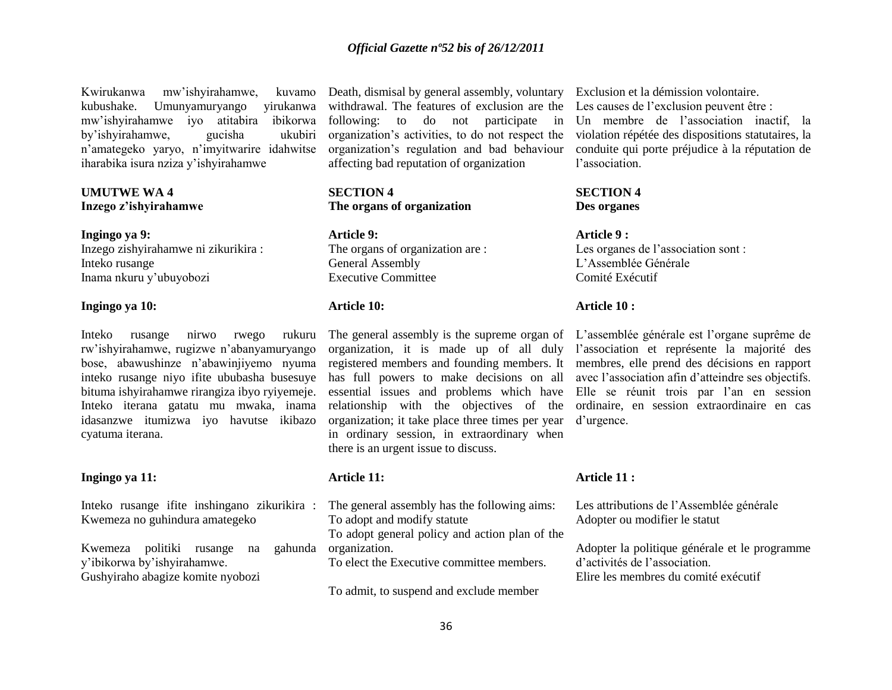Kwirukanwa mw'ishyirahamwe, kuvamo kubushake. Umunyamuryango yirukanwa mw'ishyirahamwe iyo atitabira ibikorwa by'ishyirahamwe, gucisha ukubiri n'amategeko yaryo, n'imyitwarire idahwitse iharabika isura nziza y'ishyirahamwe

### UMUTWE WA 4
**Inzego z'ishyirahamwe**

**Ingingo ya 9:**
Inzego zishyirahamwe ni zikurikira :
Inteko rusange
Inama nkuru y'ubuyobozi

**Ingingo ya 10:**

Inteko rusange nirwo rwego rukuru rw'ishyirahamwe, rugizwe n'abanyamuryango bose, abawushinze n'abawinjiyemo nyuma inteko rusange niyo ifite ububasha busesuye bituma ishyirahamwe rirangiza ibyo ryiyemeje. Inteko iterana gatatu mu mwaka, inama idasanzwe itumizwa iyo havutse ikibazo cyatuma iterana.

**Ingingo ya 11:**

Inteko rusange ifite inshingano zikurikira :
Kwemeza no guhindura amategeko

Kwemeza politiki rusange na gahunda y'ibikorwa by'ishyirahamwe.
Gushyiraho abagize komite nyobozi

Death, dismisal by general assembly, voluntary withdrawal. The features of exclusion are the following: to do not participate in organization's activities, to do not respect the organization's regulation and bad behaviour affecting bad reputation of organization

### SECTION 4
**The organs of organization**

**Article 9:**
The organs of organization are :
General Assembly
Executive Committee

**Article 10:**

The general assembly is the supreme organ of organization, it is made up of all duly registered members and founding members. It has full powers to make decisions on all essential issues and problems which have relationship with the objectives of the organization; it take place three times per year in ordinary session, in extraordinary when there is an urgent issue to discuss.

**Article 11:**

The general assembly has the following aims:
To adopt and modify statute
To adopt general policy and action plan of the organization.
To elect the Executive committee members.

To admit, to suspend and exclude member

Exclusion et la démission volontaire.
Les causes de l'exclusion peuvent être :
Un membre de l'association inactif, la violation répétée des dispositions statutaires, la conduite qui porte préjudice à la réputation de l'association.

### SECTION 4
**Des organes**

**Article 9 :**
Les organes de l'association sont :
L'Assemblée Générale
Comité Exécutif

**Article 10 :**

L'assemblée générale est l'organe suprême de l'association et représente la majorité des membres, elle prend des décisions en rapport avec l'association afin d'atteindre ses objectifs. Elle se réunit trois par l'an en session ordinaire, en session extraordinaire en cas d'urgence.

**Article 11 :**

Les attributions de l'Assemblée générale
Adopter ou modifier le statut

Adopter la politique générale et le programme d'activités de l'association.
Elire les membres du comité exécutif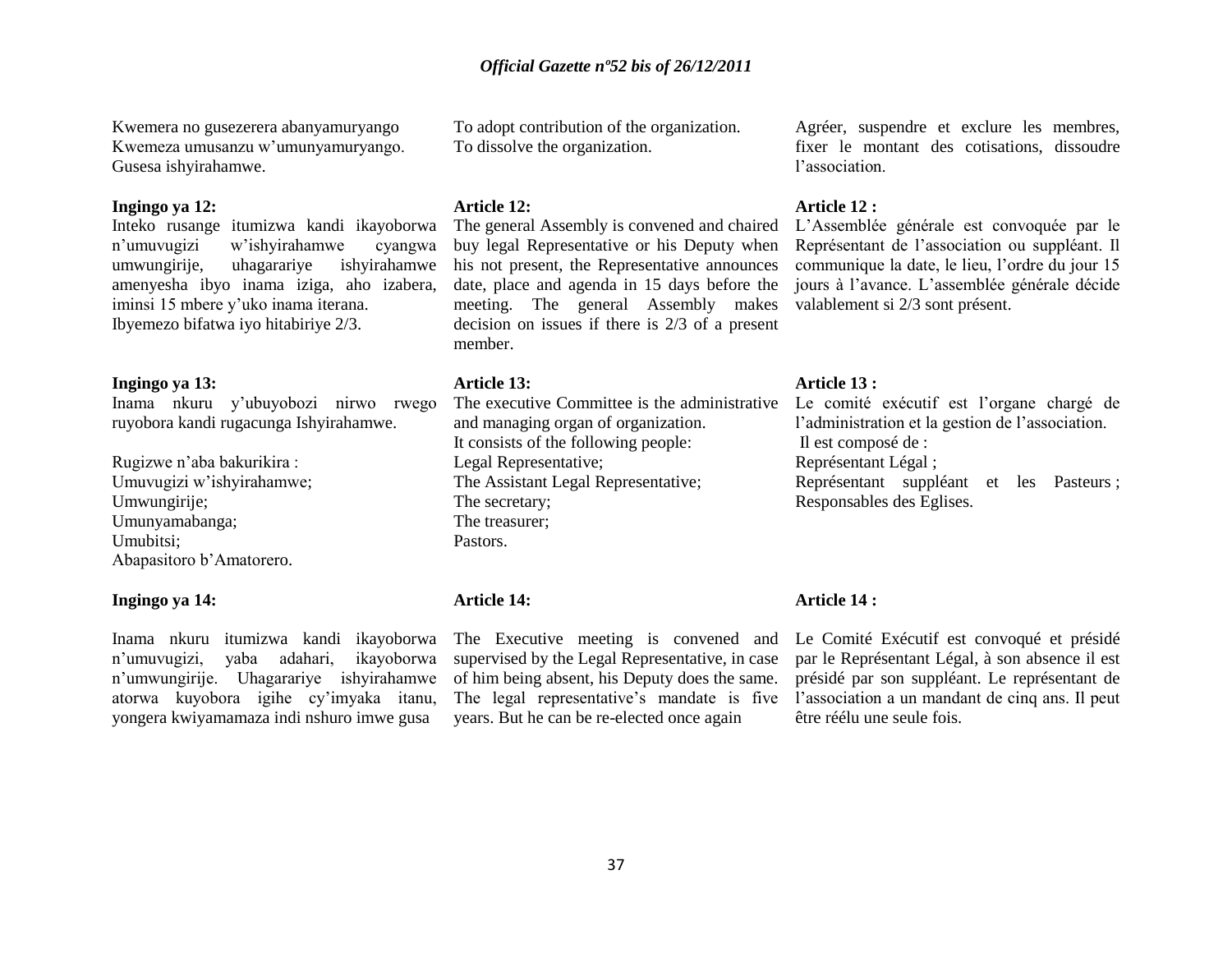Kwemera no gusezerera abanyamuryango
Kwemeza umusanzu w'umunyamuryango.
Gusesa ishyirahamwe.

**Ingingo ya 12:**
Inteko rusange itumizwa kandi ikayoborwa n'umuvugizi w'ishyirahamwe cyangwa umwungirije, uhagarariye ishyirahamwe amenyesha ibyo inama iziga, aho izabera, iminsi 15 mbere y'uko inama iterana.
Ibyemezo bifatwa iyo hitabiriye 2/3.

**Ingingo ya 13:**
Inama nkuru y'ubuyobozi nirwo rwego ruyobora kandi rugacunga Ishyirahamwe.

Rugizwe n'aba bakurikira :
Umuvugizi w'ishyirahamwe;
Umwungirije;
Umunyamabanga;
Umubitsi;
Abapasitoro b'Amatorero.

**Ingingo ya 14:**

Inama nkuru itumizwa kandi ikayoborwa n'umuvugizi, yaba adahari, ikayoborwa n'umwungirije. Uhagarariye ishyirahamwe atorwa kuyobora igihe cy'imyaka itanu, yongera kwiyamamaza indi nshuro imwe gusa

To adopt contribution of the organization.
To dissolve the organization.

**Article 12:**
The general Assembly is convened and chaired buy legal Representative or his Deputy when his not present, the Representative announces date, place and agenda in 15 days before the meeting. The general Assembly makes decision on issues if there is 2/3 of a present member.

**Article 13:**
The executive Committee is the administrative and managing organ of organization.
It consists of the following people:
Legal Representative;
The Assistant Legal Representative;
The secretary;
The treasurer;
Pastors.

**Article 14:**

The Executive meeting is convened and supervised by the Legal Representative, in case of him being absent, his Deputy does the same. The legal representative's mandate is five years. But he can be re-elected once again

Agréer, suspendre et exclure les membres, fixer le montant des cotisations, dissoudre l'association.

**Article 12 :**
L'Assemblée générale est convoquée par le Représentant de l'association ou suppléant. Il communique la date, le lieu, l'ordre du jour 15 jours à l'avance. L'assemblée générale décide valablement si 2/3 sont présent.

**Article 13 :**
Le comité exécutif est l'organe chargé de l'administration et la gestion de l'association.
Il est composé de :
Représentant Légal ;
Représentant suppléant et les Pasteurs ; Responsables des Eglises.

**Article 14 :**

Le Comité Exécutif est convoqué et présidé par le Représentant Légal, à son absence il est présidé par son suppléant. Le représentant de l'association a un mandant de cinq ans. Il peut être réélu une seule fois.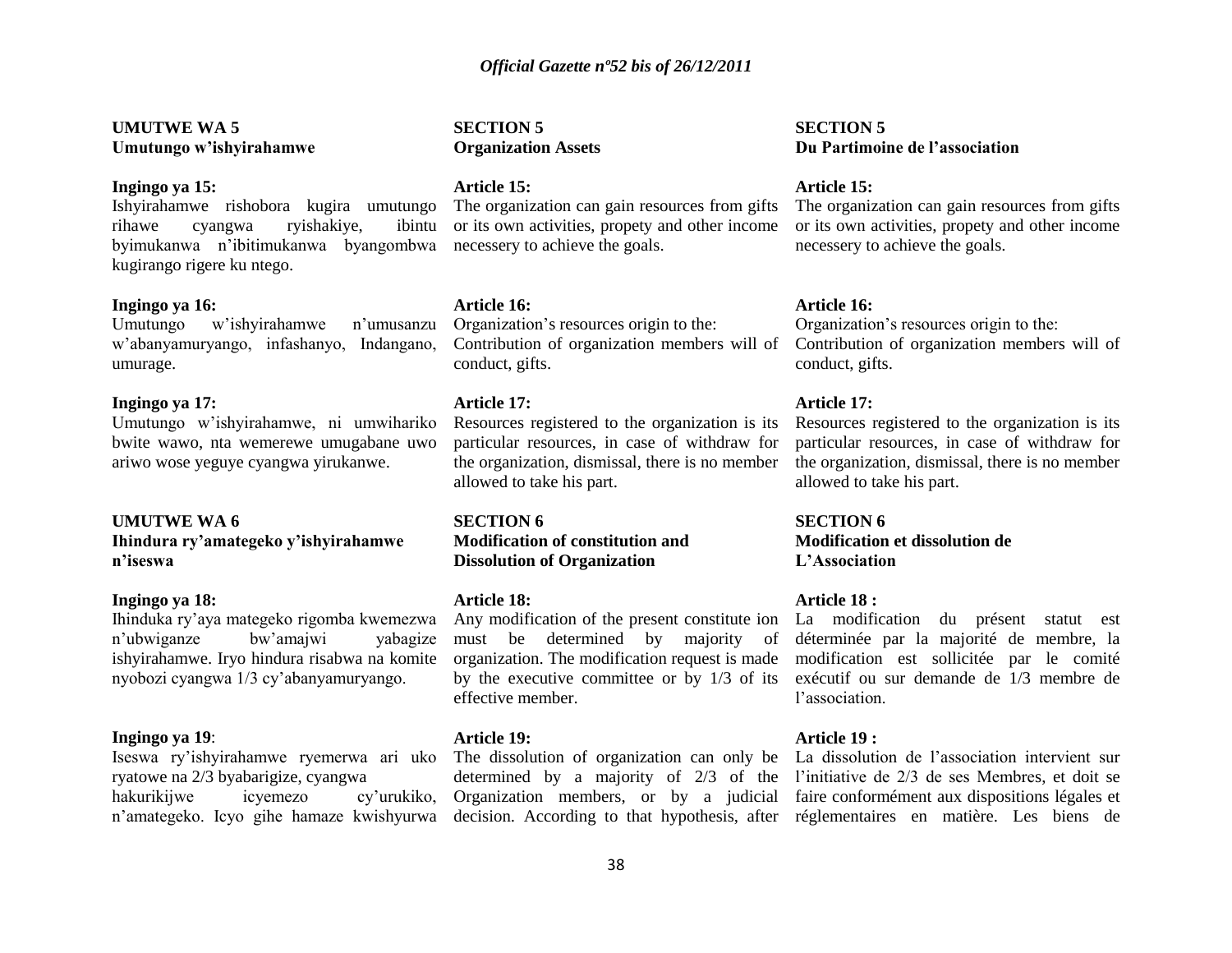**UMUTWE WA 5**
**Umutungo w'ishyirahamwe**

**Ingingo ya 15:**
Ishyirahamwe rishobora kugira umutungo rihawe cyangwa ryishakiye, ibintu byimukanwa n'ibitimukanwa byangombwa kugirango rigere ku ntego.

**Ingingo ya 16:**
Umutungo w'ishyirahamwe n'umusanzu w'abanyamuryango, infashanyo, Indangano, umurage.

**Ingingo ya 17:**
Umutungo w'ishyirahamwe, ni umwihariko bwite wawo, nta wemerewe umugabane uwo ariwo wose yeguye cyangwa yirukanwe.

**UMUTWE WA 6**
**Ihindura ry'amategeko y'ishyirahamwe n'iseswa**

**Ingingo ya 18:**
Ihinduka ry'aya mategeko rigomba kwemezwa n'ubwiganze bw'amajwi yabagize ishyirahamwe. Iryo hindura risabwa na komite nyobozi cyangwa 1/3 cy'abanyamuryango.

**Ingingo ya 19**:
Iseswa ry'ishyirahamwe ryemerwa ari uko ryatowe na 2/3 byabarigize, cyangwa hakurikijwe icyemezo cy'urukiko, n'amategeko. Icyo gihe hamaze kwishyurwa

**SECTION 5**
**Organization Assets**

**Article 15:**
The organization can gain resources from gifts or its own activities, propety and other income necessery to achieve the goals.

**Article 16:**
Organization's resources origin to the:
Contribution of organization members will of conduct, gifts.

**Article 17:**
Resources registered to the organization is its particular resources, in case of withdraw for the organization, dismissal, there is no member allowed to take his part.

**SECTION 6**
**Modification of constitution and Dissolution of Organization**

**Article 18:**
Any modification of the present constitute ion must be determined by majority of organization. The modification request is made by the executive committee or by 1/3 of its effective member.

**Article 19:**
The dissolution of organization can only be determined by a majority of 2/3 of the Organization members, or by a judicial decision. According to that hypothesis, after

**SECTION 5**
**Du Partimoine de l'association**

**Article 15:**
The organization can gain resources from gifts or its own activities, propety and other income necessery to achieve the goals.

**Article 16:**
Organization's resources origin to the:
Contribution of organization members will of conduct, gifts.

**Article 17:**
Resources registered to the organization is its particular resources, in case of withdraw for the organization, dismissal, there is no member allowed to take his part.

**SECTION 6**
**Modification et dissolution de L'Association**

**Article 18 :**
La modification du présent statut est déterminée par la majorité de membre, la modification est sollicitée par le comité exécutif ou sur demande de 1/3 membre de l'association.

**Article 19 :**
La dissolution de l'association intervient sur l'initiative de 2/3 de ses Membres, et doit se faire conformément aux dispositions légales et réglementaires en matière. Les biens de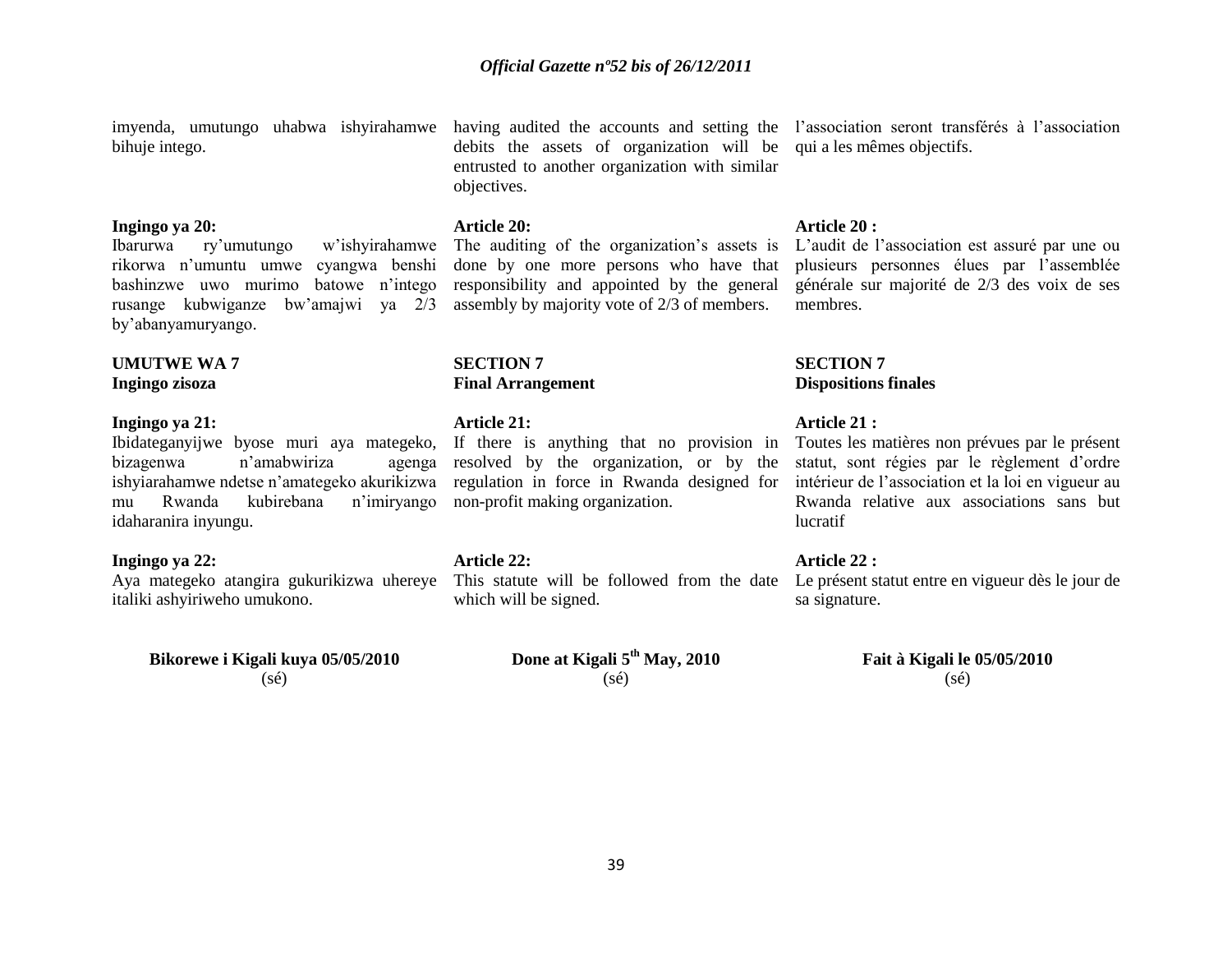imyenda, umutungo uhabwa ishyirahamwe bihuje intego.

**Ingingo ya 20:**
Ibarurwa ry'umutungo w'ishyirahamwe rikorwa n'umuntu umwe cyangwa benshi bashinzwe uwo murimo batowe n'intego rusange kubwiganze bw'amajwi ya 2/3 by'abanyamuryango.

**UMUTWE WA 7**
**Ingingo zisoza**

**Ingingo ya 21:**
Ibidateganyijwe byose muri aya mategeko, bizagenwa n'amabwiriza agenga ishyiarahamwe ndetse n'amategeko akurikizwa mu Rwanda kubirebana n'imiryango idaharanira inyungu.

**Ingingo ya 22:**
Aya mategeko atangira gukurikizwa uhereye italiki ashyiriweho umukono.

**Bikorewe i Kigali kuya 05/05/2010**
(sé)

having audited the accounts and setting the debits the assets of organization will be entrusted to another organization with similar objectives.

**Article 20:**
The auditing of the organization's assets is done by one more persons who have that responsibility and appointed by the general assembly by majority vote of 2/3 of members.

**SECTION 7**
**Final Arrangement**

**Article 21:**
If there is anything that no provision in resolved by the organization, or by the regulation in force in Rwanda designed for non-profit making organization.

**Article 22:**
This statute will be followed from the date which will be signed.

**Done at Kigali 5th May, 2010**
(sé)

l'association seront transférés à l'association qui a les mêmes objectifs.

**Article 20 :**
L'audit de l'association est assuré par une ou plusieurs personnes élues par l'assemblée générale sur majorité de 2/3 des voix de ses membres.

**SECTION 7**
**Dispositions finales**

**Article 21 :**
Toutes les matières non prévues par le présent statut, sont régies par le règlement d'ordre intérieur de l'association et la loi en vigueur au Rwanda relative aux associations sans but lucratif

**Article 22 :**
Le présent statut entre en vigueur dès le jour de sa signature.

**Fait à Kigali le 05/05/2010**
(sé)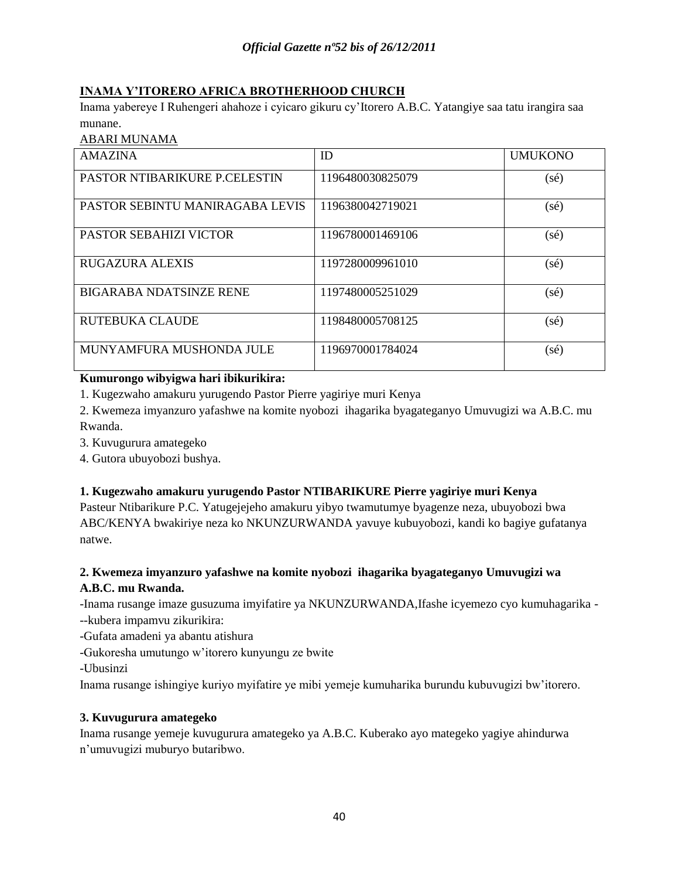**INAMA Y'ITORERO AFRICA BROTHERHOOD CHURCH**

Inama yabereye I Ruhengeri ahahoze i cyicaro gikuru cy'Itorero A.B.C. Yatangiye saa tatu irangira saa munane.

ABARI MUNAMA

| AMAZINA | ID | UMUKONO |
|---|---|---|
| PASTOR NTIBARIKURE P.CELESTIN | 1196480030825079 | (sé) |
| PASTOR SEBINTU MANIRAGABA LEVIS | 1196380042719021 | (sé) |
| PASTOR SEBAHIZI VICTOR | 1196780001469106 | (sé) |
| RUGAZURA ALEXIS | 1197280009961010 | (sé) |
| BIGARABA NDATSINZE RENE | 1197480005251029 | (sé) |
| RUTEBUKA CLAUDE | 1198480005708125 | (sé) |
| MUNYAMFURA MUSHONDA JULE | 1196970001784024 | (sé) |

**Kumurongo wibyigwa hari ibikurikira:**

1. Kugezwaho amakuru yurugendo Pastor Pierre yagiriye muri Kenya
2. Kwemeza imyanzuro yafashwe na komite nyobozi ihagarika byagateganyo Umuvugizi wa A.B.C. mu Rwanda.
3. Kuvugurura amategeko
4. Gutora ubuyobozi bushya.

**1. Kugezwaho amakuru yurugendo Pastor NTIBARIKURE Pierre yagiriye muri Kenya**

Pasteur Ntibarikure P.C. Yatugejejeho amakuru yibyo twamutumye byagenze neza, ubuyobozi bwa ABC/KENYA bwakiriye neza ko NKUNZURWANDA yavuye kubuyobozi, kandi ko bagiye gufatanya natwe.

**2. Kwemeza imyanzuro yafashwe na komite nyobozi ihagarika byagateganyo Umuvugizi wa A.B.C. mu Rwanda.**

-Inama rusange imaze gusuzuma imyifatire ya NKUNZURWANDA,Ifashe icyemezo cyo kumuhagarika ---kubera impamvu zikurikira:

-Gufata amadeni ya abantu atishura

-Gukoresha umutungo w'itorero kunyungu ze bwite

-Ubusinzi

Inama rusange ishingiye kuriyo myifatire ye mibi yemeje kumuharika burundu kubuvugizi bw'itorero.

**3. Kuvugurura amategeko**

Inama rusange yemeje kuvugurura amategeko ya A.B.C. Kuberako ayo mategeko yagiye ahindurwa n'umuvugizi muburyo butaribwo.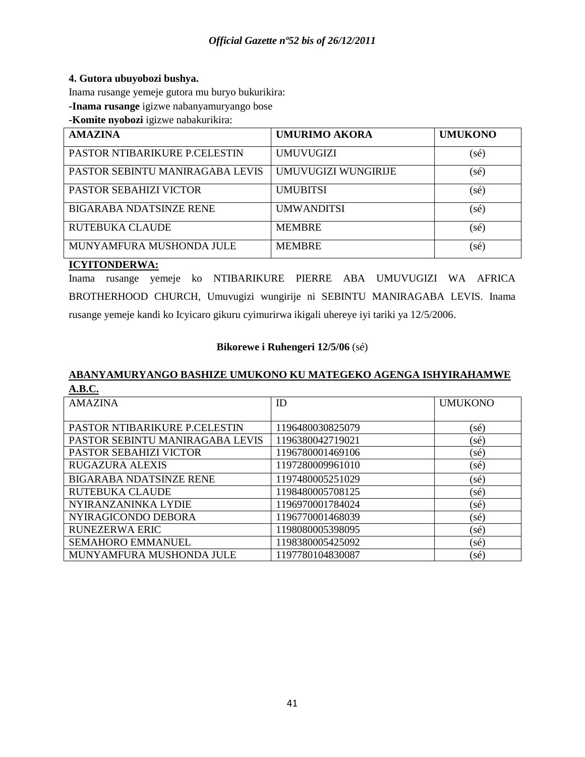**4. Gutora ubuyobozi bushya.**

Inama rusange yemeje gutora mu buryo bukurikira:

-**Inama rusange** igizwe nabanyamuryango bose

-**Komite nyobozi** igizwe nabakurikira:

| **AMAZINA** | **UMURIMO AKORA** | **UMUKONO** |
|---|---|---|
| PASTOR NTIBARIKURE P.CELESTIN | UMUVUGIZI | (sé) |
| PASTOR SEBINTU MANIRAGABA LEVIS | UMUVUGIZI WUNGIRIJE | (sé) |
| PASTOR SEBAHIZI VICTOR | UMUBITSI | (sé) |
| BIGARABA NDATSINZE RENE | UMWANDITSI | (sé) |
| RUTEBUKA CLAUDE | MEMBRE | (sé) |
| MUNYAMFURA MUSHONDA JULE | MEMBRE | (sé) |

**ICYITONDERWA:**

Inama rusange yemeje ko NTIBARIKURE PIERRE ABA UMUVUGIZI WA AFRICA BROTHERHOOD CHURCH, Umuvugizi wungirije ni SEBINTU MANIRAGABA LEVIS. Inama rusange yemeje kandi ko Icyicaro gikuru cyimurirwa ikigali uhereye iyi tariki ya 12/5/2006.

**Bikorewe i Ruhengeri 12/5/06** (sé)

**ABANYAMURYANGO BASHIZE UMUKONO KU MATEGEKO AGENGA ISHYIRAHAMWE A.B.C.**

| AMAZINA | ID | UMUKONO |
|---|---|---|
| PASTOR NTIBARIKURE P.CELESTIN | 1196480030825079 | (sé) |
| PASTOR SEBINTU MANIRAGABA LEVIS | 1196380042719021 | (sé) |
| PASTOR SEBAHIZI VICTOR | 1196780001469106 | (sé) |
| RUGAZURA ALEXIS | 1197280009961010 | (sé) |
| BIGARABA NDATSINZE RENE | 1197480005251029 | (sé) |
| RUTEBUKA CLAUDE | 1198480005708125 | (sé) |
| NYIRANZANINKA LYDIE | 1196970001784024 | (sé) |
| NYIRAGICONDO DEBORA | 1196770001468039 | (sé) |
| RUNEZERWA ERIC | 1198080005398095 | (sé) |
| SEMAHORO EMMANUEL | 1198380005425092 | (sé) |
| MUNYAMFURA MUSHONDA JULE | 1197780104830087 | (sé) |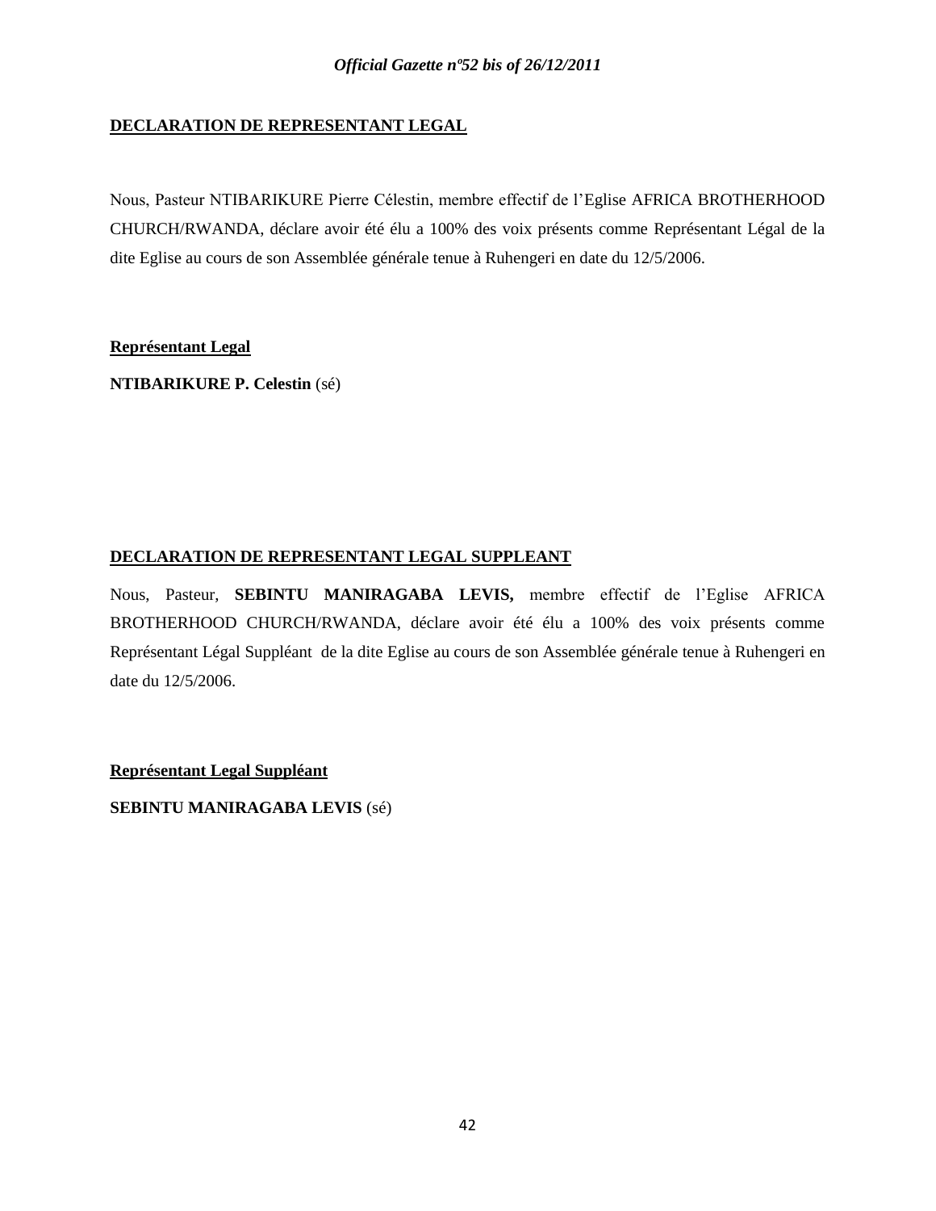**DECLARATION DE REPRESENTANT LEGAL**

Nous, Pasteur NTIBARIKURE Pierre Célestin, membre effectif de l'Eglise AFRICA BROTHERHOOD CHURCH/RWANDA, déclare avoir été élu a 100% des voix présents comme Représentant Légal de la dite Eglise au cours de son Assemblée générale tenue à Ruhengeri en date du 12/5/2006.

**Représentant Legal**

**NTIBARIKURE P. Celestin** (sé)

**DECLARATION DE REPRESENTANT LEGAL SUPPLEANT**

Nous, Pasteur, **SEBINTU MANIRAGABA LEVIS,** membre effectif de l'Eglise AFRICA BROTHERHOOD CHURCH/RWANDA, déclare avoir été élu a 100% des voix présents comme Représentant Légal Suppléant de la dite Eglise au cours de son Assemblée générale tenue à Ruhengeri en date du 12/5/2006.

**Représentant Legal Suppléant**

**SEBINTU MANIRAGABA LEVIS** (sé)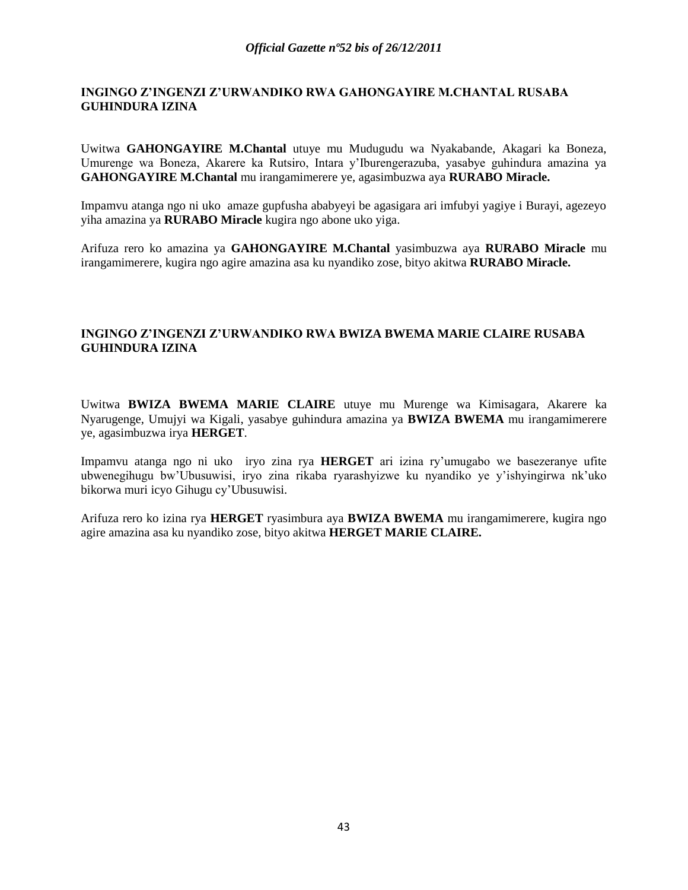## INGINGO Z'INGENZI Z'URWANDIKO RWA GAHONGAYIRE M.CHANTAL RUSABA GUHINDURA IZINA

Uwitwa **GAHONGAYIRE M.Chantal** utuye mu Mudugudu wa Nyakabande, Akagari ka Boneza, Umurenge wa Boneza, Akarere ka Rutsiro, Intara y'Iburengerazuba, yasabye guhindura amazina ya **GAHONGAYIRE M.Chantal** mu irangamimerere ye, agasimbuzwa aya **RURABO Miracle.**

Impamvu atanga ngo ni uko amaze gupfusha ababyeyi be agasigara ari imfubyi yagiye i Burayi, agezeyo yiha amazina ya **RURABO Miracle** kugira ngo abone uko yiga.

Arifuza rero ko amazina ya **GAHONGAYIRE M.Chantal** yasimbuzwa aya **RURABO Miracle** mu irangamimerere, kugira ngo agire amazina asa ku nyandiko zose, bityo akitwa **RURABO Miracle.**

## INGINGO Z'INGENZI Z'URWANDIKO RWA BWIZA BWEMA MARIE CLAIRE RUSABA GUHINDURA IZINA

Uwitwa **BWIZA BWEMA MARIE CLAIRE** utuye mu Murenge wa Kimisagara, Akarere ka Nyarugenge, Umujyi wa Kigali, yasabye guhindura amazina ya **BWIZA BWEMA** mu irangamimerere ye, agasimbuzwa irya **HERGET**.

Impamvu atanga ngo ni uko iryo zina rya **HERGET** ari izina ry'umugabo we basezeranye ufite ubwenegihugu bw'Ubusuwisi, iryo zina rikaba ryarashyizwe ku nyandiko ye y'ishyingirwa nk'uko bikorwa muri icyo Gihugu cy'Ubusuwisi.

Arifuza rero ko izina rya **HERGET** ryasimbura aya **BWIZA BWEMA** mu irangamimerere, kugira ngo agire amazina asa ku nyandiko zose, bityo akitwa **HERGET MARIE CLAIRE.**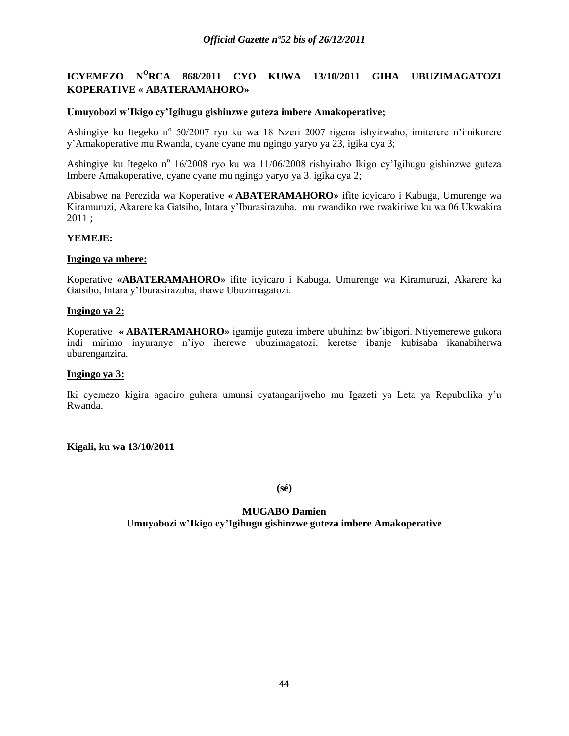## ICYEMEZO N[O]RCA 868/2011 CYO KUWA 13/10/2011 GIHA UBUZIMAGATOZI KOPERATIVE « ABATERAMAHORO»

**Umuyobozi w'Ikigo cy'Igihugu gishinzwe guteza imbere Amakoperative;**

Ashingiye ku Itegeko n° 50/2007 ryo ku wa 18 Nzeri 2007 rigena ishyirwaho, imiterere n'imikorere y'Amakoperative mu Rwanda, cyane cyane mu ngingo yaryo ya 23, igika cya 3;

Ashingiye ku Itegeko n° 16/2008 ryo ku wa 11/06/2008 rishyiraho Ikigo cy'Igihugu gishinzwe guteza Imbere Amakoperative, cyane cyane mu ngingo yaryo ya 3, igika cya 2;

Abisabwe na Perezida wa Koperative **« ABATERAMAHORO»** ifite icyicaro i Kabuga, Umurenge wa Kiramuruzi, Akarere ka Gatsibo, Intara y'Iburasirazuba, mu rwandiko rwe rwakiriwe ku wa 06 Ukwakira 2011 ;

**YEMEJE:**

**Ingingo ya mbere:**

Koperative **«ABATERAMAHORO»** ifite icyicaro i Kabuga, Umurenge wa Kiramuruzi, Akarere ka Gatsibo, Intara y'Iburasirazuba, ihawe Ubuzimagatozi.

**Ingingo ya 2:**

Koperative **« ABATERAMAHORO»** igamije guteza imbere ubuhinzi bw'ibigori. Ntiyemerewe gukora indi mirimo inyuranye n'iyo iherewe ubuzimagatozi, keretse ibanje kubisaba ikanabiherwa uburenganzira.

**Ingingo ya 3:**

Iki cyemezo kigira agaciro guhera umunsi cyatangarijweho mu Igazeti ya Leta ya Repubulika y'u Rwanda.

**Kigali, ku wa 13/10/2011**

**(sé)**

**MUGABO Damien**
**Umuyobozi w'Ikigo cy'Igihugu gishinzwe guteza imbere Amakoperative**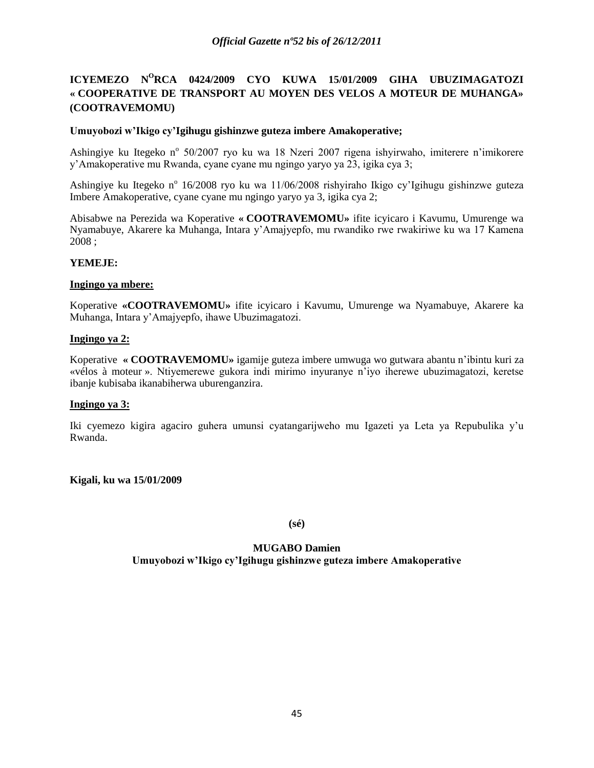**ICYEMEZO N°RCA 0424/2009 CYO KUWA 15/01/2009 GIHA UBUZIMAGATOZI « COOPERATIVE DE TRANSPORT AU MOYEN DES VELOS A MOTEUR DE MUHANGA» (COOTRAVEMOMU)**

**Umuyobozi w'Ikigo cy'Igihugu gishinzwe guteza imbere Amakoperative;**

Ashingiye ku Itegeko n° 50/2007 ryo ku wa 18 Nzeri 2007 rigena ishyirwaho, imiterere n'imikorere y'Amakoperative mu Rwanda, cyane cyane mu ngingo yaryo ya 23, igika cya 3;

Ashingiye ku Itegeko n° 16/2008 ryo ku wa 11/06/2008 rishyiraho Ikigo cy'Igihugu gishinzwe guteza Imbere Amakoperative, cyane cyane mu ngingo yaryo ya 3, igika cya 2;

Abisabwe na Perezida wa Koperative **« COOTRAVEMOMU»** ifite icyicaro i Kavumu, Umurenge wa Nyamabuye, Akarere ka Muhanga, Intara y'Amajyepfo, mu rwandiko rwe rwakiriwe ku wa 17 Kamena 2008 ;

**YEMEJE:**

**Ingingo ya mbere:**

Koperative **«COOTRAVEMOMU»** ifite icyicaro i Kavumu, Umurenge wa Nyamabuye, Akarere ka Muhanga, Intara y'Amajyepfo, ihawe Ubuzimagatozi.

**Ingingo ya 2:**

Koperative **« COOTRAVEMOMU»** igamije guteza imbere umwuga wo gutwara abantu n'ibintu kuri za «vélos à moteur ». Ntiyemerewe gukora indi mirimo inyuranye n'iyo iherewe ubuzimagatozi, keretse ibanje kubisaba ikanabiherwa uburenganzira.

**Ingingo ya 3:**

Iki cyemezo kigira agaciro guhera umunsi cyatangarijweho mu Igazeti ya Leta ya Repubulika y'u Rwanda.

**Kigali, ku wa 15/01/2009**

**(sé)**

**MUGABO Damien**
**Umuyobozi w'Ikigo cy'Igihugu gishinzwe guteza imbere Amakoperative**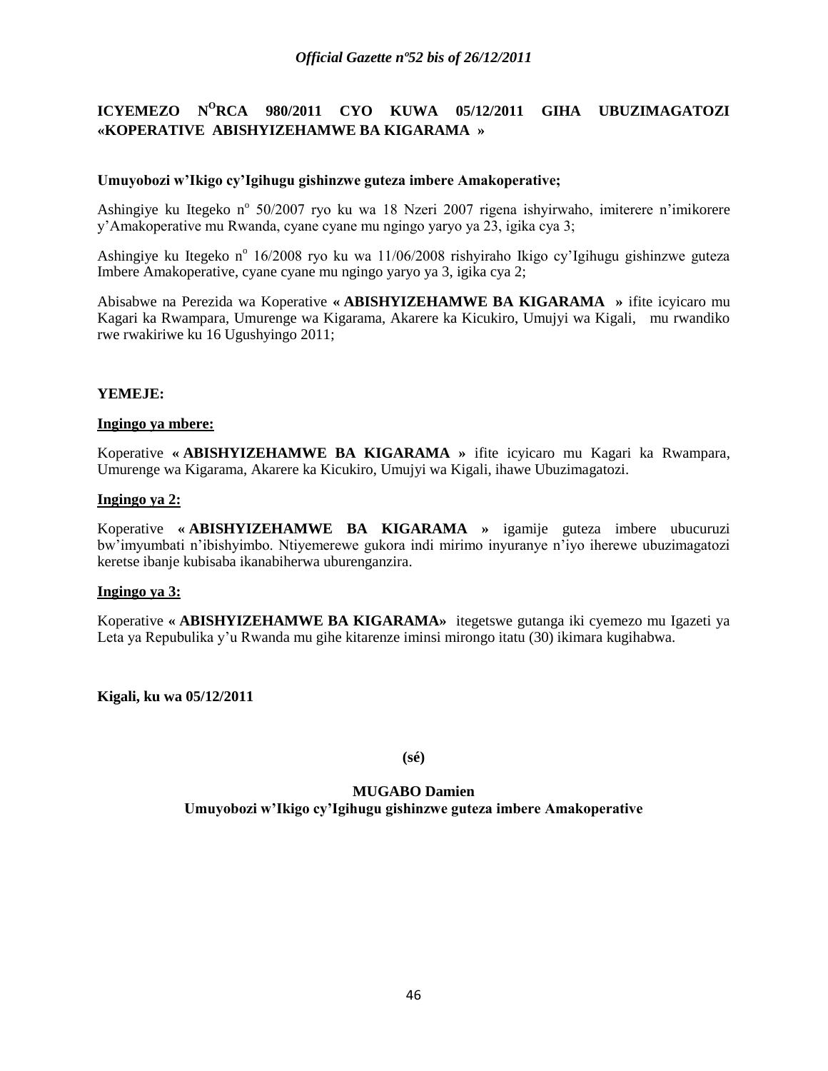# ICYEMEZO N[O]RCA 980/2011 CYO KUWA 05/12/2011 GIHA UBUZIMAGATOZI «KOPERATIVE ABISHYIZEHAMWE BA KIGARAMA »

**Umuyobozi w'Ikigo cy'Igihugu gishinzwe guteza imbere Amakoperative;**

Ashingiye ku Itegeko n° 50/2007 ryo ku wa 18 Nzeri 2007 rigena ishyirwaho, imiterere n'imikorere y'Amakoperative mu Rwanda, cyane cyane mu ngingo yaryo ya 23, igika cya 3;

Ashingiye ku Itegeko n° 16/2008 ryo ku wa 11/06/2008 rishyiraho Ikigo cy'Igihugu gishinzwe guteza Imbere Amakoperative, cyane cyane mu ngingo yaryo ya 3, igika cya 2;

Abisabwe na Perezida wa Koperative **« ABISHYIZEHAMWE BA KIGARAMA »** ifite icyicaro mu Kagari ka Rwampara, Umurenge wa Kigarama, Akarere ka Kicukiro, Umujyi wa Kigali, mu rwandiko rwe rwakiriwe ku 16 Ugushyingo 2011;

**YEMEJE:**

**Ingingo ya mbere:**

Koperative **« ABISHYIZEHAMWE BA KIGARAMA »** ifite icyicaro mu Kagari ka Rwampara, Umurenge wa Kigarama, Akarere ka Kicukiro, Umujyi wa Kigali, ihawe Ubuzimagatozi.

**Ingingo ya 2:**

Koperative **« ABISHYIZEHAMWE BA KIGARAMA »** igamije guteza imbere ubucuruzi bw'imyumbati n'ibishyimbo. Ntiyemerewe gukora indi mirimo inyuranye n'iyo iherewe ubuzimagatozi keretse ibanje kubisaba ikanabiherwa uburenganzira.

**Ingingo ya 3:**

Koperative **« ABISHYIZEHAMWE BA KIGARAMA»** itegetswe gutanga iki cyemezo mu Igazeti ya Leta ya Repubulika y'u Rwanda mu gihe kitarenze iminsi mirongo itatu (30) ikimara kugihabwa.

**Kigali, ku wa 05/12/2011**

**(sé)**

**MUGABO Damien**
**Umuyobozi w'Ikigo cy'Igihugu gishinzwe guteza imbere Amakoperative**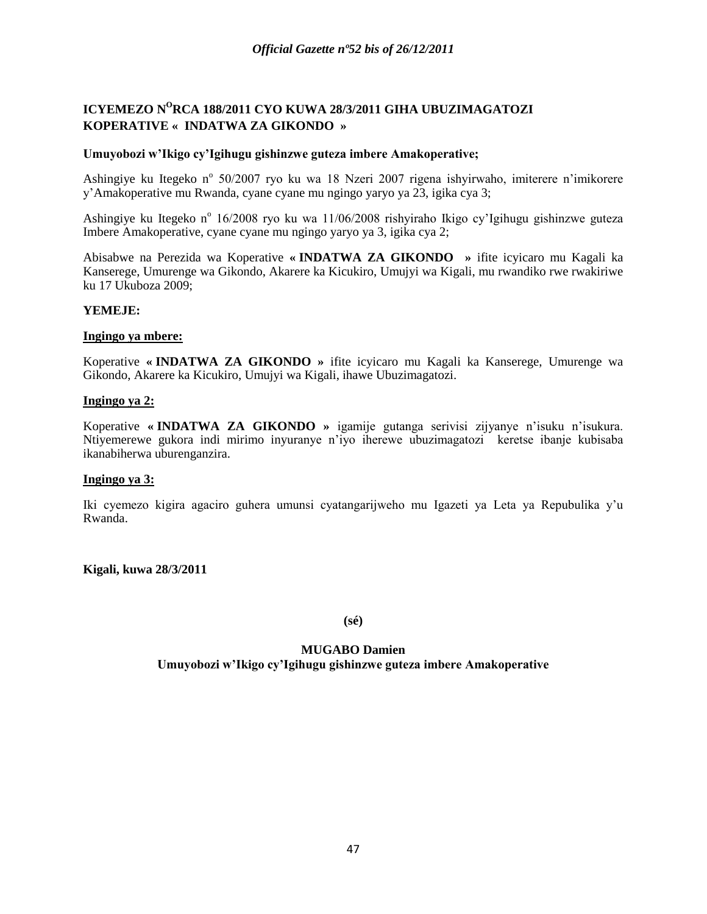**ICYEMEZO N$^{O}$RCA 188/2011 CYO KUWA 28/3/2011 GIHA UBUZIMAGATOZI KOPERATIVE « INDATWA ZA GIKONDO »**

**Umuyobozi w'Ikigo cy'Igihugu gishinzwe guteza imbere Amakoperative;**

Ashingiye ku Itegeko n$^{o}$ 50/2007 ryo ku wa 18 Nzeri 2007 rigena ishyirwaho, imiterere n'imikorere y'Amakoperative mu Rwanda, cyane cyane mu ngingo yaryo ya 23, igika cya 3;

Ashingiye ku Itegeko n$^{o}$ 16/2008 ryo ku wa 11/06/2008 rishyiraho Ikigo cy'Igihugu gishinzwe guteza Imbere Amakoperative, cyane cyane mu ngingo yaryo ya 3, igika cya 2;

Abisabwe na Perezida wa Koperative **« INDATWA ZA GIKONDO »** ifite icyicaro mu Kagali ka Kanserege, Umurenge wa Gikondo, Akarere ka Kicukiro, Umujyi wa Kigali, mu rwandiko rwe rwakiriwe ku 17 Ukuboza 2009;

**YEMEJE:**

**Ingingo ya mbere:**

Koperative **« INDATWA ZA GIKONDO »** ifite icyicaro mu Kagali ka Kanserege, Umurenge wa Gikondo, Akarere ka Kicukiro, Umujyi wa Kigali, ihawe Ubuzimagatozi.

**Ingingo ya 2:**

Koperative **« INDATWA ZA GIKONDO »** igamije gutanga serivisi zijyanye n'isuku n'isukura. Ntiyemerewe gukora indi mirimo inyuranye n'iyo iherewe ubuzimagatozi keretse ibanje kubisaba ikanabiherwa uburenganzira.

**Ingingo ya 3:**

Iki cyemezo kigira agaciro guhera umunsi cyatangarijweho mu Igazeti ya Leta ya Repubulika y'u Rwanda.

**Kigali, kuwa 28/3/2011**

**(sé)**

**MUGABO Damien**
**Umuyobozi w'Ikigo cy'Igihugu gishinzwe guteza imbere Amakoperative**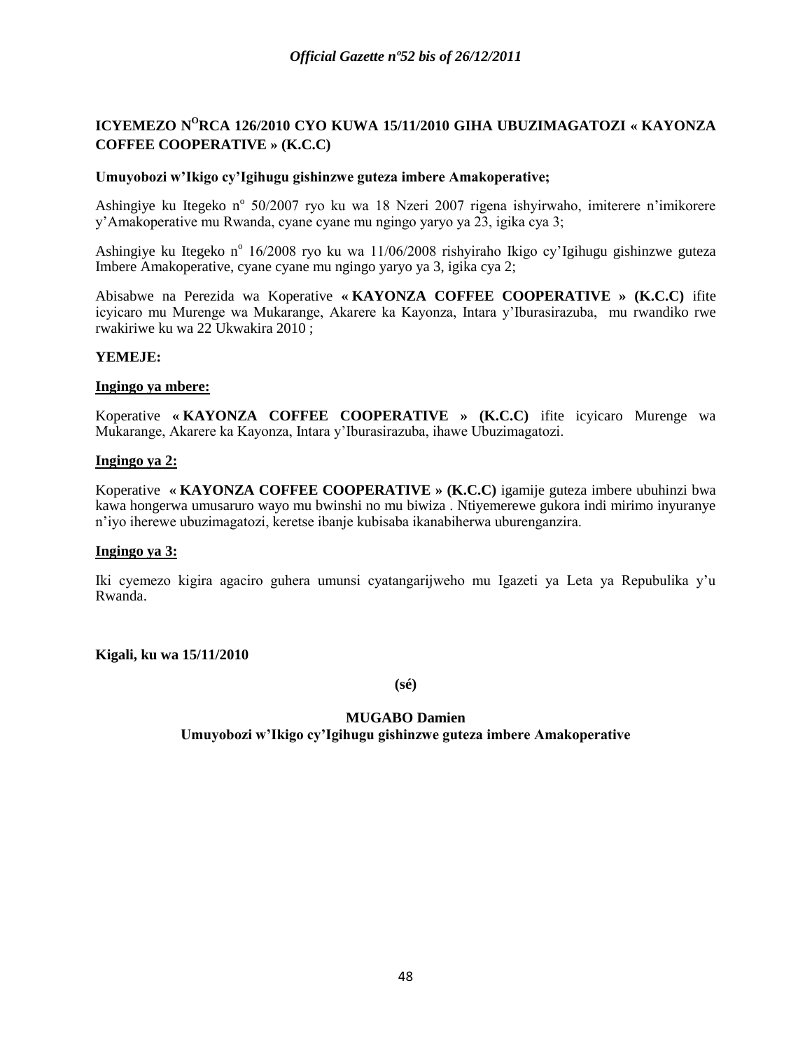## ICYEMEZO N$^{O}$RCA 126/2010 CYO KUWA 15/11/2010 GIHA UBUZIMAGATOZI « KAYONZA COFFEE COOPERATIVE » (K.C.C)

**Umuyobozi w'Ikigo cy'Igihugu gishinzwe guteza imbere Amakoperative;**

Ashingiye ku Itegeko n$^{o}$ 50/2007 ryo ku wa 18 Nzeri 2007 rigena ishyirwaho, imiterere n'imikorere y'Amakoperative mu Rwanda, cyane cyane mu ngingo yaryo ya 23, igika cya 3;

Ashingiye ku Itegeko n$^{o}$ 16/2008 ryo ku wa 11/06/2008 rishyiraho Ikigo cy'Igihugu gishinzwe guteza Imbere Amakoperative, cyane cyane mu ngingo yaryo ya 3, igika cya 2;

Abisabwe na Perezida wa Koperative **« KAYONZA COFFEE COOPERATIVE » (K.C.C)** ifite icyicaro mu Murenge wa Mukarange, Akarere ka Kayonza, Intara y'Iburasirazuba, mu rwandiko rwe rwakiriwe ku wa 22 Ukwakira 2010 ;

**YEMEJE:**

**Ingingo ya mbere:**

Koperative **« KAYONZA COFFEE COOPERATIVE » (K.C.C)** ifite icyicaro Murenge wa Mukarange, Akarere ka Kayonza, Intara y'Iburasirazuba, ihawe Ubuzimagatozi.

**Ingingo ya 2:**

Koperative **« KAYONZA COFFEE COOPERATIVE » (K.C.C)** igamije guteza imbere ubuhinzi bwa kawa hongerwa umusaruro wayo mu bwinshi no mu biwiza . Ntiyemerewe gukora indi mirimo inyuranye n'iyo iherewe ubuzimagatozi, keretse ibanje kubisaba ikanabiherwa uburenganzira.

**Ingingo ya 3:**

Iki cyemezo kigira agaciro guhera umunsi cyatangarijweho mu Igazeti ya Leta ya Repubulika y'u Rwanda.

**Kigali, ku wa 15/11/2010**

**(sé)**

**MUGABO Damien**
**Umuyobozi w'Ikigo cy'Igihugu gishinzwe guteza imbere Amakoperative**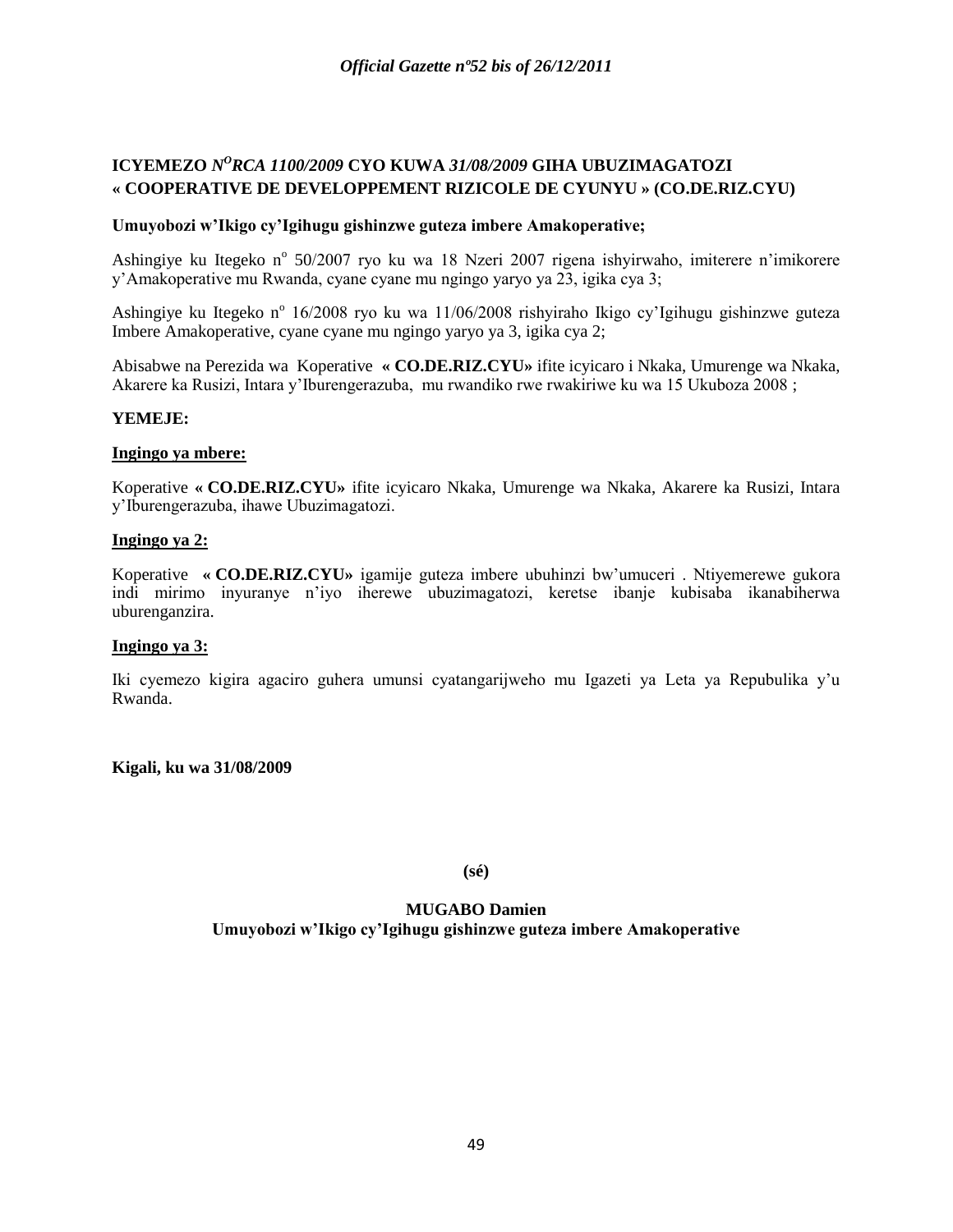**ICYEMEZO** ***N***$^{O}$***RCA 1100/2009*** **CYO KUWA** ***31/08/2009*** **GIHA UBUZIMAGATOZI « COOPERATIVE DE DEVELOPPEMENT RIZICOLE DE CYUNYU » (CO.DE.RIZ.CYU)**

**Umuyobozi w'Ikigo cy'Igihugu gishinzwe guteza imbere Amakoperative;**

Ashingiye ku Itegeko n$^{o}$ 50/2007 ryo ku wa 18 Nzeri 2007 rigena ishyirwaho, imiterere n'imikorere y'Amakoperative mu Rwanda, cyane cyane mu ngingo yaryo ya 23, igika cya 3;

Ashingiye ku Itegeko n$^{o}$ 16/2008 ryo ku wa 11/06/2008 rishyiraho Ikigo cy'Igihugu gishinzwe guteza Imbere Amakoperative, cyane cyane mu ngingo yaryo ya 3, igika cya 2;

Abisabwe na Perezida wa Koperative **« CO.DE.RIZ.CYU»** ifite icyicaro i Nkaka, Umurenge wa Nkaka, Akarere ka Rusizi, Intara y'Iburengerazuba, mu rwandiko rwe rwakiriwe ku wa 15 Ukuboza 2008 ;

**YEMEJE:**

**Ingingo ya mbere:**

Koperative **« CO.DE.RIZ.CYU»** ifite icyicaro Nkaka, Umurenge wa Nkaka, Akarere ka Rusizi, Intara y'Iburengerazuba, ihawe Ubuzimagatozi.

**Ingingo ya 2:**

Koperative **« CO.DE.RIZ.CYU»** igamije guteza imbere ubuhinzi bw'umuceri . Ntiyemerewe gukora indi mirimo inyuranye n'iyo iherewe ubuzimagatozi, keretse ibanje kubisaba ikanabiherwa uburenganzira.

**Ingingo ya 3:**

Iki cyemezo kigira agaciro guhera umunsi cyatangarijweho mu Igazeti ya Leta ya Repubulika y'u Rwanda.

**Kigali, ku wa 31/08/2009**

**(sé)**

**MUGABO Damien**
**Umuyobozi w'Ikigo cy'Igihugu gishinzwe guteza imbere Amakoperative**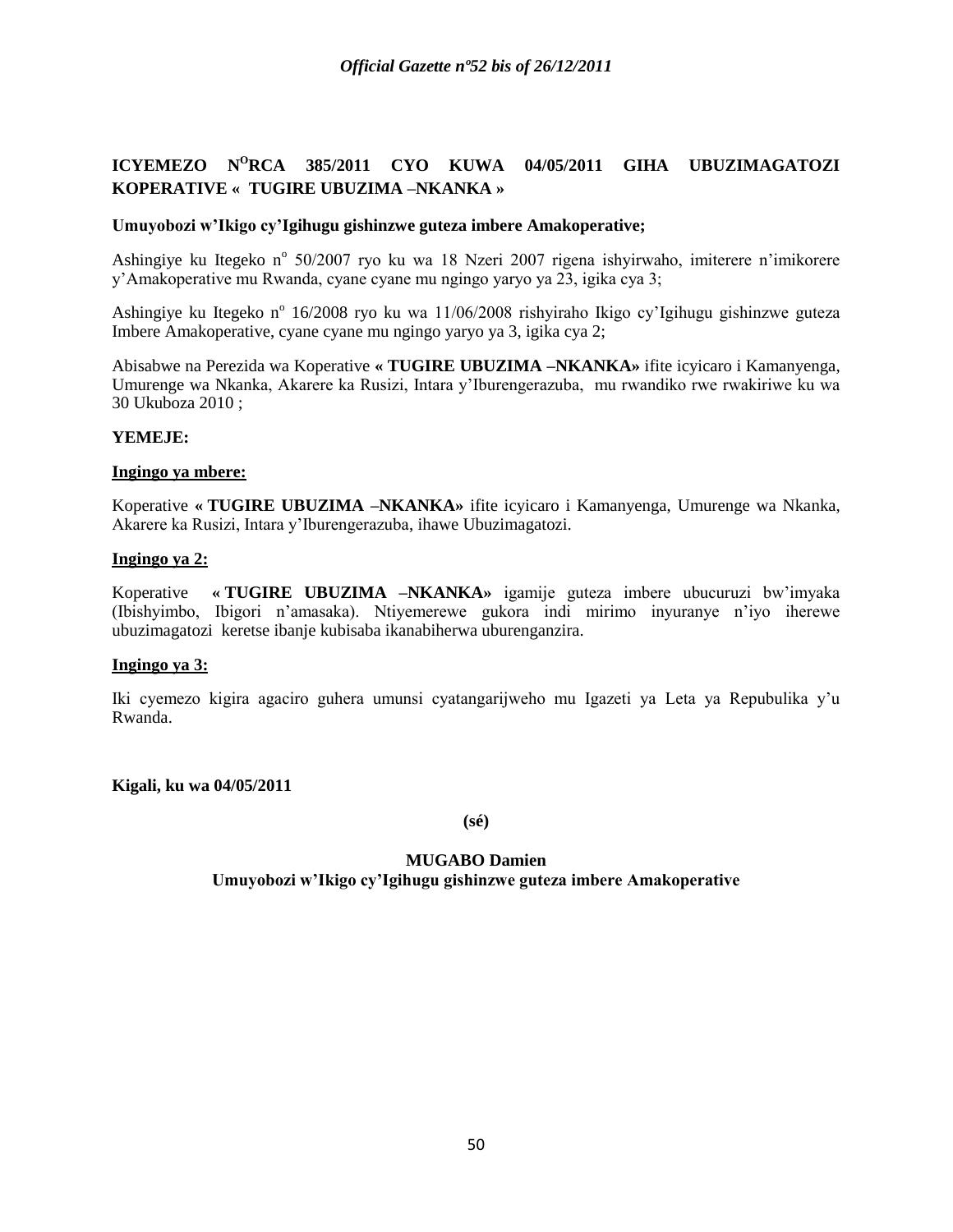## ICYEMEZO N°RCA 385/2011 CYO KUWA 04/05/2011 GIHA UBUZIMAGATOZI KOPERATIVE « TUGIRE UBUZIMA –NKANKA »

**Umuyobozi w'Ikigo cy'Igihugu gishinzwe guteza imbere Amakoperative;**

Ashingiye ku Itegeko n° 50/2007 ryo ku wa 18 Nzeri 2007 rigena ishyirwaho, imiterere n'imikorere y'Amakoperative mu Rwanda, cyane cyane mu ngingo yaryo ya 23, igika cya 3;

Ashingiye ku Itegeko n° 16/2008 ryo ku wa 11/06/2008 rishyiraho Ikigo cy'Igihugu gishinzwe guteza Imbere Amakoperative, cyane cyane mu ngingo yaryo ya 3, igika cya 2;

Abisabwe na Perezida wa Koperative **« TUGIRE UBUZIMA –NKANKA»** ifite icyicaro i Kamanyenga, Umurenge wa Nkanka, Akarere ka Rusizi, Intara y'Iburengerazuba, mu rwandiko rwe rwakiriwe ku wa 30 Ukuboza 2010 ;

**YEMEJE:**

**Ingingo ya mbere:**

Koperative **« TUGIRE UBUZIMA –NKANKA»** ifite icyicaro i Kamanyenga, Umurenge wa Nkanka, Akarere ka Rusizi, Intara y'Iburengerazuba, ihawe Ubuzimagatozi.

**Ingingo ya 2:**

Koperative **« TUGIRE UBUZIMA –NKANKA»** igamije guteza imbere ubucuruzi bw'imyaka (Ibishyimbo, Ibigori n'amasaka). Ntiyemerewe gukora indi mirimo inyuranye n'iyo iherewe ubuzimagatozi keretse ibanje kubisaba ikanabiherwa uburenganzira.

**Ingingo ya 3:**

Iki cyemezo kigira agaciro guhera umunsi cyatangarijweho mu Igazeti ya Leta ya Repubulika y'u Rwanda.

**Kigali, ku wa 04/05/2011**

**(sé)**

**MUGABO Damien**
**Umuyobozi w'Ikigo cy'Igihugu gishinzwe guteza imbere Amakoperative**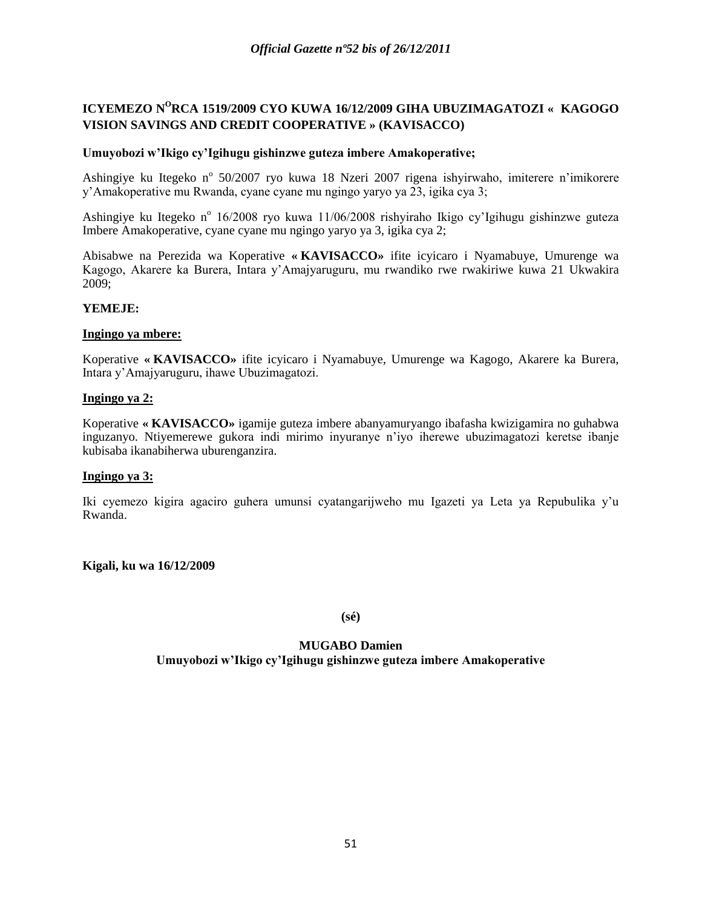**ICYEMEZO N°RCA 1519/2009 CYO KUWA 16/12/2009 GIHA UBUZIMAGATOZI « KAGOGO VISION SAVINGS AND CREDIT COOPERATIVE » (KAVISACCO)**

**Umuyobozi w'Ikigo cy'Igihugu gishinzwe guteza imbere Amakoperative;**

Ashingiye ku Itegeko n° 50/2007 ryo kuwa 18 Nzeri 2007 rigena ishyirwaho, imiterere n'imikorere y'Amakoperative mu Rwanda, cyane cyane mu ngingo yaryo ya 23, igika cya 3;

Ashingiye ku Itegeko n° 16/2008 ryo kuwa 11/06/2008 rishyiraho Ikigo cy'Igihugu gishinzwe guteza Imbere Amakoperative, cyane cyane mu ngingo yaryo ya 3, igika cya 2;

Abisabwe na Perezida wa Koperative **« KAVISACCO»** ifite icyicaro i Nyamabuye, Umurenge wa Kagogo, Akarere ka Burera, Intara y'Amajyaruguru, mu rwandiko rwe rwakiriwe kuwa 21 Ukwakira 2009;

**YEMEJE:**

**Ingingo ya mbere:**

Koperative **« KAVISACCO»** ifite icyicaro i Nyamabuye, Umurenge wa Kagogo, Akarere ka Burera, Intara y'Amajyaruguru, ihawe Ubuzimagatozi.

**Ingingo ya 2:**

Koperative **« KAVISACCO»** igamije guteza imbere abanyamuryango ibafasha kwizigamira no guhabwa inguzanyo. Ntiyemerewe gukora indi mirimo inyuranye n'iyo iherewe ubuzimagatozi keretse ibanje kubisaba ikanabiherwa uburenganzira.

**Ingingo ya 3:**

Iki cyemezo kigira agaciro guhera umunsi cyatangarijweho mu Igazeti ya Leta ya Repubulika y'u Rwanda.

**Kigali, ku wa 16/12/2009**

**(sé)**

**MUGABO Damien**
**Umuyobozi w'Ikigo cy'Igihugu gishinzwe guteza imbere Amakoperative**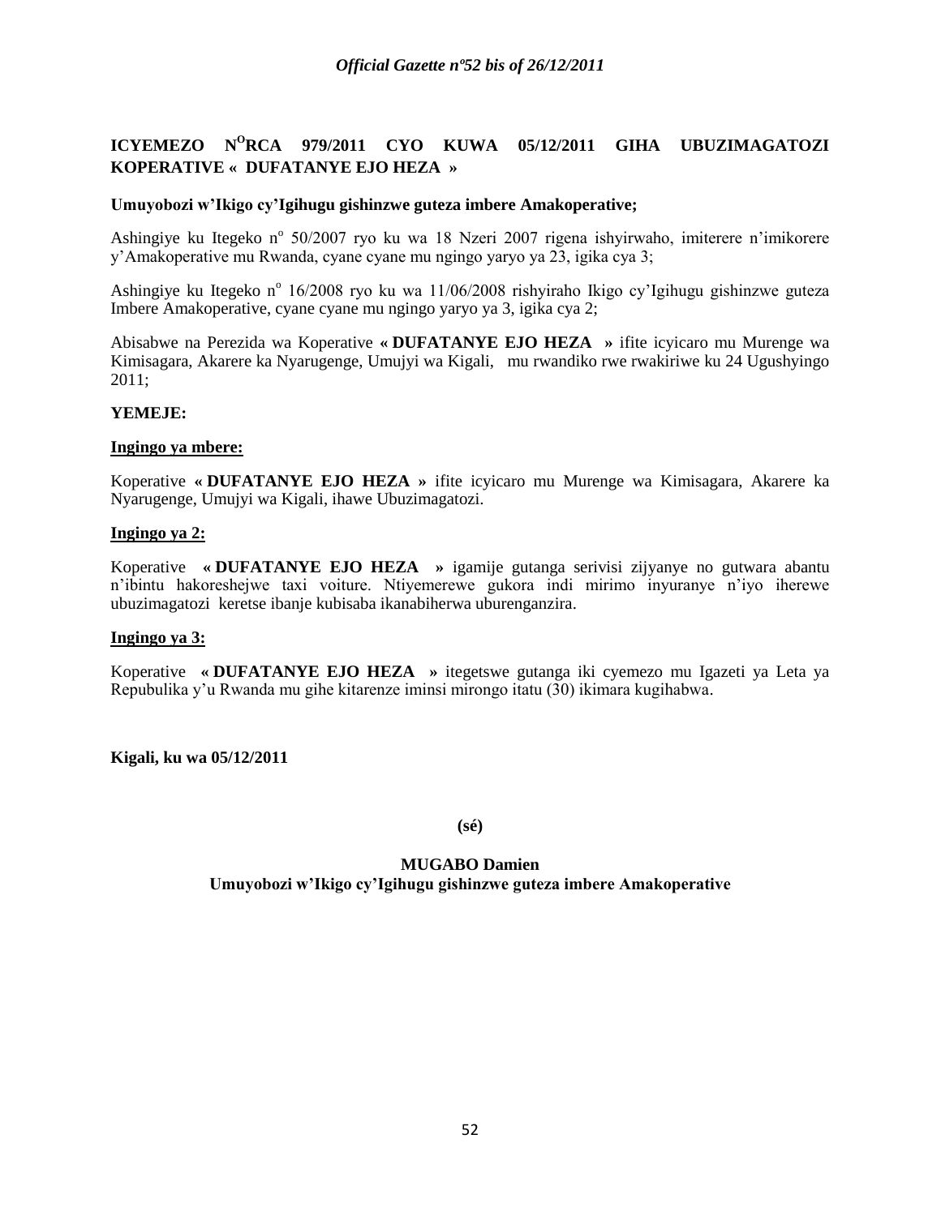## ICYEMEZO N°RCA 979/2011 CYO KUWA 05/12/2011 GIHA UBUZIMAGATOZI KOPERATIVE « DUFATANYE EJO HEZA »

**Umuyobozi w'Ikigo cy'Igihugu gishinzwe guteza imbere Amakoperative;**

Ashingiye ku Itegeko n° 50/2007 ryo ku wa 18 Nzeri 2007 rigena ishyirwaho, imiterere n'imikorere y'Amakoperative mu Rwanda, cyane cyane mu ngingo yaryo ya 23, igika cya 3;

Ashingiye ku Itegeko n° 16/2008 ryo ku wa 11/06/2008 rishyiraho Ikigo cy'Igihugu gishinzwe guteza Imbere Amakoperative, cyane cyane mu ngingo yaryo ya 3, igika cya 2;

Abisabwe na Perezida wa Koperative **« DUFATANYE EJO HEZA »** ifite icyicaro mu Murenge wa Kimisagara, Akarere ka Nyarugenge, Umujyi wa Kigali, mu rwandiko rwe rwakiriwe ku 24 Ugushyingo 2011;

**YEMEJE:**

**Ingingo ya mbere:**

Koperative **« DUFATANYE EJO HEZA »** ifite icyicaro mu Murenge wa Kimisagara, Akarere ka Nyarugenge, Umujyi wa Kigali, ihawe Ubuzimagatozi.

**Ingingo ya 2:**

Koperative **« DUFATANYE EJO HEZA »** igamije gutanga serivisi zijyanye no gutwara abantu n'ibintu hakoreshejwe taxi voiture. Ntiyemerewe gukora indi mirimo inyuranye n'iyo iherewe ubuzimagatozi keretse ibanje kubisaba ikanabiherwa uburenganzira.

**Ingingo ya 3:**

Koperative **« DUFATANYE EJO HEZA »** itegetswe gutanga iki cyemezo mu Igazeti ya Leta ya Repubulika y'u Rwanda mu gihe kitarenze iminsi mirongo itatu (30) ikimara kugihabwa.

**Kigali, ku wa 05/12/2011**

**(sé)**

**MUGABO Damien**
**Umuyobozi w'Ikigo cy'Igihugu gishinzwe guteza imbere Amakoperative**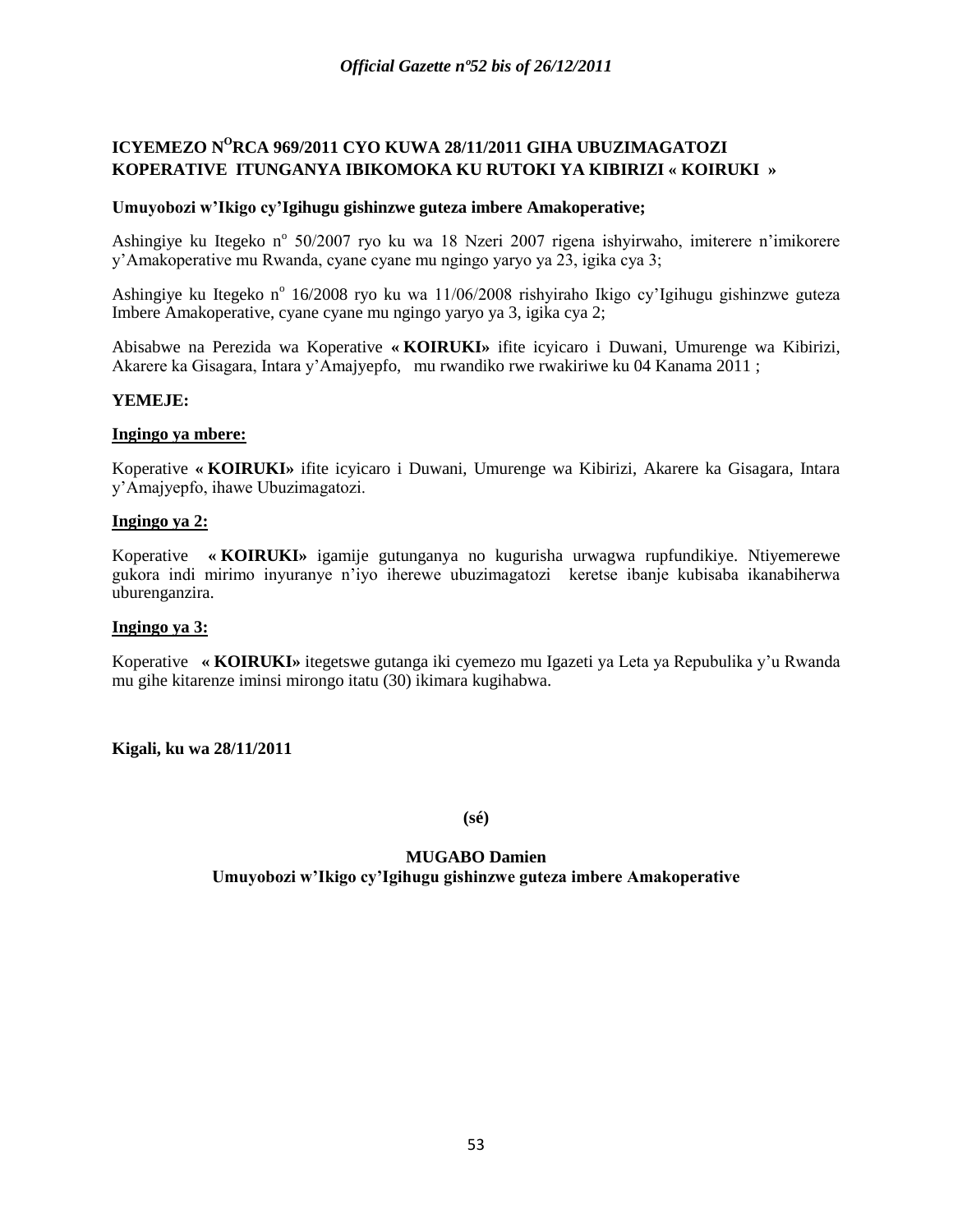# ICYEMEZO N°RCA 969/2011 CYO KUWA 28/11/2011 GIHA UBUZIMAGATOZI KOPERATIVE ITUNGANYA IBIKOMOKA KU RUTOKI YA KIBIRIZI « KOIRUKI »

**Umuyobozi w'Ikigo cy'Igihugu gishinzwe guteza imbere Amakoperative;**

Ashingiye ku Itegeko n° 50/2007 ryo ku wa 18 Nzeri 2007 rigena ishyirwaho, imiterere n'imikorere y'Amakoperative mu Rwanda, cyane cyane mu ngingo yaryo ya 23, igika cya 3;

Ashingiye ku Itegeko n° 16/2008 ryo ku wa 11/06/2008 rishyiraho Ikigo cy'Igihugu gishinzwe guteza Imbere Amakoperative, cyane cyane mu ngingo yaryo ya 3, igika cya 2;

Abisabwe na Perezida wa Koperative **« KOIRUKI»** ifite icyicaro i Duwani, Umurenge wa Kibirizi, Akarere ka Gisagara, Intara y'Amajyepfo, mu rwandiko rwe rwakiriwe ku 04 Kanama 2011 ;

**YEMEJE:**

**Ingingo ya mbere:**

Koperative **« KOIRUKI»** ifite icyicaro i Duwani, Umurenge wa Kibirizi, Akarere ka Gisagara, Intara y'Amajyepfo, ihawe Ubuzimagatozi.

**Ingingo ya 2:**

Koperative **« KOIRUKI»** igamije gutunganya no kugurisha urwagwa rupfundikiye. Ntiyemerewe gukora indi mirimo inyuranye n'iyo iherewe ubuzimagatozi keretse ibanje kubisaba ikanabiherwa uburenganzira.

**Ingingo ya 3:**

Koperative **« KOIRUKI»** itegetswe gutanga iki cyemezo mu Igazeti ya Leta ya Repubulika y'u Rwanda mu gihe kitarenze iminsi mirongo itatu (30) ikimara kugihabwa.

**Kigali, ku wa 28/11/2011**

**(sé)**

**MUGABO Damien**
**Umuyobozi w'Ikigo cy'Igihugu gishinzwe guteza imbere Amakoperative**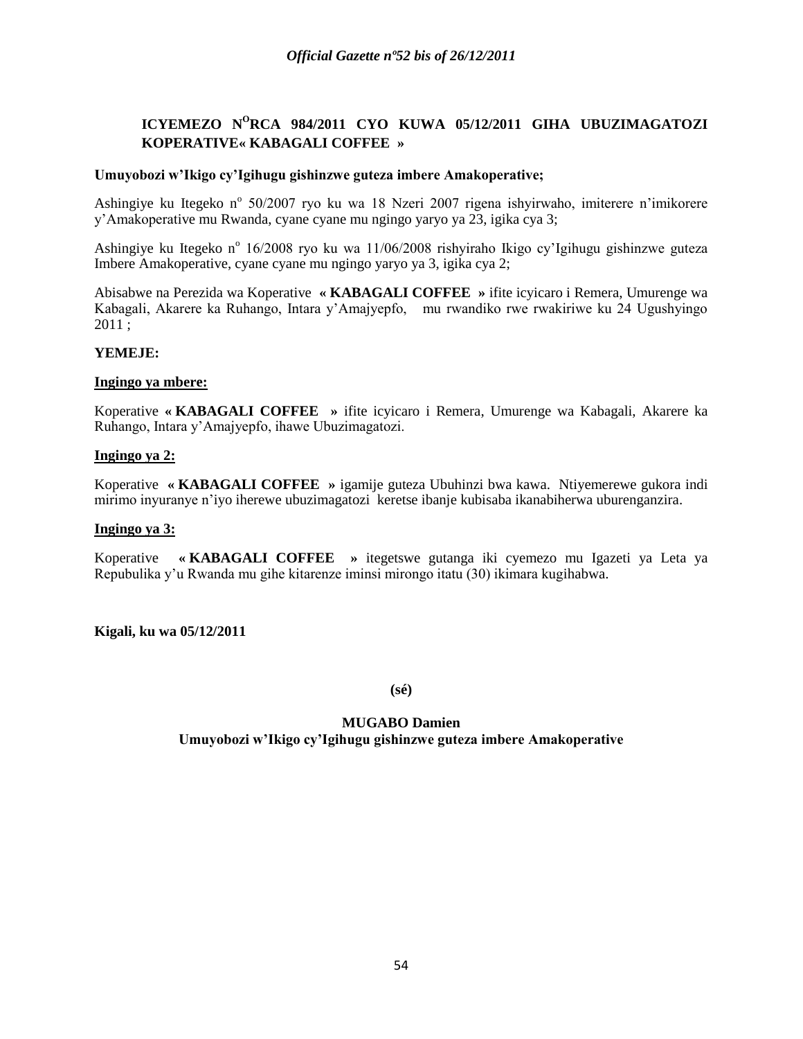## ICYEMEZO N$^{O}$RCA 984/2011 CYO KUWA 05/12/2011 GIHA UBUZIMAGATOZI KOPERATIVE« KABAGALI COFFEE »

**Umuyobozi w'Ikigo cy'Igihugu gishinzwe guteza imbere Amakoperative;**

Ashingiye ku Itegeko n° 50/2007 ryo ku wa 18 Nzeri 2007 rigena ishyirwaho, imiterere n'imikorere y'Amakoperative mu Rwanda, cyane cyane mu ngingo yaryo ya 23, igika cya 3;

Ashingiye ku Itegeko n° 16/2008 ryo ku wa 11/06/2008 rishyiraho Ikigo cy'Igihugu gishinzwe guteza Imbere Amakoperative, cyane cyane mu ngingo yaryo ya 3, igika cya 2;

Abisabwe na Perezida wa Koperative **« KABAGALI COFFEE »** ifite icyicaro i Remera, Umurenge wa Kabagali, Akarere ka Ruhango, Intara y'Amajyepfo, mu rwandiko rwe rwakiriwe ku 24 Ugushyingo 2011 ;

**YEMEJE:**

**Ingingo ya mbere:**

Koperative **« KABAGALI COFFEE »** ifite icyicaro i Remera, Umurenge wa Kabagali, Akarere ka Ruhango, Intara y'Amajyepfo, ihawe Ubuzimagatozi.

**Ingingo ya 2:**

Koperative **« KABAGALI COFFEE »** igamije guteza Ubuhinzi bwa kawa. Ntiyemerewe gukora indi mirimo inyuranye n'iyo iherewe ubuzimagatozi keretse ibanje kubisaba ikanabiherwa uburenganzira.

**Ingingo ya 3:**

Koperative **« KABAGALI COFFEE »** itegetswe gutanga iki cyemezo mu Igazeti ya Leta ya Repubulika y'u Rwanda mu gihe kitarenze iminsi mirongo itatu (30) ikimara kugihabwa.

**Kigali, ku wa 05/12/2011**

**(sé)**

**MUGABO Damien**
**Umuyobozi w'Ikigo cy'Igihugu gishinzwe guteza imbere Amakoperative**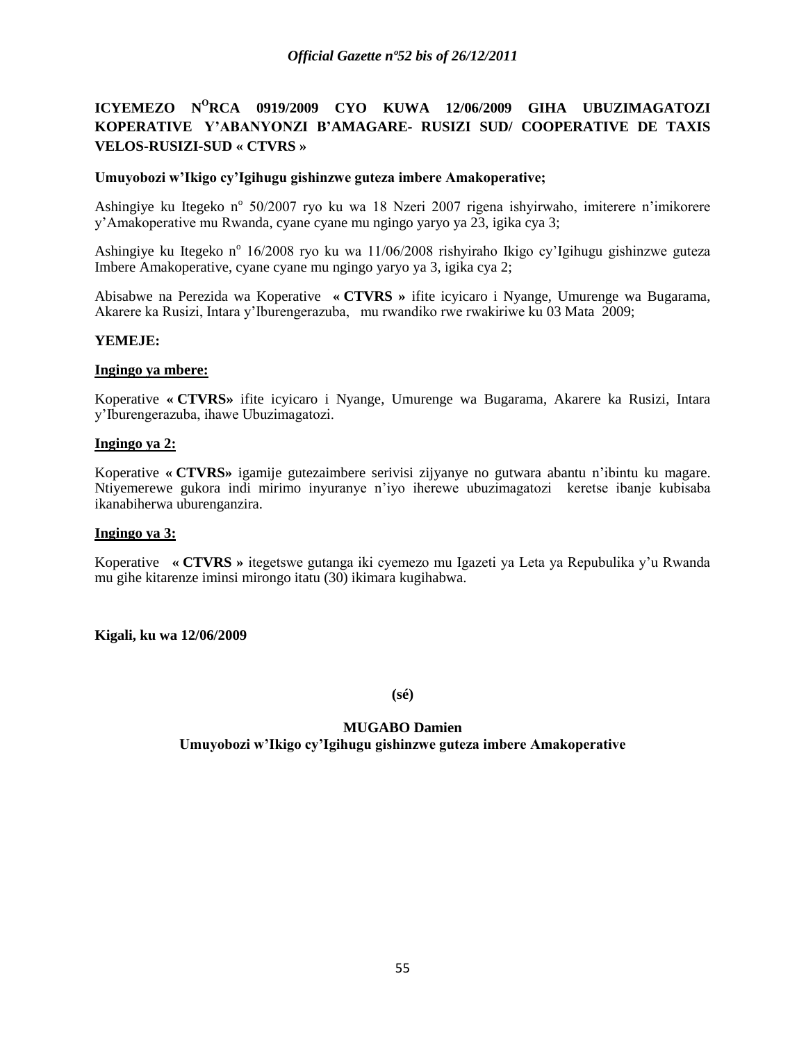**ICYEMEZO N°RCA 0919/2009 CYO KUWA 12/06/2009 GIHA UBUZIMAGATOZI KOPERATIVE Y'ABANYONZI B'AMAGARE- RUSIZI SUD/ COOPERATIVE DE TAXIS VELOS-RUSIZI-SUD « CTVRS »**

**Umuyobozi w'Ikigo cy'Igihugu gishinzwe guteza imbere Amakoperative;**

Ashingiye ku Itegeko n° 50/2007 ryo ku wa 18 Nzeri 2007 rigena ishyirwaho, imiterere n'imikorere y'Amakoperative mu Rwanda, cyane cyane mu ngingo yaryo ya 23, igika cya 3;

Ashingiye ku Itegeko n° 16/2008 ryo ku wa 11/06/2008 rishyiraho Ikigo cy'Igihugu gishinzwe guteza Imbere Amakoperative, cyane cyane mu ngingo yaryo ya 3, igika cya 2;

Abisabwe na Perezida wa Koperative **« CTVRS »** ifite icyicaro i Nyange, Umurenge wa Bugarama, Akarere ka Rusizi, Intara y'Iburengerazuba, mu rwandiko rwe rwakiriwe ku 03 Mata 2009;

**YEMEJE:**

**Ingingo ya mbere:**

Koperative **« CTVRS»** ifite icyicaro i Nyange, Umurenge wa Bugarama, Akarere ka Rusizi, Intara y'Iburengerazuba, ihawe Ubuzimagatozi.

**Ingingo ya 2:**

Koperative **« CTVRS»** igamije gutezaimbere serivisi zijyanye no gutwara abantu n'ibintu ku magare. Ntiyemerewe gukora indi mirimo inyuranye n'iyo iherewe ubuzimagatozi keretse ibanje kubisaba ikanabiherwa uburenganzira.

**Ingingo ya 3:**

Koperative **« CTVRS »** itegetswe gutanga iki cyemezo mu Igazeti ya Leta ya Repubulika y'u Rwanda mu gihe kitarenze iminsi mirongo itatu (30) ikimara kugihabwa.

**Kigali, ku wa 12/06/2009**

**(sé)**

**MUGABO Damien**
**Umuyobozi w'Ikigo cy'Igihugu gishinzwe guteza imbere Amakoperative**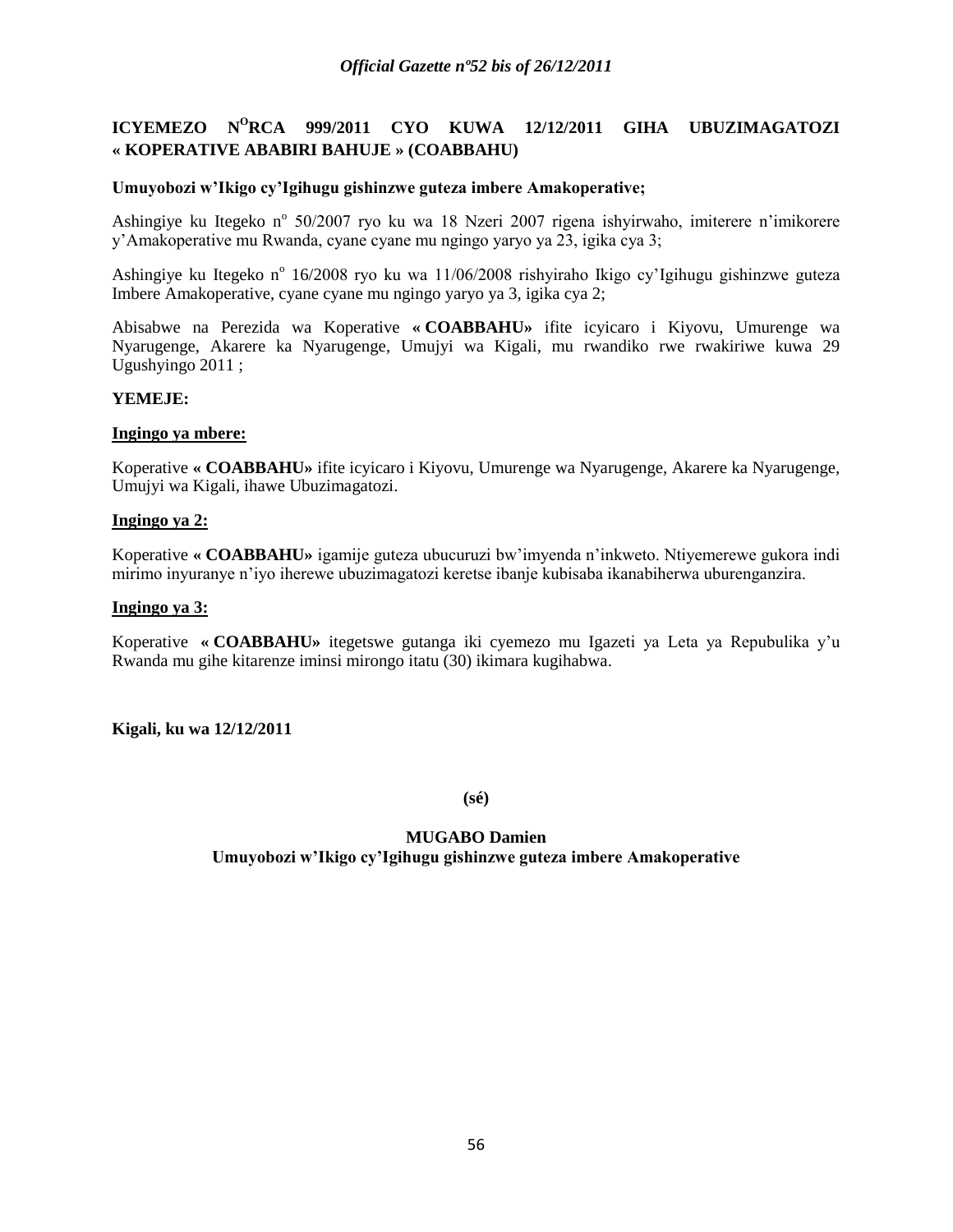**ICYEMEZO N[O]RCA 999/2011 CYO KUWA 12/12/2011 GIHA UBUZIMAGATOZI « KOPERATIVE ABABIRI BAHUJE » (COABBAHU)**

**Umuyobozi w'Ikigo cy'Igihugu gishinzwe guteza imbere Amakoperative;**

Ashingiye ku Itegeko n° 50/2007 ryo ku wa 18 Nzeri 2007 rigena ishyirwaho, imiterere n'imikorere y'Amakoperative mu Rwanda, cyane cyane mu ngingo yaryo ya 23, igika cya 3;

Ashingiye ku Itegeko n° 16/2008 ryo ku wa 11/06/2008 rishyiraho Ikigo cy'Igihugu gishinzwe guteza Imbere Amakoperative, cyane cyane mu ngingo yaryo ya 3, igika cya 2;

Abisabwe na Perezida wa Koperative **« COABBAHU»** ifite icyicaro i Kiyovu, Umurenge wa Nyarugenge, Akarere ka Nyarugenge, Umujyi wa Kigali, mu rwandiko rwe rwakiriwe kuwa 29 Ugushyingo 2011 ;

**YEMEJE:**

**Ingingo ya mbere:**

Koperative **« COABBAHU»** ifite icyicaro i Kiyovu, Umurenge wa Nyarugenge, Akarere ka Nyarugenge, Umujyi wa Kigali, ihawe Ubuzimagatozi.

**Ingingo ya 2:**

Koperative **« COABBAHU»** igamije guteza ubucuruzi bw'imyenda n'inkweto. Ntiyemerewe gukora indi mirimo inyuranye n'iyo iherewe ubuzimagatozi keretse ibanje kubisaba ikanabiherwa uburenganzira.

**Ingingo ya 3:**

Koperative **« COABBAHU»** itegetswe gutanga iki cyemezo mu Igazeti ya Leta ya Repubulika y'u Rwanda mu gihe kitarenze iminsi mirongo itatu (30) ikimara kugihabwa.

**Kigali, ku wa 12/12/2011**

**(sé)**

**MUGABO Damien**
**Umuyobozi w'Ikigo cy'Igihugu gishinzwe guteza imbere Amakoperative**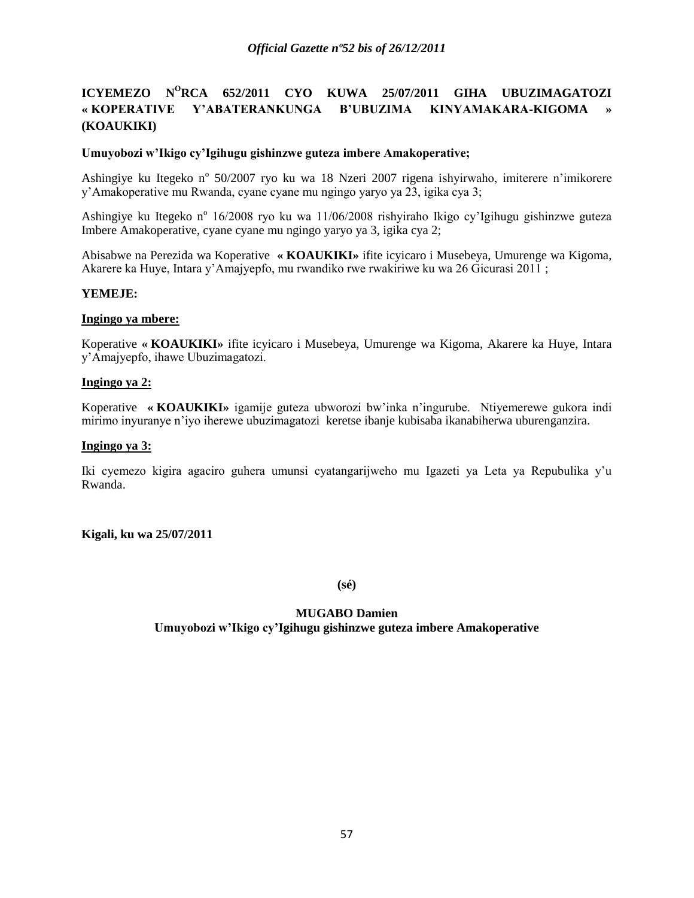**ICYEMEZO N^O^RCA 652/2011 CYO KUWA 25/07/2011 GIHA UBUZIMAGATOZI « KOPERATIVE Y'ABATERANKUNGA B'UBUZIMA KINYAMAKARA-KIGOMA » (KOAUKIKI)**

**Umuyobozi w'Ikigo cy'Igihugu gishinzwe guteza imbere Amakoperative;**

Ashingiye ku Itegeko nº 50/2007 ryo ku wa 18 Nzeri 2007 rigena ishyirwaho, imiterere n'imikorere y'Amakoperative mu Rwanda, cyane cyane mu ngingo yaryo ya 23, igika cya 3;

Ashingiye ku Itegeko nº 16/2008 ryo ku wa 11/06/2008 rishyiraho Ikigo cy'Igihugu gishinzwe guteza Imbere Amakoperative, cyane cyane mu ngingo yaryo ya 3, igika cya 2;

Abisabwe na Perezida wa Koperative **« KOAUKIKI»** ifite icyicaro i Musebeya, Umurenge wa Kigoma, Akarere ka Huye, Intara y'Amajyepfo, mu rwandiko rwe rwakiriwe ku wa 26 Gicurasi 2011 ;

**YEMEJE:**

**Ingingo ya mbere:**

Koperative **« KOAUKIKI»** ifite icyicaro i Musebeya, Umurenge wa Kigoma, Akarere ka Huye, Intara y'Amajyepfo, ihawe Ubuzimagatozi.

**Ingingo ya 2:**

Koperative **« KOAUKIKI»** igamije guteza ubworozi bw'inka n'ingurube. Ntiyemerewe gukora indi mirimo inyuranye n'iyo iherewe ubuzimagatozi keretse ibanje kubisaba ikanabiherwa uburenganzira.

**Ingingo ya 3:**

Iki cyemezo kigira agaciro guhera umunsi cyatangarijweho mu Igazeti ya Leta ya Repubulika y'u Rwanda.

**Kigali, ku wa 25/07/2011**

**(sé)**

**MUGABO Damien**
**Umuyobozi w'Ikigo cy'Igihugu gishinzwe guteza imbere Amakoperative**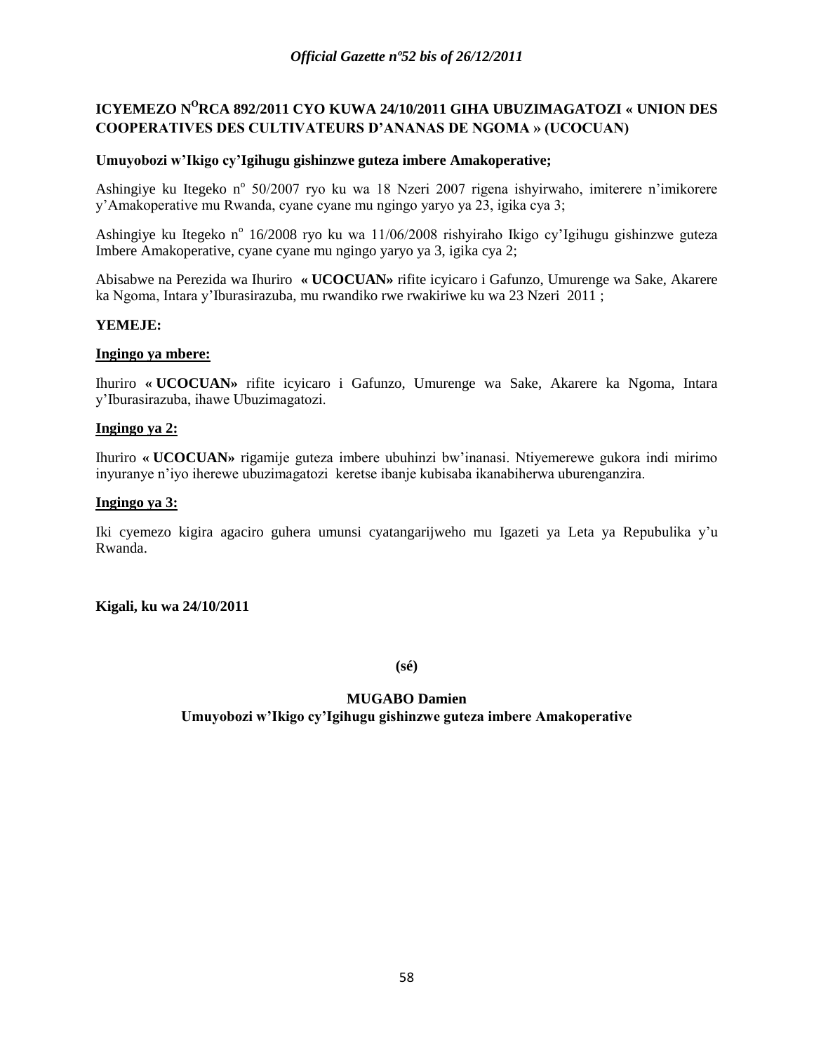## ICYEMEZO N[O]RCA 892/2011 CYO KUWA 24/10/2011 GIHA UBUZIMAGATOZI « UNION DES COOPERATIVES DES CULTIVATEURS D'ANANAS DE NGOMA » (UCOCUAN)

**Umuyobozi w'Ikigo cy'Igihugu gishinzwe guteza imbere Amakoperative;**

Ashingiye ku Itegeko n° 50/2007 ryo ku wa 18 Nzeri 2007 rigena ishyirwaho, imiterere n'imikorere y'Amakoperative mu Rwanda, cyane cyane mu ngingo yaryo ya 23, igika cya 3;

Ashingiye ku Itegeko n° 16/2008 ryo ku wa 11/06/2008 rishyiraho Ikigo cy'Igihugu gishinzwe guteza Imbere Amakoperative, cyane cyane mu ngingo yaryo ya 3, igika cya 2;

Abisabwe na Perezida wa Ihuriro **« UCOCUAN»** rifite icyicaro i Gafunzo, Umurenge wa Sake, Akarere ka Ngoma, Intara y'Iburasirazuba, mu rwandiko rwe rwakiriwe ku wa 23 Nzeri 2011 ;

**YEMEJE:**

**Ingingo ya mbere:**

Ihuriro **« UCOCUAN»** rifite icyicaro i Gafunzo, Umurenge wa Sake, Akarere ka Ngoma, Intara y'Iburasirazuba, ihawe Ubuzimagatozi.

**Ingingo ya 2:**

Ihuriro **« UCOCUAN»** rigamije guteza imbere ubuhinzi bw'inanasi. Ntiyemerewe gukora indi mirimo inyuranye n'iyo iherewe ubuzimagatozi keretse ibanje kubisaba ikanabiherwa uburenganzira.

**Ingingo ya 3:**

Iki cyemezo kigira agaciro guhera umunsi cyatangarijweho mu Igazeti ya Leta ya Repubulika y'u Rwanda.

**Kigali, ku wa 24/10/2011**

**(sé)**

**MUGABO Damien**

**Umuyobozi w'Ikigo cy'Igihugu gishinzwe guteza imbere Amakoperative**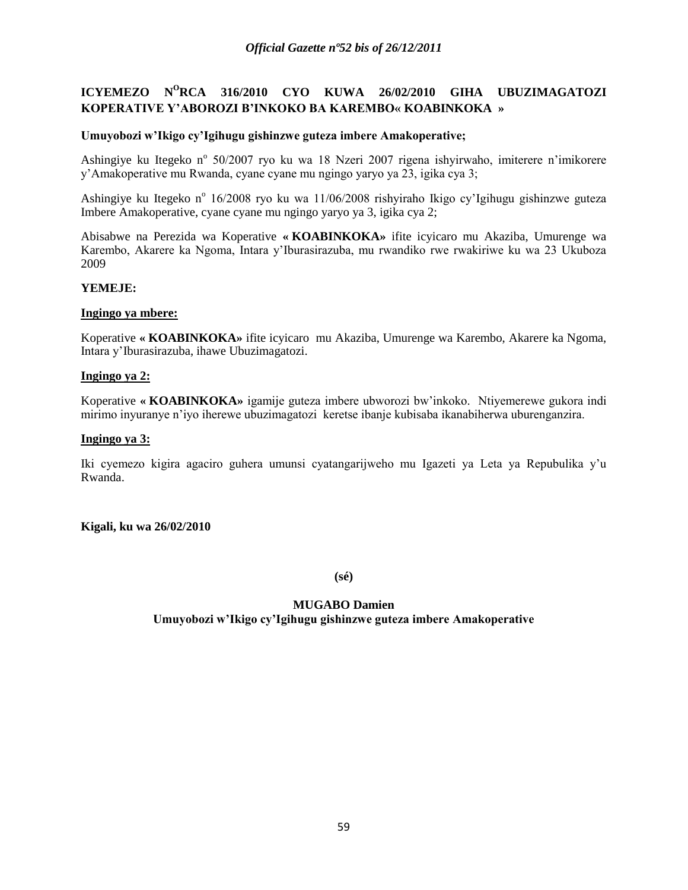## ICYEMEZO N°RCA 316/2010 CYO KUWA 26/02/2010 GIHA UBUZIMAGATOZI KOPERATIVE Y'ABOROZI B'INKOKO BA KAREMBO« KOABINKOKA »

**Umuyobozi w'Ikigo cy'Igihugu gishinzwe guteza imbere Amakoperative;**

Ashingiye ku Itegeko n° 50/2007 ryo ku wa 18 Nzeri 2007 rigena ishyirwaho, imiterere n'imikorere y'Amakoperative mu Rwanda, cyane cyane mu ngingo yaryo ya 23, igika cya 3;

Ashingiye ku Itegeko n° 16/2008 ryo ku wa 11/06/2008 rishyiraho Ikigo cy'Igihugu gishinzwe guteza Imbere Amakoperative, cyane cyane mu ngingo yaryo ya 3, igika cya 2;

Abisabwe na Perezida wa Koperative **« KOABINKOKA»** ifite icyicaro mu Akaziba, Umurenge wa Karembo, Akarere ka Ngoma, Intara y'Iburasirazuba, mu rwandiko rwe rwakiriwe ku wa 23 Ukuboza 2009

**YEMEJE:**

**Ingingo ya mbere:**

Koperative **« KOABINKOKA»** ifite icyicaro mu Akaziba, Umurenge wa Karembo, Akarere ka Ngoma, Intara y'Iburasirazuba, ihawe Ubuzimagatozi.

**Ingingo ya 2:**

Koperative **« KOABINKOKA»** igamije guteza imbere ubworozi bw'inkoko. Ntiyemerewe gukora indi mirimo inyuranye n'iyo iherewe ubuzimagatozi keretse ibanje kubisaba ikanabiherwa uburenganzira.

**Ingingo ya 3:**

Iki cyemezo kigira agaciro guhera umunsi cyatangarijweho mu Igazeti ya Leta ya Repubulika y'u Rwanda.

**Kigali, ku wa 26/02/2010**

**(sé)**

**MUGABO Damien**
**Umuyobozi w'Ikigo cy'Igihugu gishinzwe guteza imbere Amakoperative**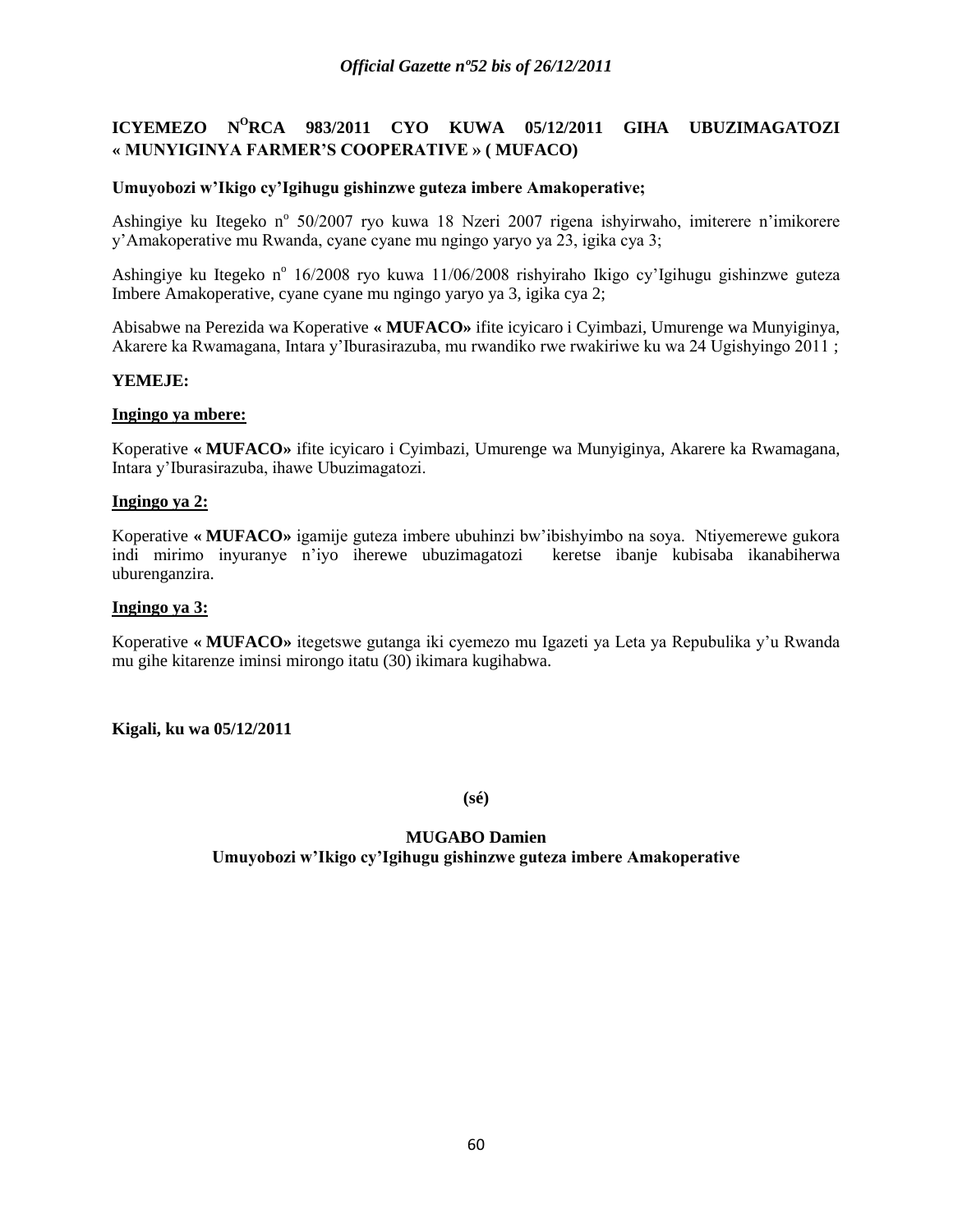## ICYEMEZO N[O]RCA 983/2011 CYO KUWA 05/12/2011 GIHA UBUZIMAGATOZI « MUNYIGINYA FARMER'S COOPERATIVE » ( MUFACO)

**Umuyobozi w'Ikigo cy'Igihugu gishinzwe guteza imbere Amakoperative;**

Ashingiye ku Itegeko nº 50/2007 ryo kuwa 18 Nzeri 2007 rigena ishyirwaho, imiterere n'imikorere y'Amakoperative mu Rwanda, cyane cyane mu ngingo yaryo ya 23, igika cya 3;

Ashingiye ku Itegeko nº 16/2008 ryo kuwa 11/06/2008 rishyiraho Ikigo cy'Igihugu gishinzwe guteza Imbere Amakoperative, cyane cyane mu ngingo yaryo ya 3, igika cya 2;

Abisabwe na Perezida wa Koperative **« MUFACO»** ifite icyicaro i Cyimbazi, Umurenge wa Munyiginya, Akarere ka Rwamagana, Intara y'Iburasirazuba, mu rwandiko rwe rwakiriwe ku wa 24 Ugishyingo 2011 ;

**YEMEJE:**

**Ingingo ya mbere:**

Koperative **« MUFACO»** ifite icyicaro i Cyimbazi, Umurenge wa Munyiginya, Akarere ka Rwamagana, Intara y'Iburasirazuba, ihawe Ubuzimagatozi.

**Ingingo ya 2:**

Koperative **« MUFACO»** igamije guteza imbere ubuhinzi bw'ibishyimbo na soya. Ntiyemerewe gukora indi mirimo inyuranye n'iyo iherewe ubuzimagatozi keretse ibanje kubisaba ikanabiherwa uburenganzira.

**Ingingo ya 3:**

Koperative **« MUFACO»** itegetswe gutanga iki cyemezo mu Igazeti ya Leta ya Repubulika y'u Rwanda mu gihe kitarenze iminsi mirongo itatu (30) ikimara kugihabwa.

**Kigali, ku wa 05/12/2011**

**(sé)**

**MUGABO Damien**
**Umuyobozi w'Ikigo cy'Igihugu gishinzwe guteza imbere Amakoperative**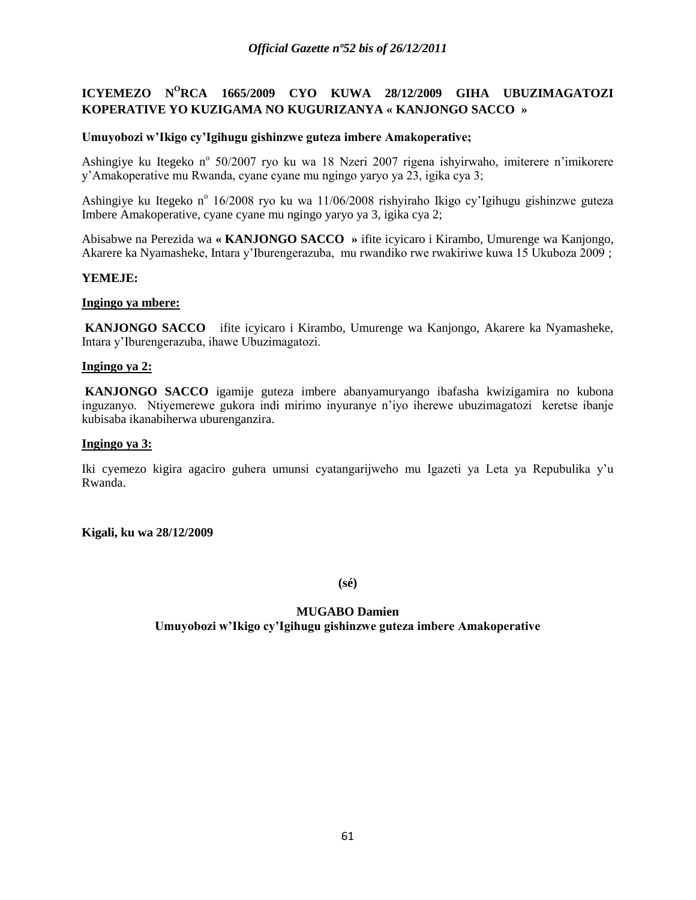**ICYEMEZO N$^{O}$RCA 1665/2009 CYO KUWA 28/12/2009 GIHA UBUZIMAGATOZI KOPERATIVE YO KUZIGAMA NO KUGURIZANYA « KANJONGO SACCO »**

**Umuyobozi w'Ikigo cy'Igihugu gishinzwe guteza imbere Amakoperative;**

Ashingiye ku Itegeko n$^{o}$ 50/2007 ryo ku wa 18 Nzeri 2007 rigena ishyirwaho, imiterere n'imikorere y'Amakoperative mu Rwanda, cyane cyane mu ngingo yaryo ya 23, igika cya 3;

Ashingiye ku Itegeko n$^{o}$ 16/2008 ryo ku wa 11/06/2008 rishyiraho Ikigo cy'Igihugu gishinzwe guteza Imbere Amakoperative, cyane cyane mu ngingo yaryo ya 3, igika cya 2;

Abisabwe na Perezida wa **« KANJONGO SACCO »** ifite icyicaro i Kirambo, Umurenge wa Kanjongo, Akarere ka Nyamasheke, Intara y'Iburengerazuba, mu rwandiko rwe rwakiriwe kuwa 15 Ukuboza 2009 ;

**YEMEJE:**

**Ingingo ya mbere:**

**KANJONGO SACCO** ifite icyicaro i Kirambo, Umurenge wa Kanjongo, Akarere ka Nyamasheke, Intara y'Iburengerazuba, ihawe Ubuzimagatozi.

**Ingingo ya 2:**

**KANJONGO SACCO** igamije guteza imbere abanyamuryango ibafasha kwizigamira no kubona inguzanyo. Ntiyemerewe gukora indi mirimo inyuranye n'iyo iherewe ubuzimagatozi keretse ibanje kubisaba ikanabiherwa uburenganzira.

**Ingingo ya 3:**

Iki cyemezo kigira agaciro guhera umunsi cyatangarijweho mu Igazeti ya Leta ya Repubulika y'u Rwanda.

**Kigali, ku wa 28/12/2009**

**(sé)**

**MUGABO Damien**
**Umuyobozi w'Ikigo cy'Igihugu gishinzwe guteza imbere Amakoperative**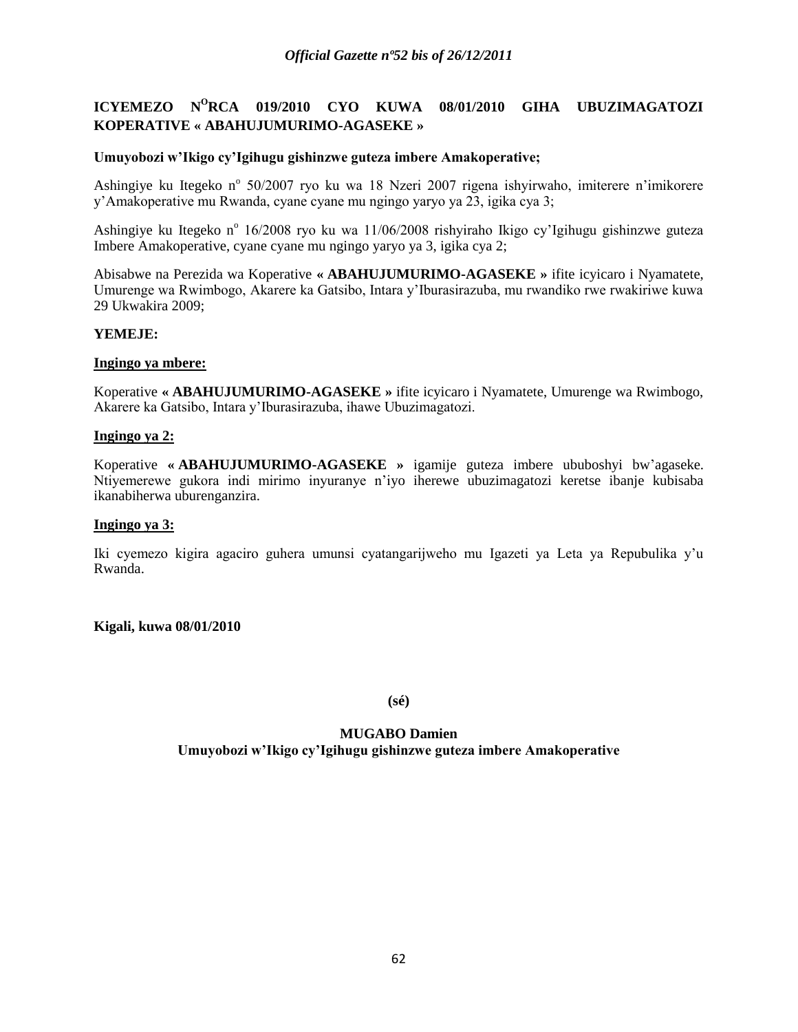# ICYEMEZO N°RCA 019/2010 CYO KUWA 08/01/2010 GIHA UBUZIMAGATOZI KOPERATIVE « ABAHUJUMURIMO-AGASEKE »

**Umuyobozi w'Ikigo cy'Igihugu gishinzwe guteza imbere Amakoperative;**

Ashingiye ku Itegeko n° 50/2007 ryo ku wa 18 Nzeri 2007 rigena ishyirwaho, imiterere n'imikorere y'Amakoperative mu Rwanda, cyane cyane mu ngingo yaryo ya 23, igika cya 3;

Ashingiye ku Itegeko n° 16/2008 ryo ku wa 11/06/2008 rishyiraho Ikigo cy'Igihugu gishinzwe guteza Imbere Amakoperative, cyane cyane mu ngingo yaryo ya 3, igika cya 2;

Abisabwe na Perezida wa Koperative **« ABAHUJUMURIMO-AGASEKE »** ifite icyicaro i Nyamatete, Umurenge wa Rwimbogo, Akarere ka Gatsibo, Intara y'Iburasirazuba, mu rwandiko rwe rwakiriwe kuwa 29 Ukwakira 2009;

**YEMEJE:**

**Ingingo ya mbere:**

Koperative **« ABAHUJUMURIMO-AGASEKE »** ifite icyicaro i Nyamatete, Umurenge wa Rwimbogo, Akarere ka Gatsibo, Intara y'Iburasirazuba, ihawe Ubuzimagatozi.

**Ingingo ya 2:**

Koperative **« ABAHUJUMURIMO-AGASEKE »** igamije guteza imbere ububoshyi bw'agaseke. Ntiyemerewe gukora indi mirimo inyuranye n'iyo iherewe ubuzimagatozi keretse ibanje kubisaba ikanabiherwa uburenganzira.

**Ingingo ya 3:**

Iki cyemezo kigira agaciro guhera umunsi cyatangarijweho mu Igazeti ya Leta ya Repubulika y'u Rwanda.

**Kigali, kuwa 08/01/2010**

**(sé)**

**MUGABO Damien**
**Umuyobozi w'Ikigo cy'Igihugu gishinzwe guteza imbere Amakoperative**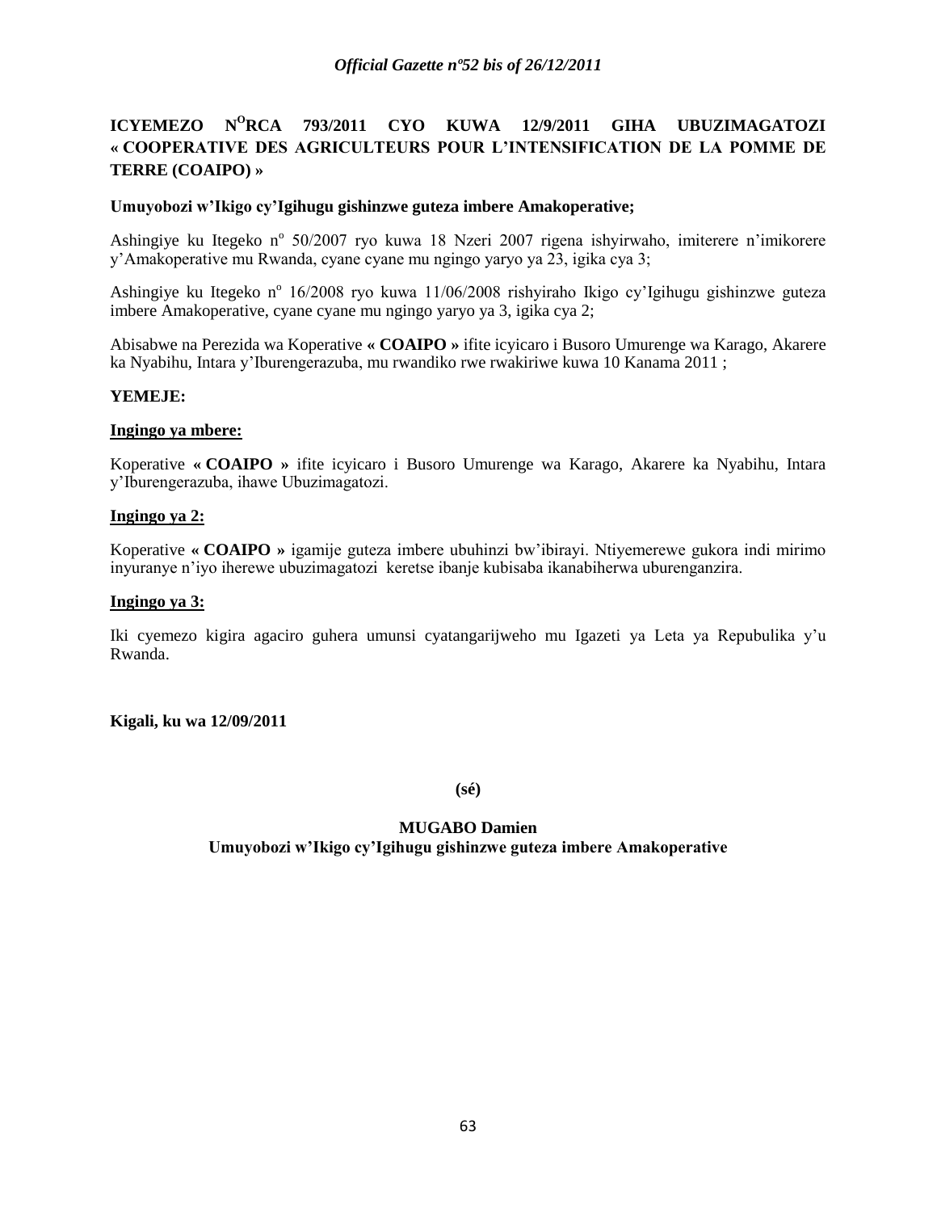**ICYEMEZO N$^{O}$RCA 793/2011 CYO KUWA 12/9/2011 GIHA UBUZIMAGATOZI « COOPERATIVE DES AGRICULTEURS POUR L'INTENSIFICATION DE LA POMME DE TERRE (COAIPO) »**

**Umuyobozi w'Ikigo cy'Igihugu gishinzwe guteza imbere Amakoperative;**

Ashingiye ku Itegeko n$^{o}$ 50/2007 ryo kuwa 18 Nzeri 2007 rigena ishyirwaho, imiterere n'imikorere y'Amakoperative mu Rwanda, cyane cyane mu ngingo yaryo ya 23, igika cya 3;

Ashingiye ku Itegeko n$^{o}$ 16/2008 ryo kuwa 11/06/2008 rishyiraho Ikigo cy'Igihugu gishinzwe guteza imbere Amakoperative, cyane cyane mu ngingo yaryo ya 3, igika cya 2;

Abisabwe na Perezida wa Koperative **« COAIPO »** ifite icyicaro i Busoro Umurenge wa Karago, Akarere ka Nyabihu, Intara y'Iburengerazuba, mu rwandiko rwe rwakiriwe kuwa 10 Kanama 2011 ;

**YEMEJE:**

**Ingingo ya mbere:**

Koperative **« COAIPO »** ifite icyicaro i Busoro Umurenge wa Karago, Akarere ka Nyabihu, Intara y'Iburengerazuba, ihawe Ubuzimagatozi.

**Ingingo ya 2:**

Koperative **« COAIPO »** igamije guteza imbere ubuhinzi bw'ibirayi. Ntiyemerewe gukora indi mirimo inyuranye n'iyo iherewe ubuzimagatozi keretse ibanje kubisaba ikanabiherwa uburenganzira.

**Ingingo ya 3:**

Iki cyemezo kigira agaciro guhera umunsi cyatangarijweho mu Igazeti ya Leta ya Repubulika y'u Rwanda.

**Kigali, ku wa 12/09/2011**

**(sé)**

**MUGABO Damien**
**Umuyobozi w'Ikigo cy'Igihugu gishinzwe guteza imbere Amakoperative**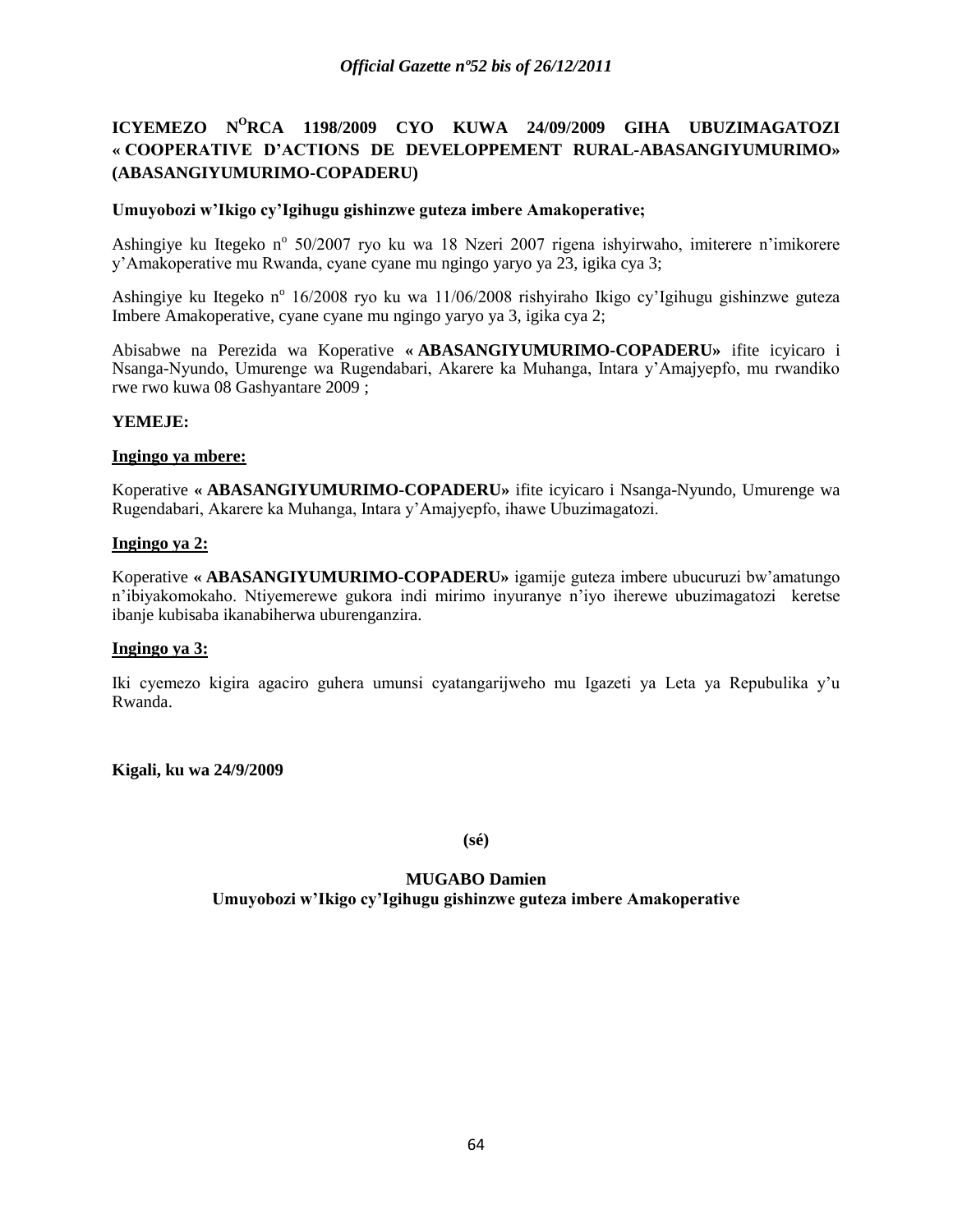**ICYEMEZO N$^{O}$RCA 1198/2009 CYO KUWA 24/09/2009 GIHA UBUZIMAGATOZI « COOPERATIVE D'ACTIONS DE DEVELOPPEMENT RURAL-ABASANGIYUMURIMO» (ABASANGIYUMURIMO-COPADERU)**

**Umuyobozi w'Ikigo cy'Igihugu gishinzwe guteza imbere Amakoperative;**

Ashingiye ku Itegeko n$^{o}$ 50/2007 ryo ku wa 18 Nzeri 2007 rigena ishyirwaho, imiterere n'imikorere y'Amakoperative mu Rwanda, cyane cyane mu ngingo yaryo ya 23, igika cya 3;

Ashingiye ku Itegeko n$^{o}$ 16/2008 ryo ku wa 11/06/2008 rishyiraho Ikigo cy'Igihugu gishinzwe guteza Imbere Amakoperative, cyane cyane mu ngingo yaryo ya 3, igika cya 2;

Abisabwe na Perezida wa Koperative **« ABASANGIYUMURIMO-COPADERU»** ifite icyicaro i Nsanga-Nyundo, Umurenge wa Rugendabari, Akarere ka Muhanga, Intara y'Amajyepfo, mu rwandiko rwe rwo kuwa 08 Gashyantare 2009 ;

**YEMEJE:**

**Ingingo ya mbere:**

Koperative **« ABASANGIYUMURIMO-COPADERU»** ifite icyicaro i Nsanga-Nyundo, Umurenge wa Rugendabari, Akarere ka Muhanga, Intara y'Amajyepfo, ihawe Ubuzimagatozi.

**Ingingo ya 2:**

Koperative **« ABASANGIYUMURIMO-COPADERU»** igamije guteza imbere ubucuruzi bw'amatungo n'ibiyakomokaho. Ntiyemerewe gukora indi mirimo inyuranye n'iyo iherewe ubuzimagatozi keretse ibanje kubisaba ikanabiherwa uburenganzira.

**Ingingo ya 3:**

Iki cyemezo kigira agaciro guhera umunsi cyatangarijweho mu Igazeti ya Leta ya Repubulika y'u Rwanda.

**Kigali, ku wa 24/9/2009**

**(sé)**

**MUGABO Damien**
**Umuyobozi w'Ikigo cy'Igihugu gishinzwe guteza imbere Amakoperative**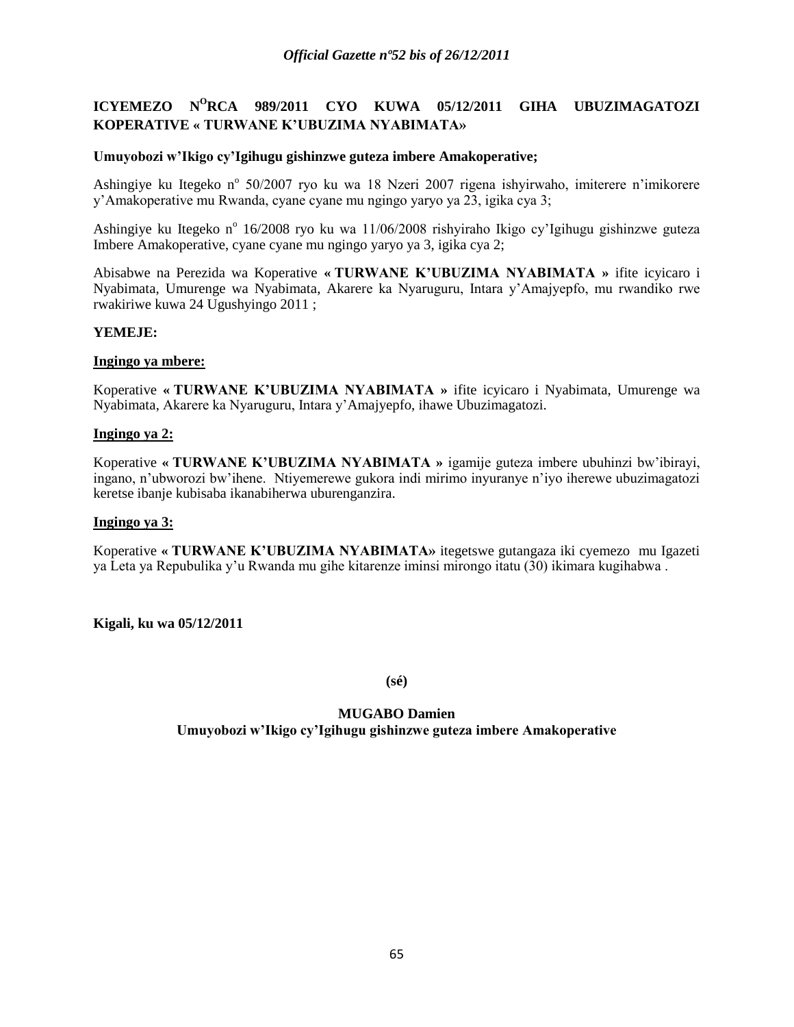**ICYEMEZO N$^{O}$RCA 989/2011 CYO KUWA 05/12/2011 GIHA UBUZIMAGATOZI KOPERATIVE « TURWANE K'UBUZIMA NYABIMATA»**

**Umuyobozi w'Ikigo cy'Igihugu gishinzwe guteza imbere Amakoperative;**

Ashingiye ku Itegeko n° 50/2007 ryo ku wa 18 Nzeri 2007 rigena ishyirwaho, imiterere n'imikorere y'Amakoperative mu Rwanda, cyane cyane mu ngingo yaryo ya 23, igika cya 3;

Ashingiye ku Itegeko n° 16/2008 ryo ku wa 11/06/2008 rishyiraho Ikigo cy'Igihugu gishinzwe guteza Imbere Amakoperative, cyane cyane mu ngingo yaryo ya 3, igika cya 2;

Abisabwe na Perezida wa Koperative **« TURWANE K'UBUZIMA NYABIMATA »** ifite icyicaro i Nyabimata, Umurenge wa Nyabimata, Akarere ka Nyaruguru, Intara y'Amajyepfo, mu rwandiko rwe rwakiriwe kuwa 24 Ugushyingo 2011 ;

**YEMEJE:**

**Ingingo ya mbere:**

Koperative **« TURWANE K'UBUZIMA NYABIMATA »** ifite icyicaro i Nyabimata, Umurenge wa Nyabimata, Akarere ka Nyaruguru, Intara y'Amajyepfo, ihawe Ubuzimagatozi.

**Ingingo ya 2:**

Koperative **« TURWANE K'UBUZIMA NYABIMATA »** igamije guteza imbere ubuhinzi bw'ibirayi, ingano, n'ubworozi bw'ihene. Ntiyemerewe gukora indi mirimo inyuranye n'iyo iherewe ubuzimagatozi keretse ibanje kubisaba ikanabiherwa uburenganzira.

**Ingingo ya 3:**

Koperative **« TURWANE K'UBUZIMA NYABIMATA»** itegetswe gutangaza iki cyemezo mu Igazeti ya Leta ya Repubulika y'u Rwanda mu gihe kitarenze iminsi mirongo itatu (30) ikimara kugihabwa .

**Kigali, ku wa 05/12/2011**

**(sé)**

**MUGABO Damien**
**Umuyobozi w'Ikigo cy'Igihugu gishinzwe guteza imbere Amakoperative**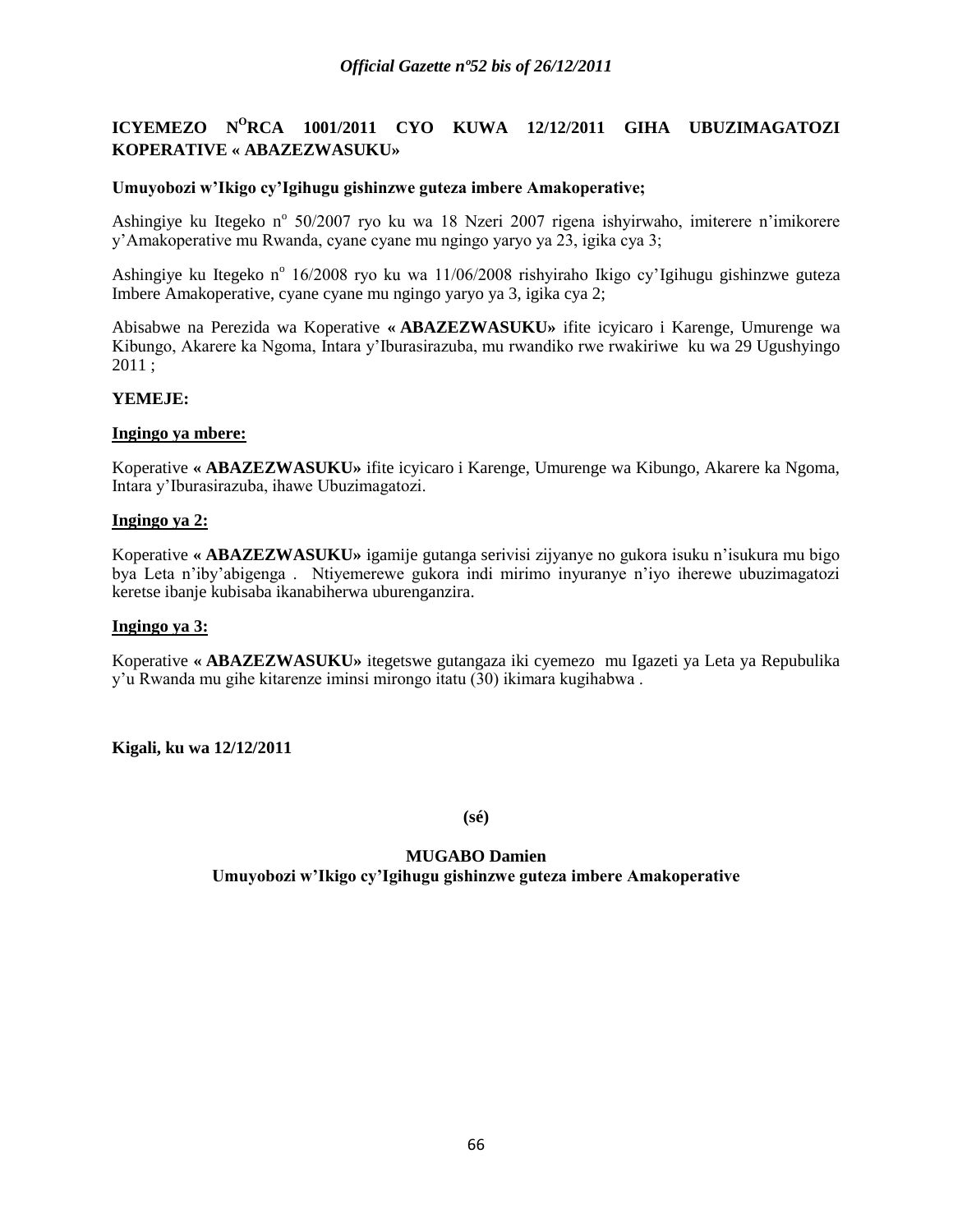**ICYEMEZO N[O]RCA 1001/2011 CYO KUWA 12/12/2011 GIHA UBUZIMAGATOZI KOPERATIVE « ABAZEZWASUKU»**

**Umuyobozi w'Ikigo cy'Igihugu gishinzwe guteza imbere Amakoperative;**

Ashingiye ku Itegeko n° 50/2007 ryo ku wa 18 Nzeri 2007 rigena ishyirwaho, imiterere n'imikorere y'Amakoperative mu Rwanda, cyane cyane mu ngingo yaryo ya 23, igika cya 3;

Ashingiye ku Itegeko n° 16/2008 ryo ku wa 11/06/2008 rishyiraho Ikigo cy'Igihugu gishinzwe guteza Imbere Amakoperative, cyane cyane mu ngingo yaryo ya 3, igika cya 2;

Abisabwe na Perezida wa Koperative **« ABAZEZWASUKU»** ifite icyicaro i Karenge, Umurenge wa Kibungo, Akarere ka Ngoma, Intara y'Iburasirazuba, mu rwandiko rwe rwakiriwe ku wa 29 Ugushyingo 2011 ;

**YEMEJE:**

**Ingingo ya mbere:**

Koperative **« ABAZEZWASUKU»** ifite icyicaro i Karenge, Umurenge wa Kibungo, Akarere ka Ngoma, Intara y'Iburasirazuba, ihawe Ubuzimagatozi.

**Ingingo ya 2:**

Koperative **« ABAZEZWASUKU»** igamije gutanga serivisi zijyanye no gukora isuku n'isukura mu bigo bya Leta n'iby'abigenga . Ntiyemerewe gukora indi mirimo inyuranye n'iyo iherewe ubuzimagatozi keretse ibanje kubisaba ikanabiherwa uburenganzira.

**Ingingo ya 3:**

Koperative **« ABAZEZWASUKU»** itegetswe gutangaza iki cyemezo mu Igazeti ya Leta ya Repubulika y'u Rwanda mu gihe kitarenze iminsi mirongo itatu (30) ikimara kugihabwa .

**Kigali, ku wa 12/12/2011**

**(sé)**

**MUGABO Damien**
**Umuyobozi w'Ikigo cy'Igihugu gishinzwe guteza imbere Amakoperative**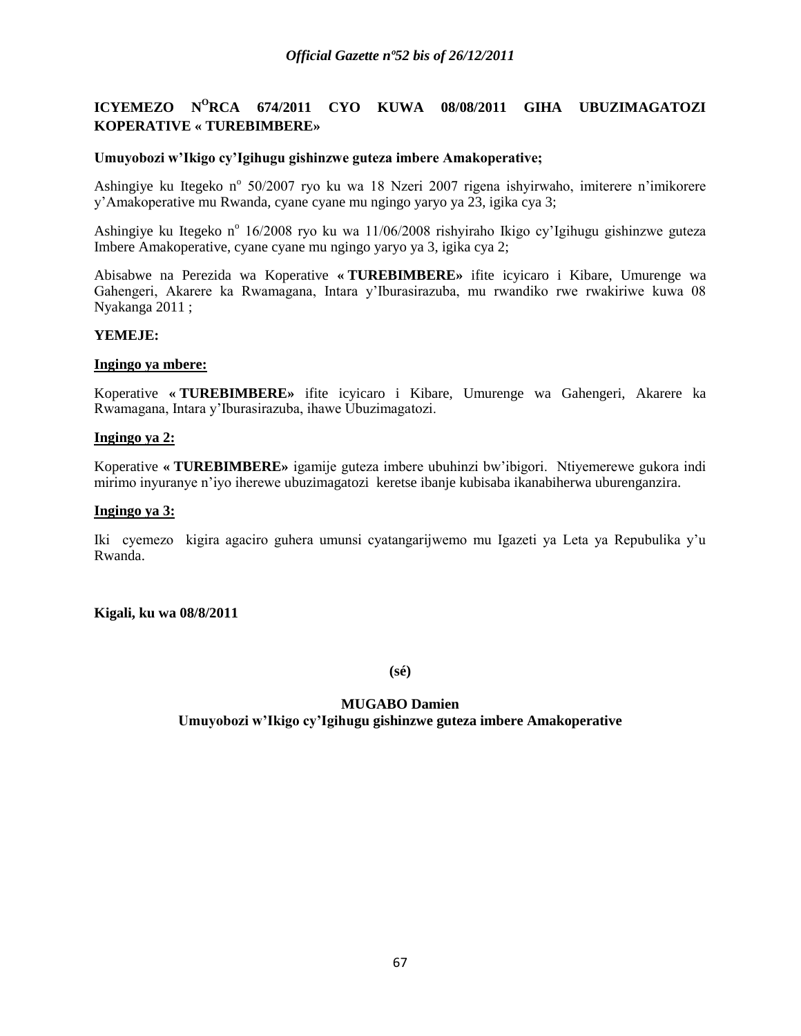**ICYEMEZO N$^{O}$RCA 674/2011 CYO KUWA 08/08/2011 GIHA UBUZIMAGATOZI KOPERATIVE « TUREBIMBERE»**

**Umuyobozi w'Ikigo cy'Igihugu gishinzwe guteza imbere Amakoperative;**

Ashingiye ku Itegeko n$^{o}$ 50/2007 ryo ku wa 18 Nzeri 2007 rigena ishyirwaho, imiterere n'imikorere y'Amakoperative mu Rwanda, cyane cyane mu ngingo yaryo ya 23, igika cya 3;

Ashingiye ku Itegeko n$^{o}$ 16/2008 ryo ku wa 11/06/2008 rishyiraho Ikigo cy'Igihugu gishinzwe guteza Imbere Amakoperative, cyane cyane mu ngingo yaryo ya 3, igika cya 2;

Abisabwe na Perezida wa Koperative **« TUREBIMBERE»** ifite icyicaro i Kibare, Umurenge wa Gahengeri, Akarere ka Rwamagana, Intara y'Iburasirazuba, mu rwandiko rwe rwakiriwe kuwa 08 Nyakanga 2011 ;

**YEMEJE:**

**Ingingo ya mbere:**

Koperative **« TUREBIMBERE»** ifite icyicaro i Kibare, Umurenge wa Gahengeri, Akarere ka Rwamagana, Intara y'Iburasirazuba, ihawe Ubuzimagatozi.

**Ingingo ya 2:**

Koperative **« TUREBIMBERE»** igamije guteza imbere ubuhinzi bw'ibigori. Ntiyemerewe gukora indi mirimo inyuranye n'iyo iherewe ubuzimagatozi keretse ibanje kubisaba ikanabiherwa uburenganzira.

**Ingingo ya 3:**

Iki cyemezo kigira agaciro guhera umunsi cyatangarijwemo mu Igazeti ya Leta ya Repubulika y'u Rwanda.

**Kigali, ku wa 08/8/2011**

**(sé)**

**MUGABO Damien**
**Umuyobozi w'Ikigo cy'Igihugu gishinzwe guteza imbere Amakoperative**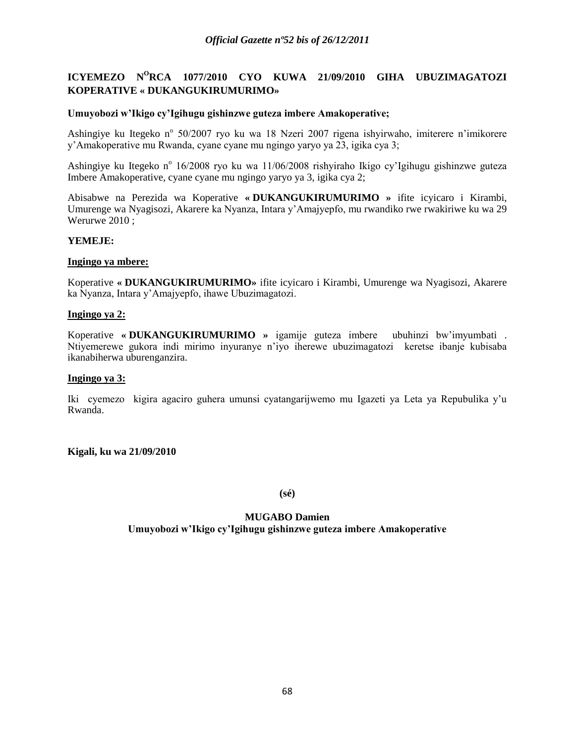**ICYEMEZO N$^{O}$RCA 1077/2010 CYO KUWA 21/09/2010 GIHA UBUZIMAGATOZI KOPERATIVE « DUKANGUKIRUMURIMO»**

**Umuyobozi w'Ikigo cy'Igihugu gishinzwe guteza imbere Amakoperative;**

Ashingiye ku Itegeko n$^{o}$ 50/2007 ryo ku wa 18 Nzeri 2007 rigena ishyirwaho, imiterere n'imikorere y'Amakoperative mu Rwanda, cyane cyane mu ngingo yaryo ya 23, igika cya 3;

Ashingiye ku Itegeko n$^{o}$ 16/2008 ryo ku wa 11/06/2008 rishyiraho Ikigo cy'Igihugu gishinzwe guteza Imbere Amakoperative, cyane cyane mu ngingo yaryo ya 3, igika cya 2;

Abisabwe na Perezida wa Koperative **« DUKANGUKIRUMURIMO »** ifite icyicaro i Kirambi, Umurenge wa Nyagisozi, Akarere ka Nyanza, Intara y'Amajyepfo, mu rwandiko rwe rwakiriwe ku wa 29 Werurwe 2010 ;

**YEMEJE:**

**Ingingo ya mbere:**

Koperative **« DUKANGUKIRUMURIMO»** ifite icyicaro i Kirambi, Umurenge wa Nyagisozi, Akarere ka Nyanza, Intara y'Amajyepfo, ihawe Ubuzimagatozi.

**Ingingo ya 2:**

Koperative **« DUKANGUKIRUMURIMO »** igamije guteza imbere ubuhinzi bw'imyumbati . Ntiyemerewe gukora indi mirimo inyuranye n'iyo iherewe ubuzimagatozi keretse ibanje kubisaba ikanabiherwa uburenganzira.

**Ingingo ya 3:**

Iki cyemezo kigira agaciro guhera umunsi cyatangarijwemo mu Igazeti ya Leta ya Repubulika y'u Rwanda.

**Kigali, ku wa 21/09/2010**

**(sé)**

**MUGABO Damien**
**Umuyobozi w'Ikigo cy'Igihugu gishinzwe guteza imbere Amakoperative**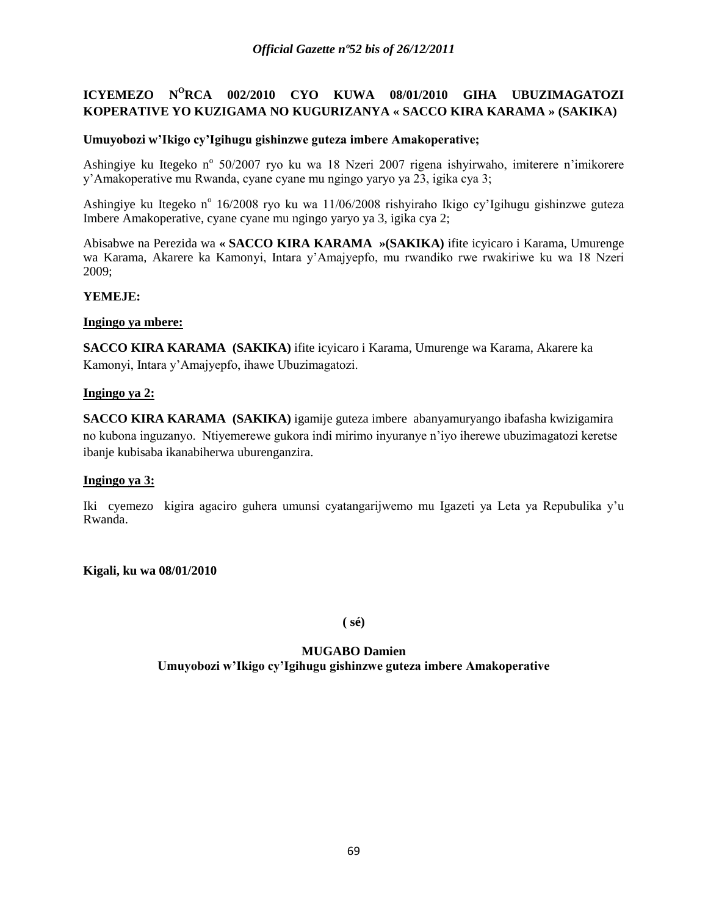**ICYEMEZO N[O]RCA 002/2010 CYO KUWA 08/01/2010 GIHA UBUZIMAGATOZI KOPERATIVE YO KUZIGAMA NO KUGURIZANYA « SACCO KIRA KARAMA » (SAKIKA)**

**Umuyobozi w'Ikigo cy'Igihugu gishinzwe guteza imbere Amakoperative;**

Ashingiye ku Itegeko n° 50/2007 ryo ku wa 18 Nzeri 2007 rigena ishyirwaho, imiterere n'imikorere y'Amakoperative mu Rwanda, cyane cyane mu ngingo yaryo ya 23, igika cya 3;

Ashingiye ku Itegeko n° 16/2008 ryo ku wa 11/06/2008 rishyiraho Ikigo cy'Igihugu gishinzwe guteza Imbere Amakoperative, cyane cyane mu ngingo yaryo ya 3, igika cya 2;

Abisabwe na Perezida wa **« SACCO KIRA KARAMA »(SAKIKA)** ifite icyicaro i Karama, Umurenge wa Karama, Akarere ka Kamonyi, Intara y'Amajyepfo, mu rwandiko rwe rwakiriwe ku wa 18 Nzeri 2009;

**YEMEJE:**

**Ingingo ya mbere:**

**SACCO KIRA KARAMA (SAKIKA)** ifite icyicaro i Karama, Umurenge wa Karama, Akarere ka Kamonyi, Intara y'Amajyepfo, ihawe Ubuzimagatozi.

**Ingingo ya 2:**

**SACCO KIRA KARAMA (SAKIKA)** igamije guteza imbere abanyamuryango ibafasha kwizigamira no kubona inguzanyo. Ntiyemerewe gukora indi mirimo inyuranye n'iyo iherewe ubuzimagatozi keretse ibanje kubisaba ikanabiherwa uburenganzira.

**Ingingo ya 3:**

Iki cyemezo kigira agaciro guhera umunsi cyatangarijwemo mu Igazeti ya Leta ya Repubulika y'u Rwanda.

**Kigali, ku wa 08/01/2010**

**( sé)**

**MUGABO Damien**
**Umuyobozi w'Ikigo cy'Igihugu gishinzwe guteza imbere Amakoperative**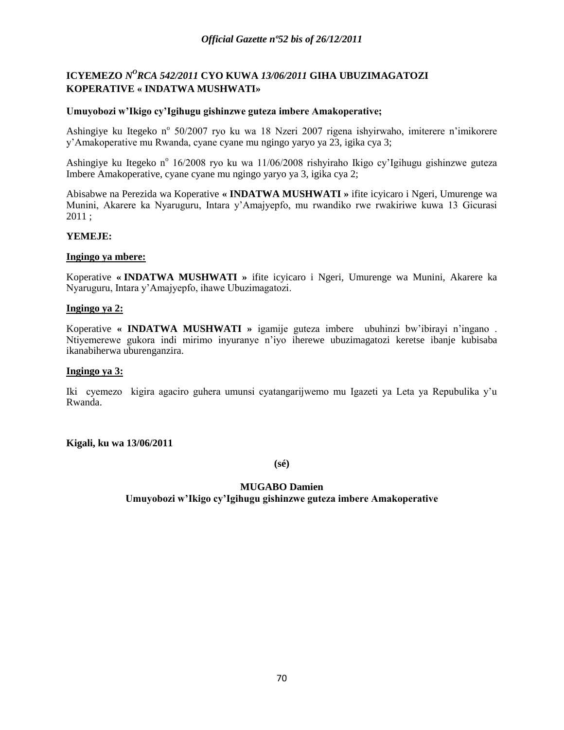**ICYEMEZO *N^O^RCA 542/2011* CYO KUWA *13/06/2011* GIHA UBUZIMAGATOZI KOPERATIVE « INDATWA MUSHWATI»**

**Umuyobozi w'Ikigo cy'Igihugu gishinzwe guteza imbere Amakoperative;**

Ashingiye ku Itegeko n° 50/2007 ryo ku wa 18 Nzeri 2007 rigena ishyirwaho, imiterere n'imikorere y'Amakoperative mu Rwanda, cyane cyane mu ngingo yaryo ya 23, igika cya 3;

Ashingiye ku Itegeko n° 16/2008 ryo ku wa 11/06/2008 rishyiraho Ikigo cy'Igihugu gishinzwe guteza Imbere Amakoperative, cyane cyane mu ngingo yaryo ya 3, igika cya 2;

Abisabwe na Perezida wa Koperative **« INDATWA MUSHWATI »** ifite icyicaro i Ngeri, Umurenge wa Munini, Akarere ka Nyaruguru, Intara y'Amajyepfo, mu rwandiko rwe rwakiriwe kuwa 13 Gicurasi 2011 ;

**YEMEJE:**

**Ingingo ya mbere:**

Koperative **« INDATWA MUSHWATI »** ifite icyicaro i Ngeri, Umurenge wa Munini, Akarere ka Nyaruguru, Intara y'Amajyepfo, ihawe Ubuzimagatozi.

**Ingingo ya 2:**

Koperative **« INDATWA MUSHWATI »** igamije guteza imbere ubuhinzi bw'ibirayi n'ingano . Ntiyemerewe gukora indi mirimo inyuranye n'iyo iherewe ubuzimagatozi keretse ibanje kubisaba ikanabiherwa uburenganzira.

**Ingingo ya 3:**

Iki cyemezo kigira agaciro guhera umunsi cyatangarijwemo mu Igazeti ya Leta ya Repubulika y'u Rwanda.

**Kigali, ku wa 13/06/2011**

**(sé)**

**MUGABO Damien**
**Umuyobozi w'Ikigo cy'Igihugu gishinzwe guteza imbere Amakoperative**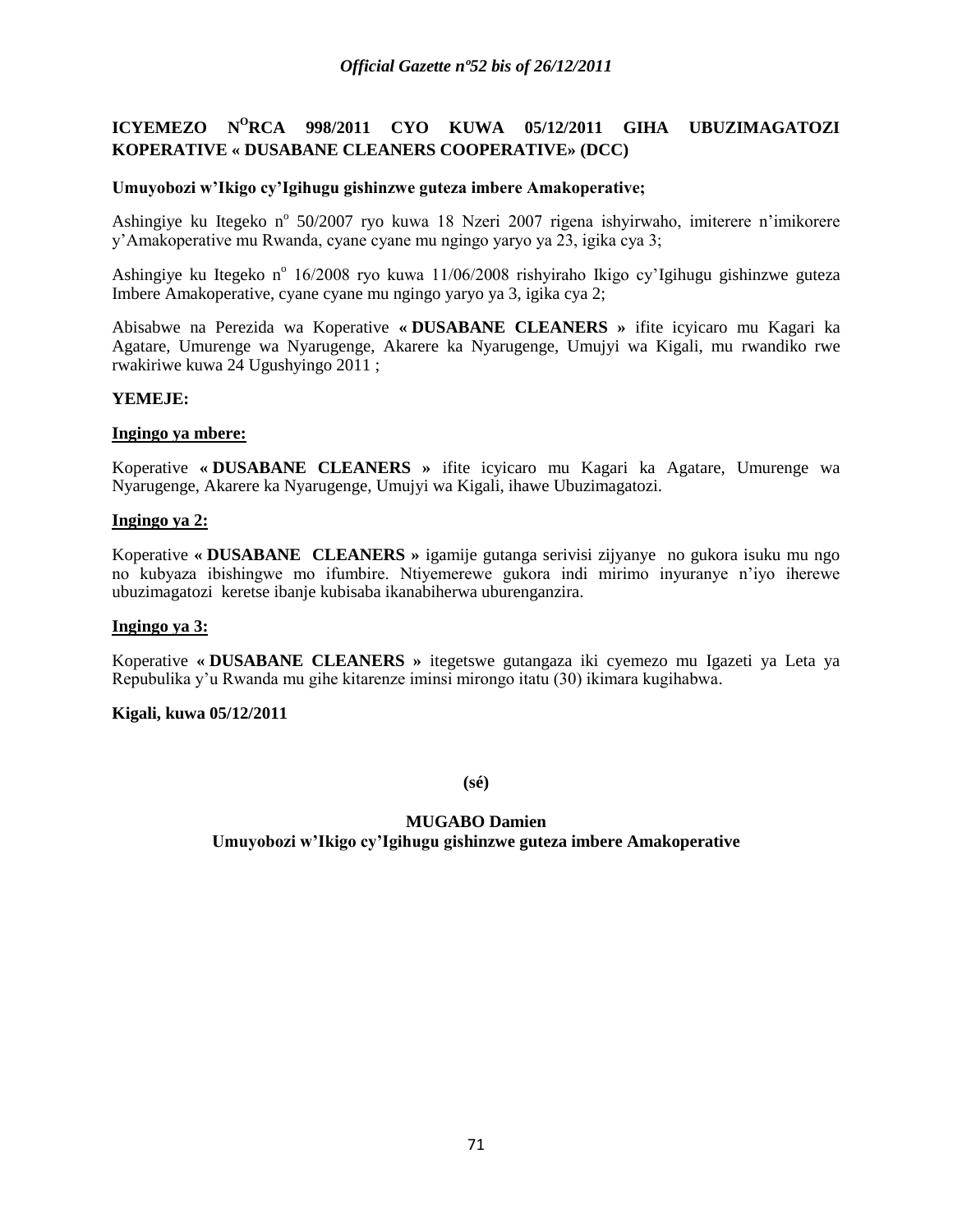**ICYEMEZO N°RCA 998/2011 CYO KUWA 05/12/2011 GIHA UBUZIMAGATOZI KOPERATIVE « DUSABANE CLEANERS COOPERATIVE» (DCC)**

**Umuyobozi w'Ikigo cy'Igihugu gishinzwe guteza imbere Amakoperative;**

Ashingiye ku Itegeko n° 50/2007 ryo kuwa 18 Nzeri 2007 rigena ishyirwaho, imiterere n'imikorere y'Amakoperative mu Rwanda, cyane cyane mu ngingo yaryo ya 23, igika cya 3;

Ashingiye ku Itegeko n° 16/2008 ryo kuwa 11/06/2008 rishyiraho Ikigo cy'Igihugu gishinzwe guteza Imbere Amakoperative, cyane cyane mu ngingo yaryo ya 3, igika cya 2;

Abisabwe na Perezida wa Koperative **« DUSABANE CLEANERS »** ifite icyicaro mu Kagari ka Agatare, Umurenge wa Nyarugenge, Akarere ka Nyarugenge, Umujyi wa Kigali, mu rwandiko rwe rwakiriwe kuwa 24 Ugushyingo 2011 ;

**YEMEJE:**

**Ingingo ya mbere:**

Koperative **« DUSABANE CLEANERS »** ifite icyicaro mu Kagari ka Agatare, Umurenge wa Nyarugenge, Akarere ka Nyarugenge, Umujyi wa Kigali, ihawe Ubuzimagatozi.

**Ingingo ya 2:**

Koperative **« DUSABANE CLEANERS »** igamije gutanga serivisi zijyanye no gukora isuku mu ngo no kubyaza ibishingwe mo ifumbire. Ntiyemerewe gukora indi mirimo inyuranye n'iyo iherewe ubuzimagatozi keretse ibanje kubisaba ikanabiherwa uburenganzira.

**Ingingo ya 3:**

Koperative **« DUSABANE CLEANERS »** itegetswe gutangaza iki cyemezo mu Igazeti ya Leta ya Repubulika y'u Rwanda mu gihe kitarenze iminsi mirongo itatu (30) ikimara kugihabwa.

**Kigali, kuwa 05/12/2011**

**(sé)**

**MUGABO Damien**
**Umuyobozi w'Ikigo cy'Igihugu gishinzwe guteza imbere Amakoperative**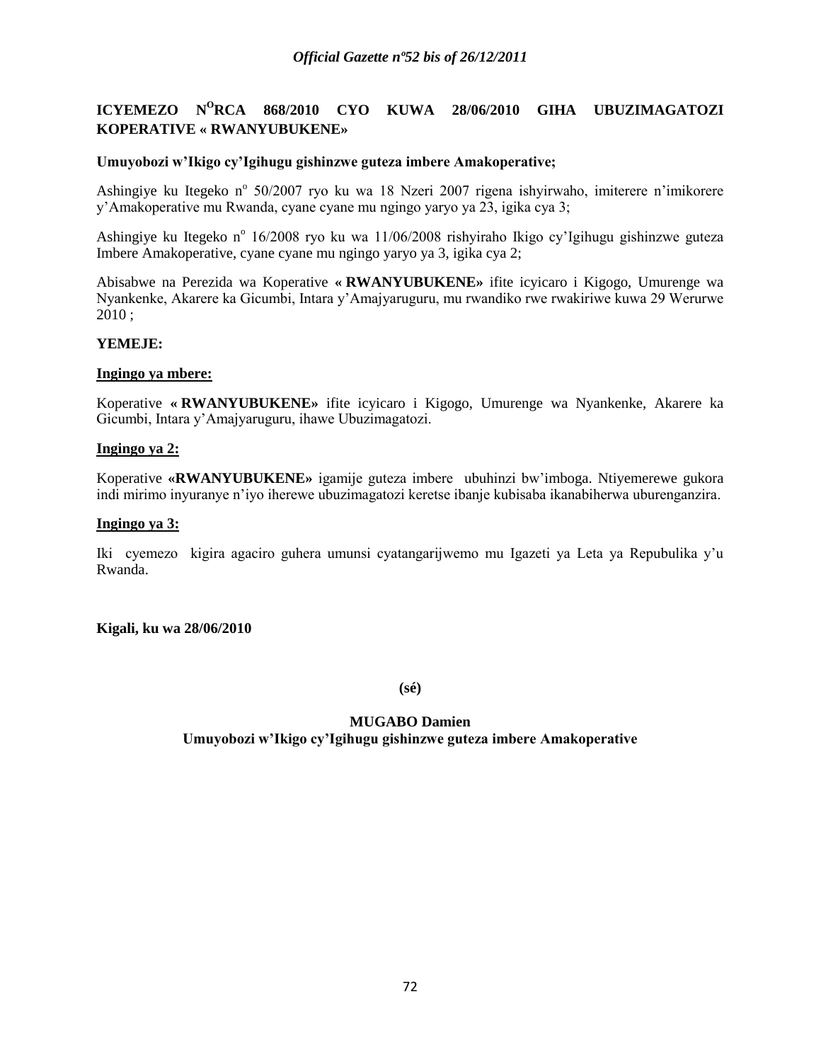# ICYEMEZO N° RCA 868/2010 CYO KUWA 28/06/2010 GIHA UBUZIMAGATOZI KOPERATIVE « RWANYUBUKENE»

**Umuyobozi w'Ikigo cy'Igihugu gishinzwe guteza imbere Amakoperative;**

Ashingiye ku Itegeko n° 50/2007 ryo ku wa 18 Nzeri 2007 rigena ishyirwaho, imiterere n'imikorere y'Amakoperative mu Rwanda, cyane cyane mu ngingo yaryo ya 23, igika cya 3;

Ashingiye ku Itegeko n° 16/2008 ryo ku wa 11/06/2008 rishyiraho Ikigo cy'Igihugu gishinzwe guteza Imbere Amakoperative, cyane cyane mu ngingo yaryo ya 3, igika cya 2;

Abisabwe na Perezida wa Koperative **« RWANYUBUKENE»** ifite icyicaro i Kigogo, Umurenge wa Nyankenke, Akarere ka Gicumbi, Intara y'Amajyaruguru, mu rwandiko rwe rwakiriwe kuwa 29 Werurwe 2010 ;

**YEMEJE:**

**Ingingo ya mbere:**

Koperative **« RWANYUBUKENE»** ifite icyicaro i Kigogo, Umurenge wa Nyankenke, Akarere ka Gicumbi, Intara y'Amajyaruguru, ihawe Ubuzimagatozi.

**Ingingo ya 2:**

Koperative **«RWANYUBUKENE»** igamije guteza imbere ubuhinzi bw'imboga. Ntiyemerewe gukora indi mirimo inyuranye n'iyo iherewe ubuzimagatozi keretse ibanje kubisaba ikanabiherwa uburenganzira.

**Ingingo ya 3:**

Iki cyemezo kigira agaciro guhera umunsi cyatangarijwemo mu Igazeti ya Leta ya Repubulika y'u Rwanda.

**Kigali, ku wa 28/06/2010**

**(sé)**

**MUGABO Damien**
**Umuyobozi w'Ikigo cy'Igihugu gishinzwe guteza imbere Amakoperative**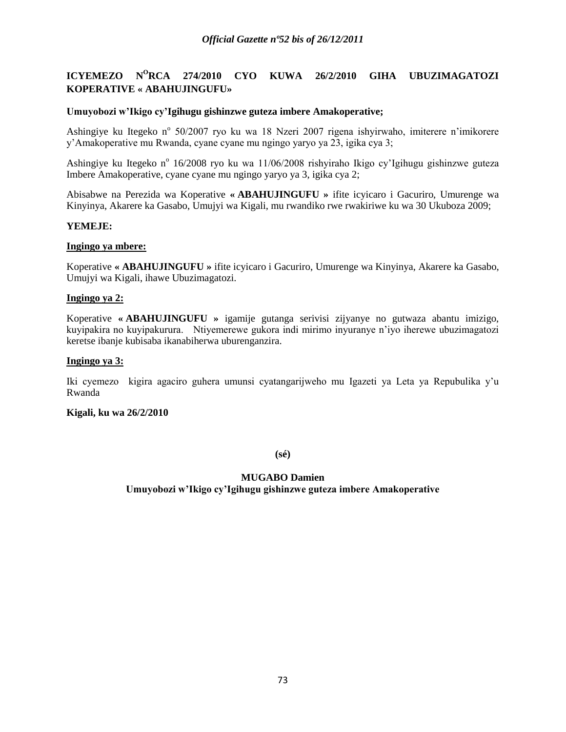**ICYEMEZO N$^{O}$RCA 274/2010 CYO KUWA 26/2/2010 GIHA UBUZIMAGATOZI KOPERATIVE « ABAHUJINGUFU»**

**Umuyobozi w'Ikigo cy'Igihugu gishinzwe guteza imbere Amakoperative;**

Ashingiye ku Itegeko n$^{o}$ 50/2007 ryo ku wa 18 Nzeri 2007 rigena ishyirwaho, imiterere n'imikorere y'Amakoperative mu Rwanda, cyane cyane mu ngingo yaryo ya 23, igika cya 3;

Ashingiye ku Itegeko n$^{o}$ 16/2008 ryo ku wa 11/06/2008 rishyiraho Ikigo cy'Igihugu gishinzwe guteza Imbere Amakoperative, cyane cyane mu ngingo yaryo ya 3, igika cya 2;

Abisabwe na Perezida wa Koperative **« ABAHUJINGUFU »** ifite icyicaro i Gacuriro, Umurenge wa Kinyinya, Akarere ka Gasabo, Umujyi wa Kigali, mu rwandiko rwe rwakiriwe ku wa 30 Ukuboza 2009;

**YEMEJE:**

**Ingingo ya mbere:**

Koperative **« ABAHUJINGUFU »** ifite icyicaro i Gacuriro, Umurenge wa Kinyinya, Akarere ka Gasabo, Umujyi wa Kigali, ihawe Ubuzimagatozi.

**Ingingo ya 2:**

Koperative **« ABAHUJINGUFU »** igamije gutanga serivisi zijyanye no gutwaza abantu imizigo, kuyipakira no kuyipakurura. Ntiyemerewe gukora indi mirimo inyuranye n'iyo iherewe ubuzimagatozi keretse ibanje kubisaba ikanabiherwa uburenganzira.

**Ingingo ya 3:**

Iki cyemezo kigira agaciro guhera umunsi cyatangarijweho mu Igazeti ya Leta ya Repubulika y'u Rwanda

**Kigali, ku wa 26/2/2010**

**(sé)**

**MUGABO Damien**
**Umuyobozi w'Ikigo cy'Igihugu gishinzwe guteza imbere Amakoperative**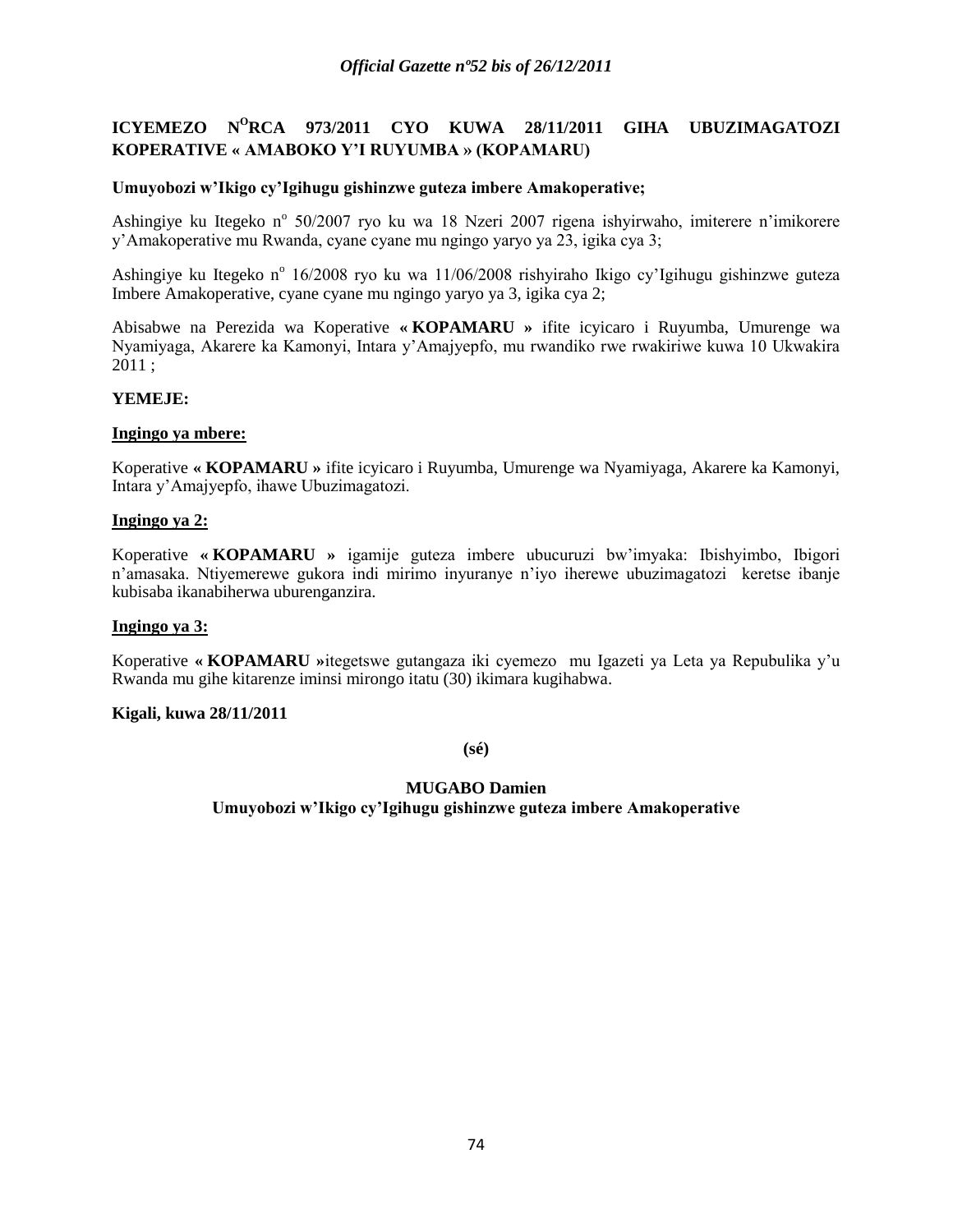**ICYEMEZO N[O]RCA 973/2011 CYO KUWA 28/11/2011 GIHA UBUZIMAGATOZI KOPERATIVE « AMABOKO Y'I RUYUMBA » (KOPAMARU)**

**Umuyobozi w'Ikigo cy'Igihugu gishinzwe guteza imbere Amakoperative;**

Ashingiye ku Itegeko n° 50/2007 ryo ku wa 18 Nzeri 2007 rigena ishyirwaho, imiterere n'imikorere y'Amakoperative mu Rwanda, cyane cyane mu ngingo yaryo ya 23, igika cya 3;

Ashingiye ku Itegeko n° 16/2008 ryo ku wa 11/06/2008 rishyiraho Ikigo cy'Igihugu gishinzwe guteza Imbere Amakoperative, cyane cyane mu ngingo yaryo ya 3, igika cya 2;

Abisabwe na Perezida wa Koperative **« KOPAMARU »** ifite icyicaro i Ruyumba, Umurenge wa Nyamiyaga, Akarere ka Kamonyi, Intara y'Amajyepfo, mu rwandiko rwe rwakiriwe kuwa 10 Ukwakira 2011 ;

**YEMEJE:**

**Ingingo ya mbere:**

Koperative **« KOPAMARU »** ifite icyicaro i Ruyumba, Umurenge wa Nyamiyaga, Akarere ka Kamonyi, Intara y'Amajyepfo, ihawe Ubuzimagatozi.

**Ingingo ya 2:**

Koperative **« KOPAMARU »** igamije guteza imbere ubucuruzi bw'imyaka: Ibishyimbo, Ibigori n'amasaka. Ntiyemerewe gukora indi mirimo inyuranye n'iyo iherewe ubuzimagatozi keretse ibanje kubisaba ikanabiherwa uburenganzira.

**Ingingo ya 3:**

Koperative **« KOPAMARU »**itegetswe gutangaza iki cyemezo mu Igazeti ya Leta ya Repubulika y'u Rwanda mu gihe kitarenze iminsi mirongo itatu (30) ikimara kugihabwa.

**Kigali, kuwa 28/11/2011**

**(sé)**

**MUGABO Damien**
**Umuyobozi w'Ikigo cy'Igihugu gishinzwe guteza imbere Amakoperative**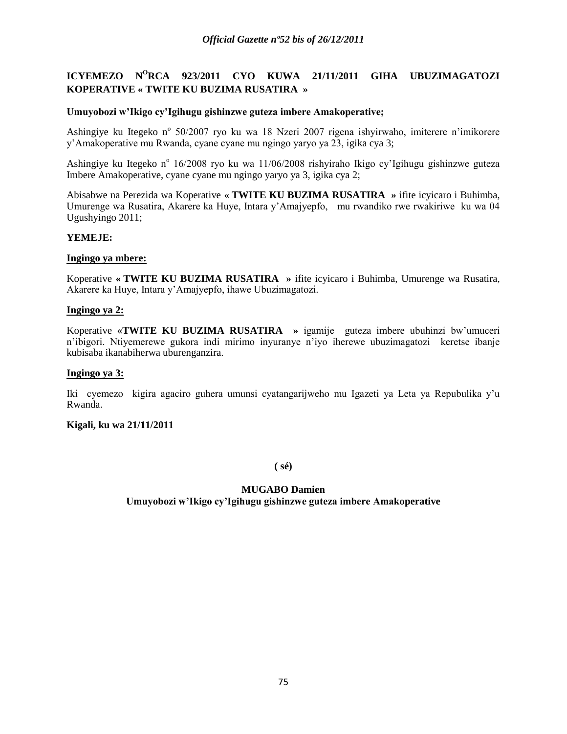# ICYEMEZO N[O]RCA 923/2011 CYO KUWA 21/11/2011 GIHA UBUZIMAGATOZI KOPERATIVE « TWITE KU BUZIMA RUSATIRA »

**Umuyobozi w'Ikigo cy'Igihugu gishinzwe guteza imbere Amakoperative;**

Ashingiye ku Itegeko n° 50/2007 ryo ku wa 18 Nzeri 2007 rigena ishyirwaho, imiterere n'imikorere y'Amakoperative mu Rwanda, cyane cyane mu ngingo yaryo ya 23, igika cya 3;

Ashingiye ku Itegeko n° 16/2008 ryo ku wa 11/06/2008 rishyiraho Ikigo cy'Igihugu gishinzwe guteza Imbere Amakoperative, cyane cyane mu ngingo yaryo ya 3, igika cya 2;

Abisabwe na Perezida wa Koperative **« TWITE KU BUZIMA RUSATIRA »** ifite icyicaro i Buhimba, Umurenge wa Rusatira, Akarere ka Huye, Intara y'Amajyepfo, mu rwandiko rwe rwakiriwe ku wa 04 Ugushyingo 2011;

**YEMEJE:**

**Ingingo ya mbere:**

Koperative **« TWITE KU BUZIMA RUSATIRA »** ifite icyicaro i Buhimba, Umurenge wa Rusatira, Akarere ka Huye, Intara y'Amajyepfo, ihawe Ubuzimagatozi.

**Ingingo ya 2:**

Koperative **«TWITE KU BUZIMA RUSATIRA »** igamije guteza imbere ubuhinzi bw'umuceri n'ibigori. Ntiyemerewe gukora indi mirimo inyuranye n'iyo iherewe ubuzimagatozi keretse ibanje kubisaba ikanabiherwa uburenganzira.

**Ingingo ya 3:**

Iki cyemezo kigira agaciro guhera umunsi cyatangarijweho mu Igazeti ya Leta ya Repubulika y'u Rwanda.

**Kigali, ku wa 21/11/2011**

**( sé)**

**MUGABO Damien**
**Umuyobozi w'Ikigo cy'Igihugu gishinzwe guteza imbere Amakoperative**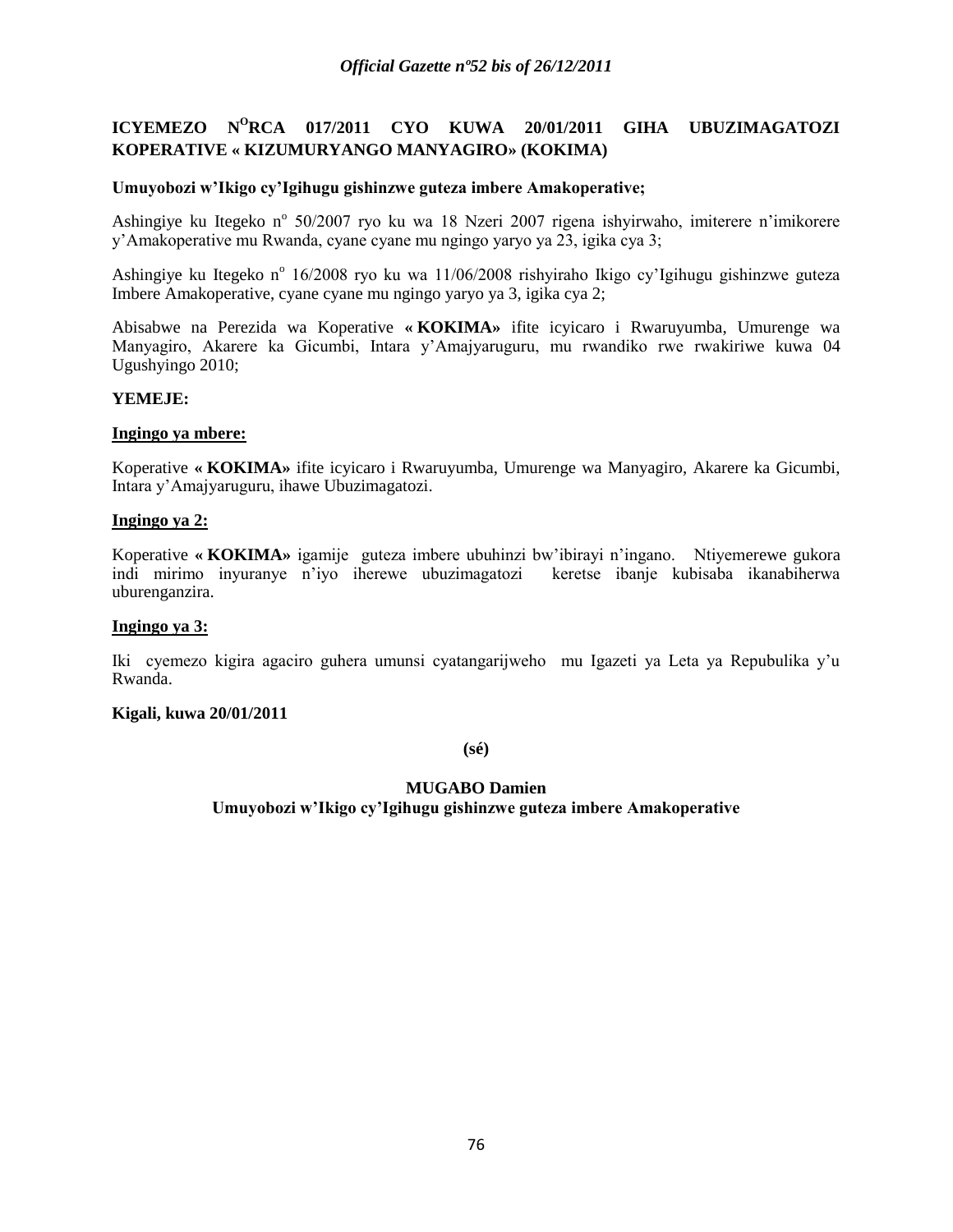## ICYEMEZO N^O RCA 017/2011 CYO KUWA 20/01/2011 GIHA UBUZIMAGATOZI KOPERATIVE « KIZUMURYANGO MANYAGIRO» (KOKIMA)

**Umuyobozi w'Ikigo cy'Igihugu gishinzwe guteza imbere Amakoperative;**

Ashingiye ku Itegeko n° 50/2007 ryo ku wa 18 Nzeri 2007 rigena ishyirwaho, imiterere n'imikorere y'Amakoperative mu Rwanda, cyane cyane mu ngingo yaryo ya 23, igika cya 3;

Ashingiye ku Itegeko n° 16/2008 ryo ku wa 11/06/2008 rishyiraho Ikigo cy'Igihugu gishinzwe guteza Imbere Amakoperative, cyane cyane mu ngingo yaryo ya 3, igika cya 2;

Abisabwe na Perezida wa Koperative **« KOKIMA»** ifite icyicaro i Rwaruyumba, Umurenge wa Manyagiro, Akarere ka Gicumbi, Intara y'Amajyaruguru, mu rwandiko rwe rwakiriwe kuwa 04 Ugushyingo 2010;

**YEMEJE:**

**Ingingo ya mbere:**

Koperative **« KOKIMA»** ifite icyicaro i Rwaruyumba, Umurenge wa Manyagiro, Akarere ka Gicumbi, Intara y'Amajyaruguru, ihawe Ubuzimagatozi.

**Ingingo ya 2:**

Koperative **« KOKIMA»** igamije guteza imbere ubuhinzi bw'ibirayi n'ingano. Ntiyemerewe gukora indi mirimo inyuranye n'iyo iherewe ubuzimagatozi keretse ibanje kubisaba ikanabiherwa uburenganzira.

**Ingingo ya 3:**

Iki cyemezo kigira agaciro guhera umunsi cyatangarijweho mu Igazeti ya Leta ya Repubulika y'u Rwanda.

**Kigali, kuwa 20/01/2011**

**(sé)**

**MUGABO Damien**
**Umuyobozi w'Ikigo cy'Igihugu gishinzwe guteza imbere Amakoperative**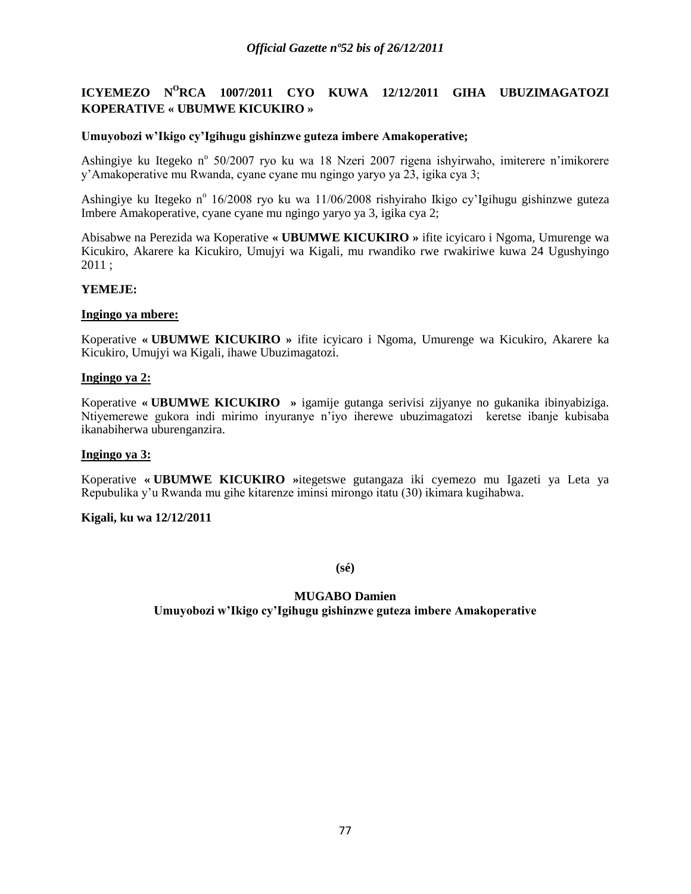## ICYEMEZO N[O]RCA 1007/2011 CYO KUWA 12/12/2011 GIHA UBUZIMAGATOZI KOPERATIVE « UBUMWE KICUKIRO »

**Umuyobozi w'Ikigo cy'Igihugu gishinzwe guteza imbere Amakoperative;**

Ashingiye ku Itegeko n° 50/2007 ryo ku wa 18 Nzeri 2007 rigena ishyirwaho, imiterere n'imikorere y'Amakoperative mu Rwanda, cyane cyane mu ngingo yaryo ya 23, igika cya 3;

Ashingiye ku Itegeko n° 16/2008 ryo ku wa 11/06/2008 rishyiraho Ikigo cy'Igihugu gishinzwe guteza Imbere Amakoperative, cyane cyane mu ngingo yaryo ya 3, igika cya 2;

Abisabwe na Perezida wa Koperative **« UBUMWE KICUKIRO »** ifite icyicaro i Ngoma, Umurenge wa Kicukiro, Akarere ka Kicukiro, Umujyi wa Kigali, mu rwandiko rwe rwakiriwe kuwa 24 Ugushyingo 2011 ;

**YEMEJE:**

**Ingingo ya mbere:**

Koperative **« UBUMWE KICUKIRO »** ifite icyicaro i Ngoma, Umurenge wa Kicukiro, Akarere ka Kicukiro, Umujyi wa Kigali, ihawe Ubuzimagatozi.

**Ingingo ya 2:**

Koperative **« UBUMWE KICUKIRO »** igamije gutanga serivisi zijyanye no gukanika ibinyabiziga. Ntiyemerewe gukora indi mirimo inyuranye n'iyo iherewe ubuzimagatozi keretse ibanje kubisaba ikanabiherwa uburenganzira.

**Ingingo ya 3:**

Koperative **« UBUMWE KICUKIRO »**itegetswe gutangaza iki cyemezo mu Igazeti ya Leta ya Repubulika y'u Rwanda mu gihe kitarenze iminsi mirongo itatu (30) ikimara kugihabwa.

**Kigali, ku wa 12/12/2011**

**(sé)**

**MUGABO Damien**
**Umuyobozi w'Ikigo cy'Igihugu gishinzwe guteza imbere Amakoperative**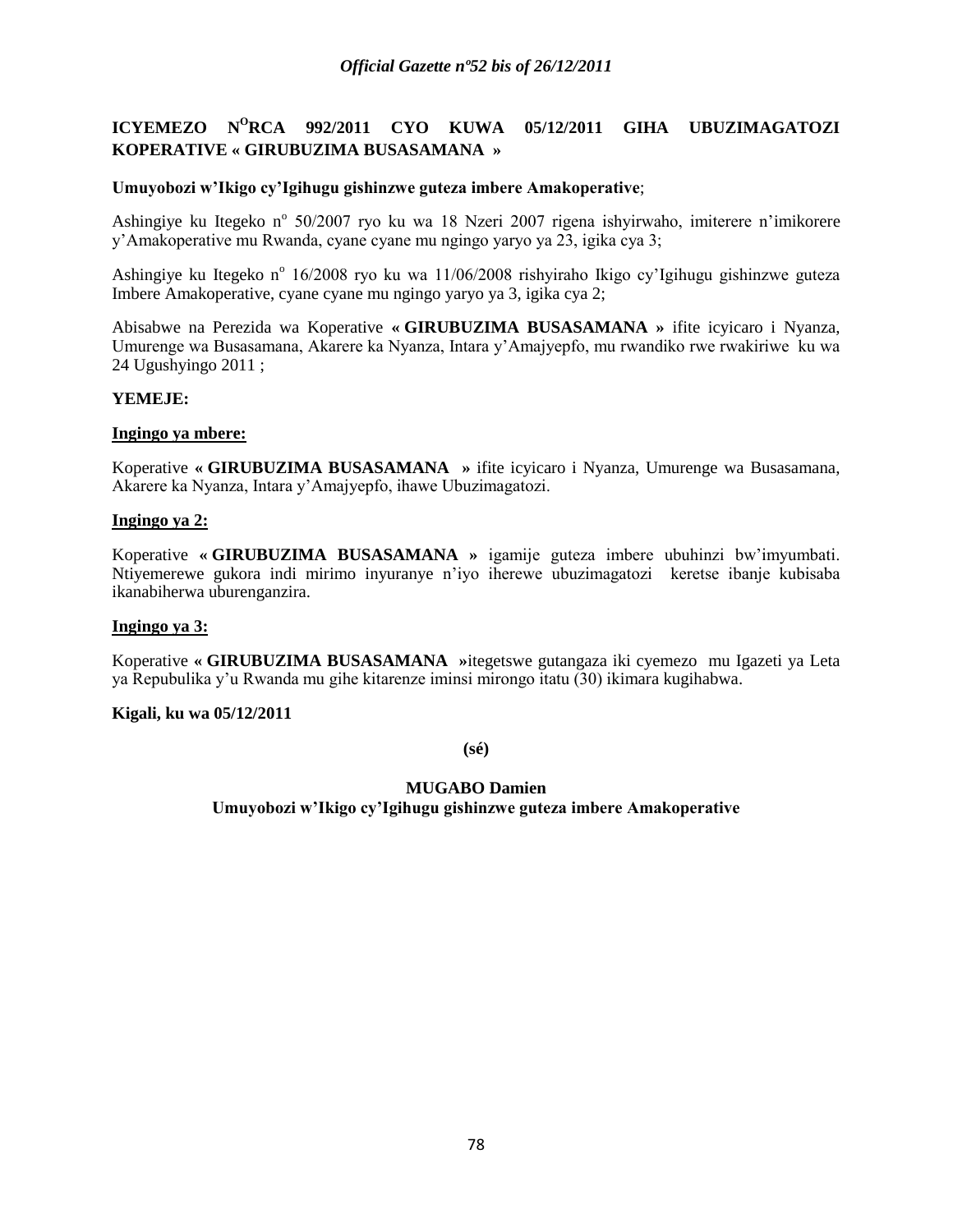# ICYEMEZO N$^{O}$RCA 992/2011 CYO KUWA 05/12/2011 GIHA UBUZIMAGATOZI KOPERATIVE « GIRUBUZIMA BUSASAMANA »

**Umuyobozi w'Ikigo cy'Igihugu gishinzwe guteza imbere Amakoperative**;

Ashingiye ku Itegeko n$^{o}$ 50/2007 ryo ku wa 18 Nzeri 2007 rigena ishyirwaho, imiterere n'imikorere y'Amakoperative mu Rwanda, cyane cyane mu ngingo yaryo ya 23, igika cya 3;

Ashingiye ku Itegeko n$^{o}$ 16/2008 ryo ku wa 11/06/2008 rishyiraho Ikigo cy'Igihugu gishinzwe guteza Imbere Amakoperative, cyane cyane mu ngingo yaryo ya 3, igika cya 2;

Abisabwe na Perezida wa Koperative **« GIRUBUZIMA BUSASAMANA »** ifite icyicaro i Nyanza, Umurenge wa Busasamana, Akarere ka Nyanza, Intara y'Amajyepfo, mu rwandiko rwe rwakiriwe ku wa 24 Ugushyingo 2011 ;

**YEMEJE:**

**Ingingo ya mbere:**

Koperative **« GIRUBUZIMA BUSASAMANA »** ifite icyicaro i Nyanza, Umurenge wa Busasamana, Akarere ka Nyanza, Intara y'Amajyepfo, ihawe Ubuzimagatozi.

**Ingingo ya 2:**

Koperative **« GIRUBUZIMA BUSASAMANA »** igamije guteza imbere ubuhinzi bw'imyumbati. Ntiyemerewe gukora indi mirimo inyuranye n'iyo iherewe ubuzimagatozi keretse ibanje kubisaba ikanabiherwa uburenganzira.

**Ingingo ya 3:**

Koperative **« GIRUBUZIMA BUSASAMANA »**itegetswe gutangaza iki cyemezo mu Igazeti ya Leta ya Repubulika y'u Rwanda mu gihe kitarenze iminsi mirongo itatu (30) ikimara kugihabwa.

**Kigali, ku wa 05/12/2011**

**(sé)**

**MUGABO Damien**
**Umuyobozi w'Ikigo cy'Igihugu gishinzwe guteza imbere Amakoperative**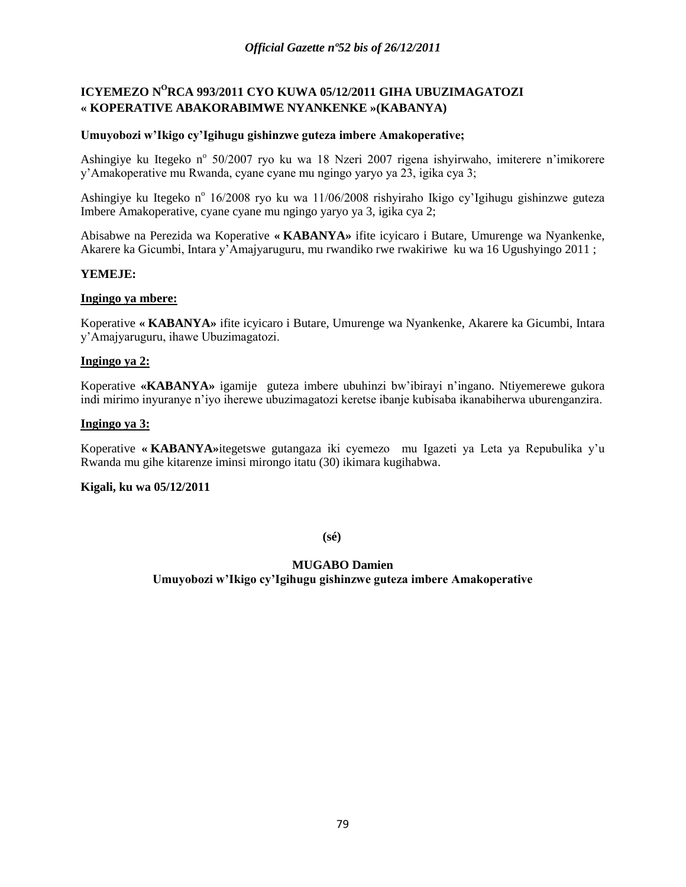# ICYEMEZO N$^{O}$RCA 993/2011 CYO KUWA 05/12/2011 GIHA UBUZIMAGATOZI « KOPERATIVE ABAKORABIMWE NYANKENKE »(KABANYA)

**Umuyobozi w'Ikigo cy'Igihugu gishinzwe guteza imbere Amakoperative;**

Ashingiye ku Itegeko n$^{o}$ 50/2007 ryo ku wa 18 Nzeri 2007 rigena ishyirwaho, imiterere n'imikorere y'Amakoperative mu Rwanda, cyane cyane mu ngingo yaryo ya 23, igika cya 3;

Ashingiye ku Itegeko n$^{o}$ 16/2008 ryo ku wa 11/06/2008 rishyiraho Ikigo cy'Igihugu gishinzwe guteza Imbere Amakoperative, cyane cyane mu ngingo yaryo ya 3, igika cya 2;

Abisabwe na Perezida wa Koperative **« KABANYA»** ifite icyicaro i Butare, Umurenge wa Nyankenke, Akarere ka Gicumbi, Intara y'Amajyaruguru, mu rwandiko rwe rwakiriwe ku wa 16 Ugushyingo 2011 ;

**YEMEJE:**

**Ingingo ya mbere:**

Koperative **« KABANYA»** ifite icyicaro i Butare, Umurenge wa Nyankenke, Akarere ka Gicumbi, Intara y'Amajyaruguru, ihawe Ubuzimagatozi.

**Ingingo ya 2:**

Koperative **«KABANYA»** igamije guteza imbere ubuhinzi bw'ibirayi n'ingano. Ntiyemerewe gukora indi mirimo inyuranye n'iyo iherewe ubuzimagatozi keretse ibanje kubisaba ikanabiherwa uburenganzira.

**Ingingo ya 3:**

Koperative **« KABANYA»**itegetswe gutangaza iki cyemezo mu Igazeti ya Leta ya Repubulika y'u Rwanda mu gihe kitarenze iminsi mirongo itatu (30) ikimara kugihabwa.

**Kigali, ku wa 05/12/2011**

**(sé)**

**MUGABO Damien**
**Umuyobozi w'Ikigo cy'Igihugu gishinzwe guteza imbere Amakoperative**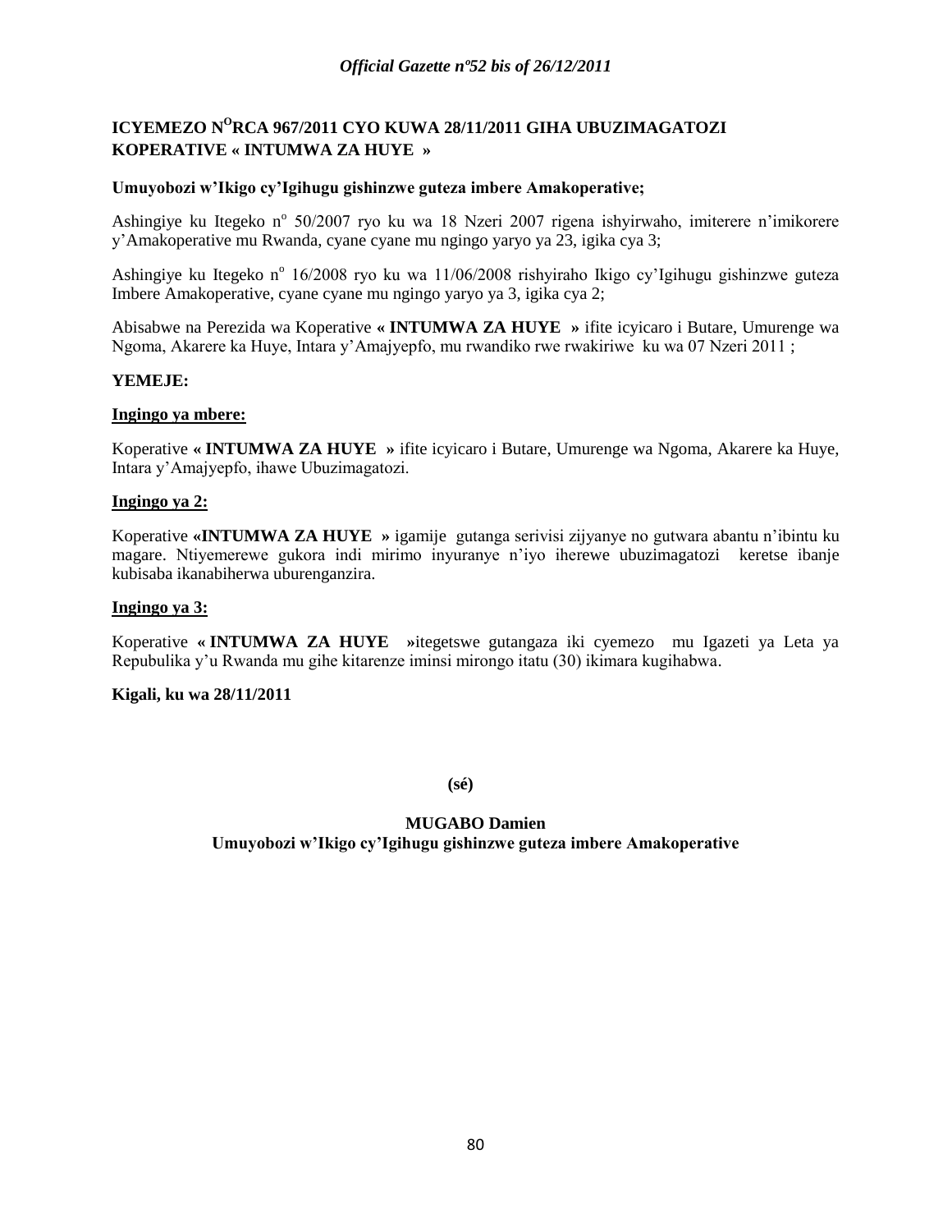**ICYEMEZO N$^{O}$RCA 967/2011 CYO KUWA 28/11/2011 GIHA UBUZIMAGATOZI KOPERATIVE « INTUMWA ZA HUYE »**

**Umuyobozi w'Ikigo cy'Igihugu gishinzwe guteza imbere Amakoperative;**

Ashingiye ku Itegeko n$^{o}$ 50/2007 ryo ku wa 18 Nzeri 2007 rigena ishyirwaho, imiterere n'imikorere y'Amakoperative mu Rwanda, cyane cyane mu ngingo yaryo ya 23, igika cya 3;

Ashingiye ku Itegeko n$^{o}$ 16/2008 ryo ku wa 11/06/2008 rishyiraho Ikigo cy'Igihugu gishinzwe guteza Imbere Amakoperative, cyane cyane mu ngingo yaryo ya 3, igika cya 2;

Abisabwe na Perezida wa Koperative **« INTUMWA ZA HUYE »** ifite icyicaro i Butare, Umurenge wa Ngoma, Akarere ka Huye, Intara y'Amajyepfo, mu rwandiko rwe rwakiriwe ku wa 07 Nzeri 2011 ;

**YEMEJE:**

**Ingingo ya mbere:**

Koperative **« INTUMWA ZA HUYE »** ifite icyicaro i Butare, Umurenge wa Ngoma, Akarere ka Huye, Intara y'Amajyepfo, ihawe Ubuzimagatozi.

**Ingingo ya 2:**

Koperative **«INTUMWA ZA HUYE »** igamije gutanga serivisi zijyanye no gutwara abantu n'ibintu ku magare. Ntiyemerewe gukora indi mirimo inyuranye n'iyo iherewe ubuzimagatozi keretse ibanje kubisaba ikanabiherwa uburenganzira.

**Ingingo ya 3:**

Koperative **« INTUMWA ZA HUYE »**itegetswe gutangaza iki cyemezo mu Igazeti ya Leta ya Repubulika y'u Rwanda mu gihe kitarenze iminsi mirongo itatu (30) ikimara kugihabwa.

**Kigali, ku wa 28/11/2011**

**(sé)**

**MUGABO Damien**

**Umuyobozi w'Ikigo cy'Igihugu gishinzwe guteza imbere Amakoperative**